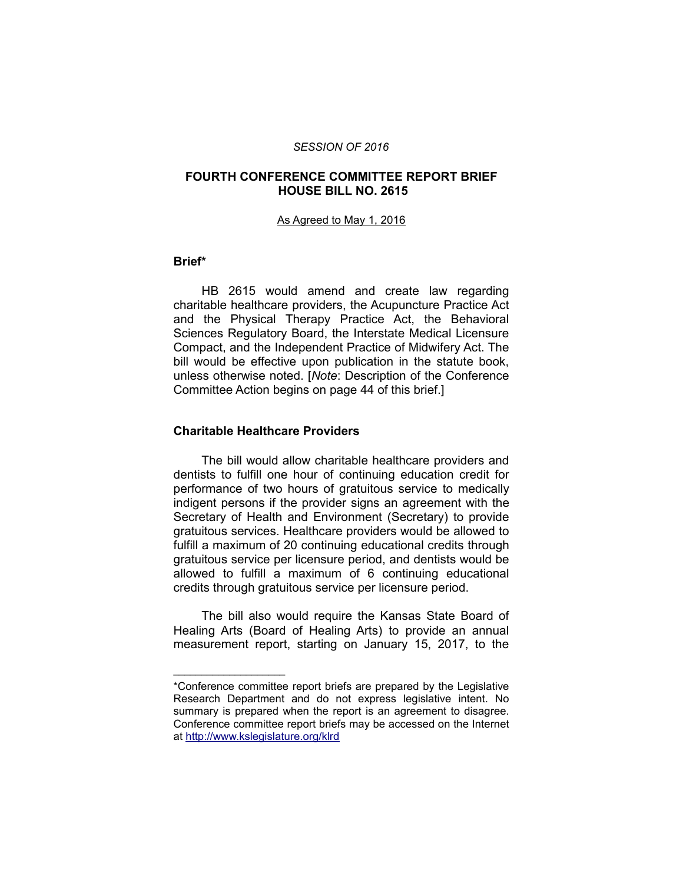*SESSION OF 2016*

# FOURTH CONFERENCE COMMITTEE REPORT BRIEF HOUSE BILL NO. 2615

As Agreed to May 1, 2016

## Brief*

HB 2615 would amend and create law regarding charitable healthcare providers, the Acupuncture Practice Act and the Physical Therapy Practice Act, the Behavioral Sciences Regulatory Board, the Interstate Medical Licensure Compact, and the Independent Practice of Midwifery Act. The bill would be effective upon publication in the statute book, unless otherwise noted. [*Note*: Description of the Conference Committee Action begins on page 44 of this brief.]

## Charitable Healthcare Providers

The bill would allow charitable healthcare providers and dentists to fulfill one hour of continuing education credit for performance of two hours of gratuitous service to medically indigent persons if the provider signs an agreement with the Secretary of Health and Environment (Secretary) to provide gratuitous services. Healthcare providers would be allowed to fulfill a maximum of 20 continuing educational credits through gratuitous service per licensure period, and dentists would be allowed to fulfill a maximum of 6 continuing educational credits through gratuitous service per licensure period.

The bill also would require the Kansas State Board of Healing Arts (Board of Healing Arts) to provide an annual measurement report, starting on January 15, 2017, to the

---

*Conference committee report briefs are prepared by the Legislative Research Department and do not express legislative intent. No summary is prepared when the report is an agreement to disagree. Conference committee report briefs may be accessed on the Internet at http://www.kslegislature.org/klrd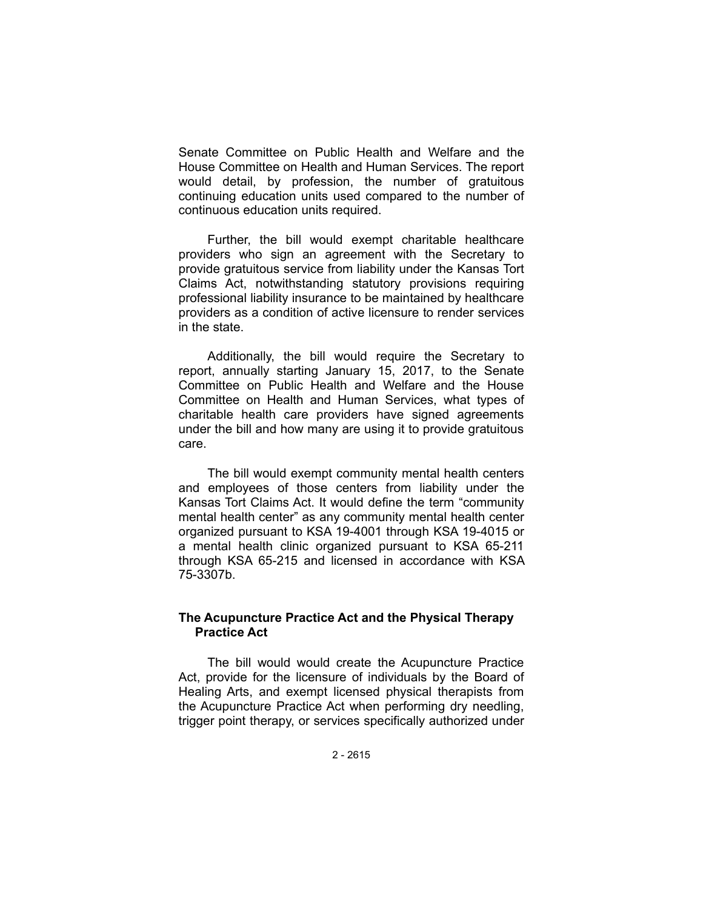Senate Committee on Public Health and Welfare and the House Committee on Health and Human Services. The report would detail, by profession, the number of gratuitous continuing education units used compared to the number of continuous education units required.

Further, the bill would exempt charitable healthcare providers who sign an agreement with the Secretary to provide gratuitous service from liability under the Kansas Tort Claims Act, notwithstanding statutory provisions requiring professional liability insurance to be maintained by healthcare providers as a condition of active licensure to render services in the state.

Additionally, the bill would require the Secretary to report, annually starting January 15, 2017, to the Senate Committee on Public Health and Welfare and the House Committee on Health and Human Services, what types of charitable health care providers have signed agreements under the bill and how many are using it to provide gratuitous care.

The bill would exempt community mental health centers and employees of those centers from liability under the Kansas Tort Claims Act. It would define the term "community mental health center" as any community mental health center organized pursuant to KSA 19-4001 through KSA 19-4015 or a mental health clinic organized pursuant to KSA 65-211 through KSA 65-215 and licensed in accordance with KSA 75-3307b.

### The Acupuncture Practice Act and the Physical Therapy Practice Act

The bill would would create the Acupuncture Practice Act, provide for the licensure of individuals by the Board of Healing Arts, and exempt licensed physical therapists from the Acupuncture Practice Act when performing dry needling, trigger point therapy, or services specifically authorized under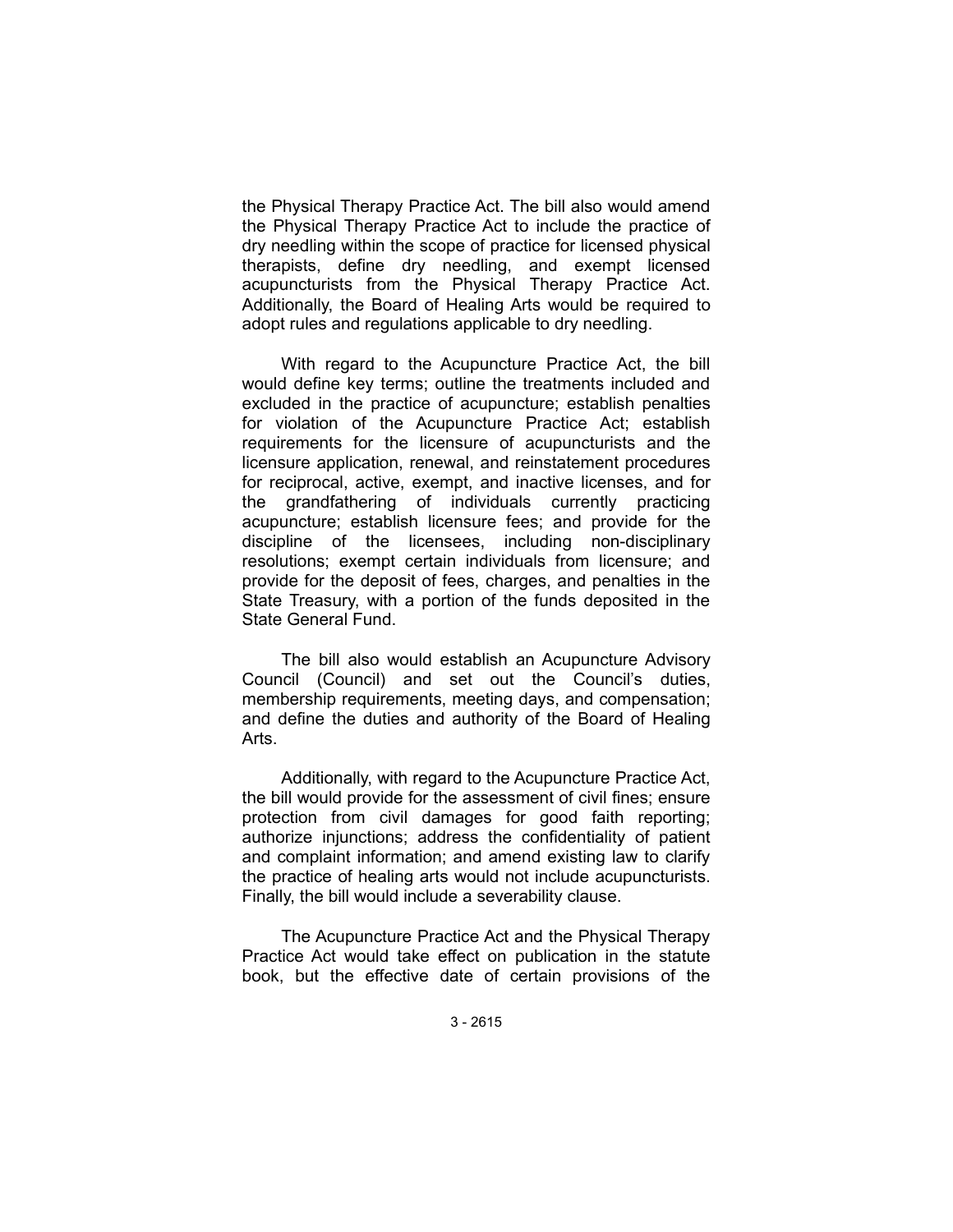the Physical Therapy Practice Act. The bill also would amend the Physical Therapy Practice Act to include the practice of dry needling within the scope of practice for licensed physical therapists, define dry needling, and exempt licensed acupuncturists from the Physical Therapy Practice Act. Additionally, the Board of Healing Arts would be required to adopt rules and regulations applicable to dry needling.

With regard to the Acupuncture Practice Act, the bill would define key terms; outline the treatments included and excluded in the practice of acupuncture; establish penalties for violation of the Acupuncture Practice Act; establish requirements for the licensure of acupuncturists and the licensure application, renewal, and reinstatement procedures for reciprocal, active, exempt, and inactive licenses, and for the grandfathering of individuals currently practicing acupuncture; establish licensure fees; and provide for the discipline of the licensees, including non-disciplinary resolutions; exempt certain individuals from licensure; and provide for the deposit of fees, charges, and penalties in the State Treasury, with a portion of the funds deposited in the State General Fund.

The bill also would establish an Acupuncture Advisory Council (Council) and set out the Council's duties, membership requirements, meeting days, and compensation; and define the duties and authority of the Board of Healing Arts.

Additionally, with regard to the Acupuncture Practice Act, the bill would provide for the assessment of civil fines; ensure protection from civil damages for good faith reporting; authorize injunctions; address the confidentiality of patient and complaint information; and amend existing law to clarify the practice of healing arts would not include acupuncturists. Finally, the bill would include a severability clause.

The Acupuncture Practice Act and the Physical Therapy Practice Act would take effect on publication in the statute book, but the effective date of certain provisions of the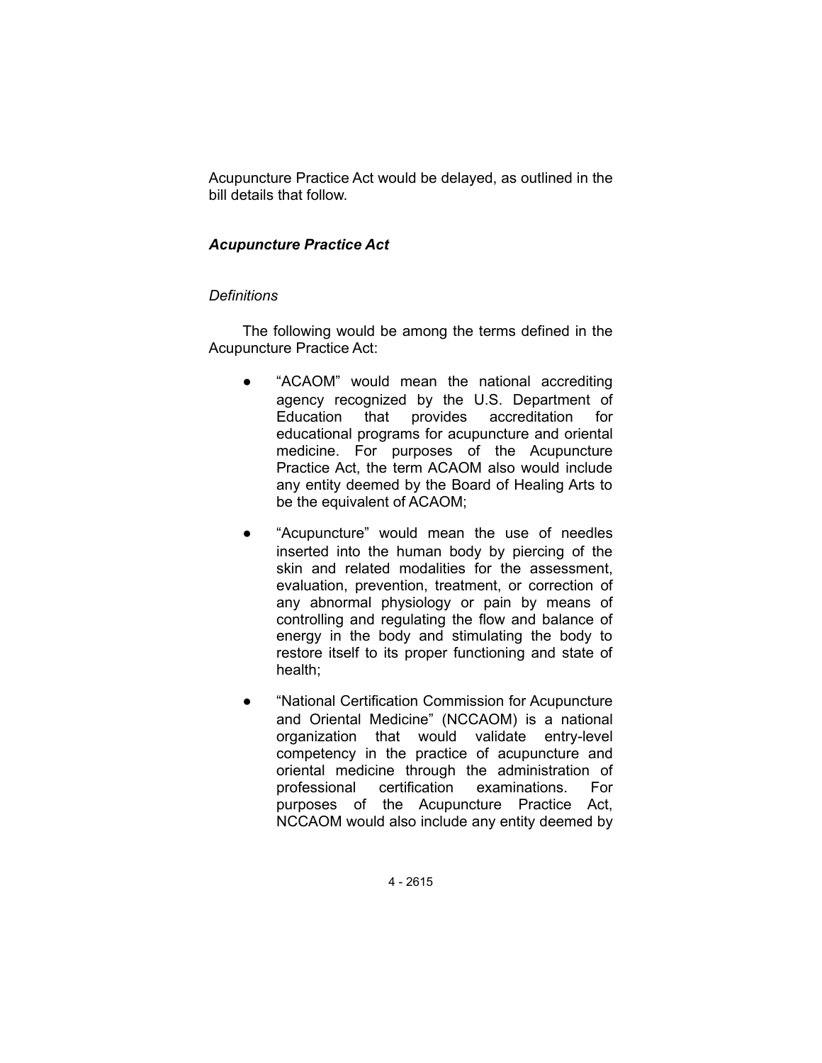Acupuncture Practice Act would be delayed, as outlined in the bill details that follow.

### *Acupuncture Practice Act*

*Definitions*

The following would be among the terms defined in the Acupuncture Practice Act:

- "ACAOM" would mean the national accrediting agency recognized by the U.S. Department of Education that provides accreditation for educational programs for acupuncture and oriental medicine. For purposes of the Acupuncture Practice Act, the term ACAOM also would include any entity deemed by the Board of Healing Arts to be the equivalent of ACAOM;
- "Acupuncture" would mean the use of needles inserted into the human body by piercing of the skin and related modalities for the assessment, evaluation, prevention, treatment, or correction of any abnormal physiology or pain by means of controlling and regulating the flow and balance of energy in the body and stimulating the body to restore itself to its proper functioning and state of health;
- "National Certification Commission for Acupuncture and Oriental Medicine" (NCCAOM) is a national organization that would validate entry-level competency in the practice of acupuncture and oriental medicine through the administration of professional certification examinations. For purposes of the Acupuncture Practice Act, NCCAOM would also include any entity deemed by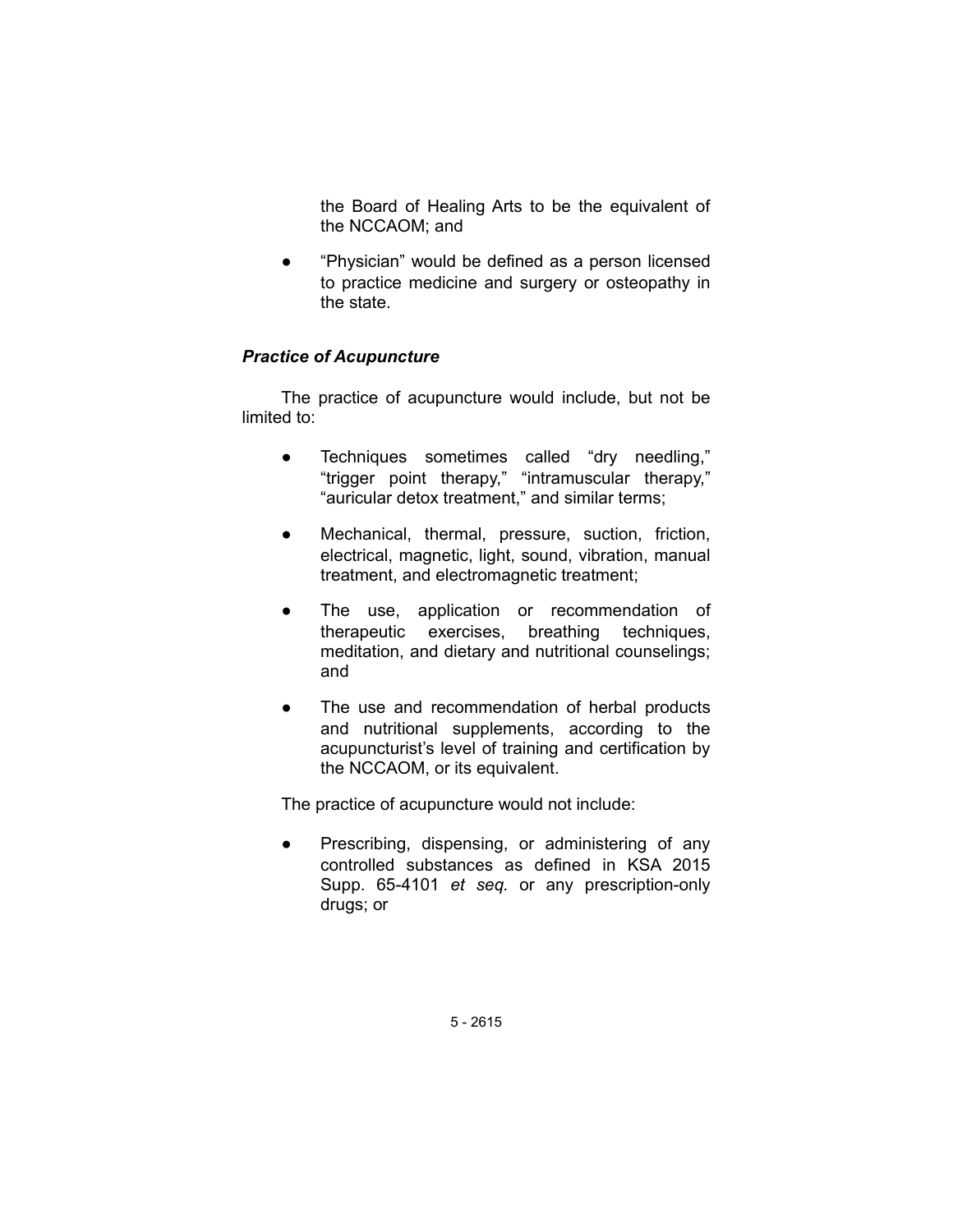the Board of Healing Arts to be the equivalent of the NCCAOM; and

- "Physician" would be defined as a person licensed to practice medicine and surgery or osteopathy in the state.

### *Practice of Acupuncture*

The practice of acupuncture would include, but not be limited to:

- Techniques sometimes called "dry needling," "trigger point therapy," "intramuscular therapy," "auricular detox treatment," and similar terms;
- Mechanical, thermal, pressure, suction, friction, electrical, magnetic, light, sound, vibration, manual treatment, and electromagnetic treatment;
- The use, application or recommendation of therapeutic exercises, breathing techniques, meditation, and dietary and nutritional counselings; and
- The use and recommendation of herbal products and nutritional supplements, according to the acupuncturist's level of training and certification by the NCCAOM, or its equivalent.

The practice of acupuncture would not include:

- Prescribing, dispensing, or administering of any controlled substances as defined in KSA 2015 Supp. 65-4101 *et seq.* or any prescription-only drugs; or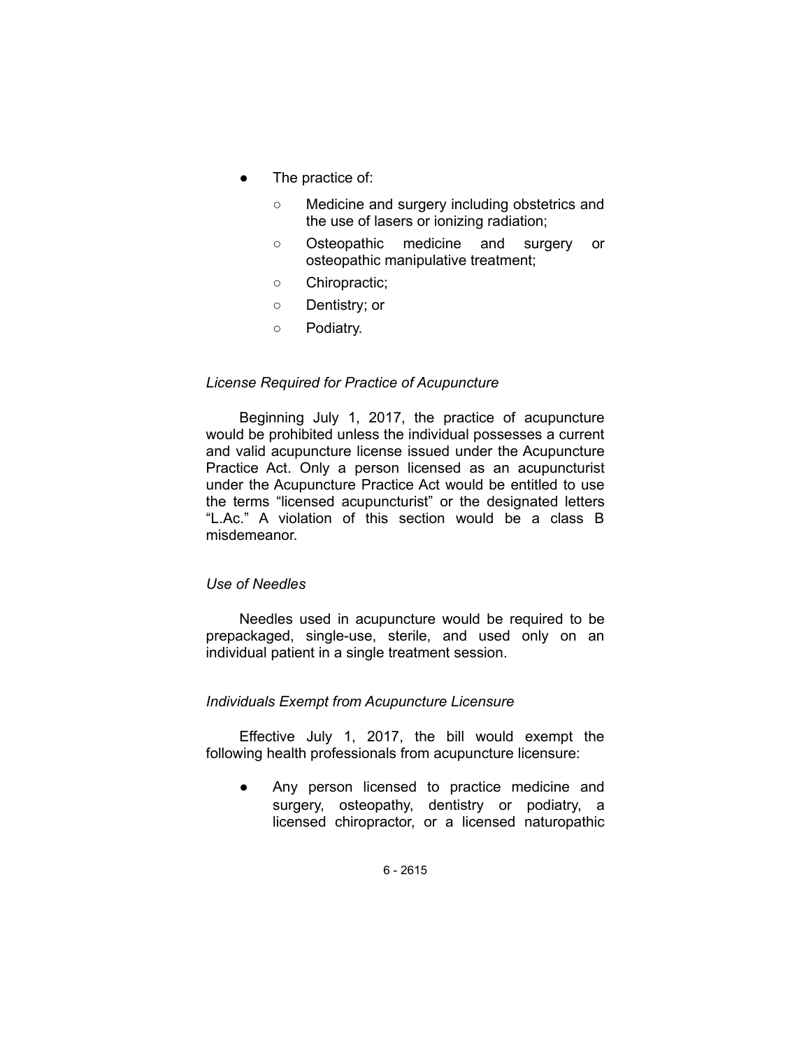- The practice of:
    - Medicine and surgery including obstetrics and the use of lasers or ionizing radiation;
    - Osteopathic medicine and surgery or osteopathic manipulative treatment;
    - Chiropractic;
    - Dentistry; or
    - Podiatry.

*License Required for Practice of Acupuncture*

Beginning July 1, 2017, the practice of acupuncture would be prohibited unless the individual possesses a current and valid acupuncture license issued under the Acupuncture Practice Act. Only a person licensed as an acupuncturist under the Acupuncture Practice Act would be entitled to use the terms "licensed acupuncturist" or the designated letters "L.Ac." A violation of this section would be a class B misdemeanor.

*Use of Needles*

Needles used in acupuncture would be required to be prepackaged, single-use, sterile, and used only on an individual patient in a single treatment session.

*Individuals Exempt from Acupuncture Licensure*

Effective July 1, 2017, the bill would exempt the following health professionals from acupuncture licensure:

- Any person licensed to practice medicine and surgery, osteopathy, dentistry or podiatry, a licensed chiropractor, or a licensed naturopathic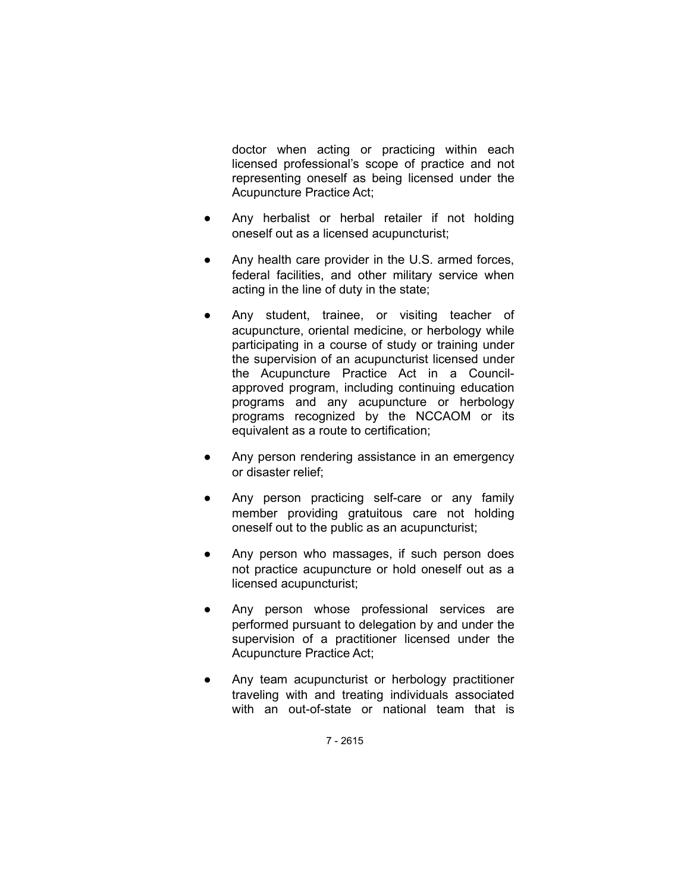doctor when acting or practicing within each licensed professional's scope of practice and not representing oneself as being licensed under the Acupuncture Practice Act;

- Any herbalist or herbal retailer if not holding oneself out as a licensed acupuncturist;
- Any health care provider in the U.S. armed forces, federal facilities, and other military service when acting in the line of duty in the state;
- Any student, trainee, or visiting teacher of acupuncture, oriental medicine, or herbology while participating in a course of study or training under the supervision of an acupuncturist licensed under the Acupuncture Practice Act in a Council-approved program, including continuing education programs and any acupuncture or herbology programs recognized by the NCCAOM or its equivalent as a route to certification;
- Any person rendering assistance in an emergency or disaster relief;
- Any person practicing self-care or any family member providing gratuitous care not holding oneself out to the public as an acupuncturist;
- Any person who massages, if such person does not practice acupuncture or hold oneself out as a licensed acupuncturist;
- Any person whose professional services are performed pursuant to delegation by and under the supervision of a practitioner licensed under the Acupuncture Practice Act;
- Any team acupuncturist or herbology practitioner traveling with and treating individuals associated with an out-of-state or national team that is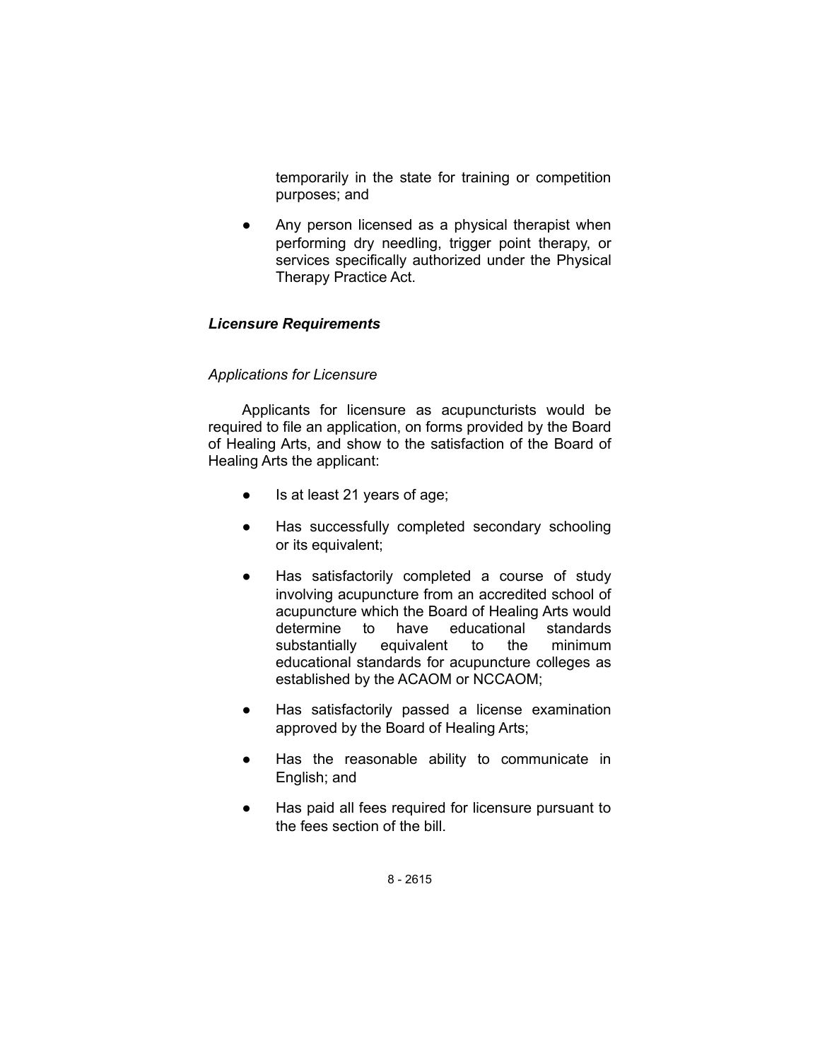temporarily in the state for training or competition purposes; and

- Any person licensed as a physical therapist when performing dry needling, trigger point therapy, or services specifically authorized under the Physical Therapy Practice Act.

### *Licensure Requirements*

#### *Applications for Licensure*

Applicants for licensure as acupuncturists would be required to file an application, on forms provided by the Board of Healing Arts, and show to the satisfaction of the Board of Healing Arts the applicant:

- Is at least 21 years of age;
- Has successfully completed secondary schooling or its equivalent;
- Has satisfactorily completed a course of study involving acupuncture from an accredited school of acupuncture which the Board of Healing Arts would determine to have educational standards substantially equivalent to the minimum educational standards for acupuncture colleges as established by the ACAOM or NCCAOM;
- Has satisfactorily passed a license examination approved by the Board of Healing Arts;
- Has the reasonable ability to communicate in English; and
- Has paid all fees required for licensure pursuant to the fees section of the bill.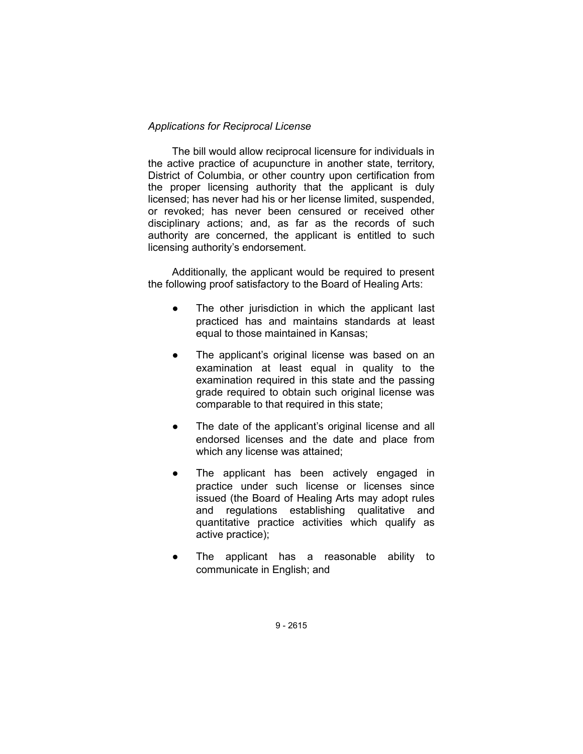*Applications for Reciprocal License*

The bill would allow reciprocal licensure for individuals in the active practice of acupuncture in another state, territory, District of Columbia, or other country upon certification from the proper licensing authority that the applicant is duly licensed; has never had his or her license limited, suspended, or revoked; has never been censured or received other disciplinary actions; and, as far as the records of such authority are concerned, the applicant is entitled to such licensing authority's endorsement.

Additionally, the applicant would be required to present the following proof satisfactory to the Board of Healing Arts:

- The other jurisdiction in which the applicant last practiced has and maintains standards at least equal to those maintained in Kansas;
- The applicant's original license was based on an examination at least equal in quality to the examination required in this state and the passing grade required to obtain such original license was comparable to that required in this state;
- The date of the applicant's original license and all endorsed licenses and the date and place from which any license was attained;
- The applicant has been actively engaged in practice under such license or licenses since issued (the Board of Healing Arts may adopt rules and regulations establishing qualitative and quantitative practice activities which qualify as active practice);
- The applicant has a reasonable ability to communicate in English; and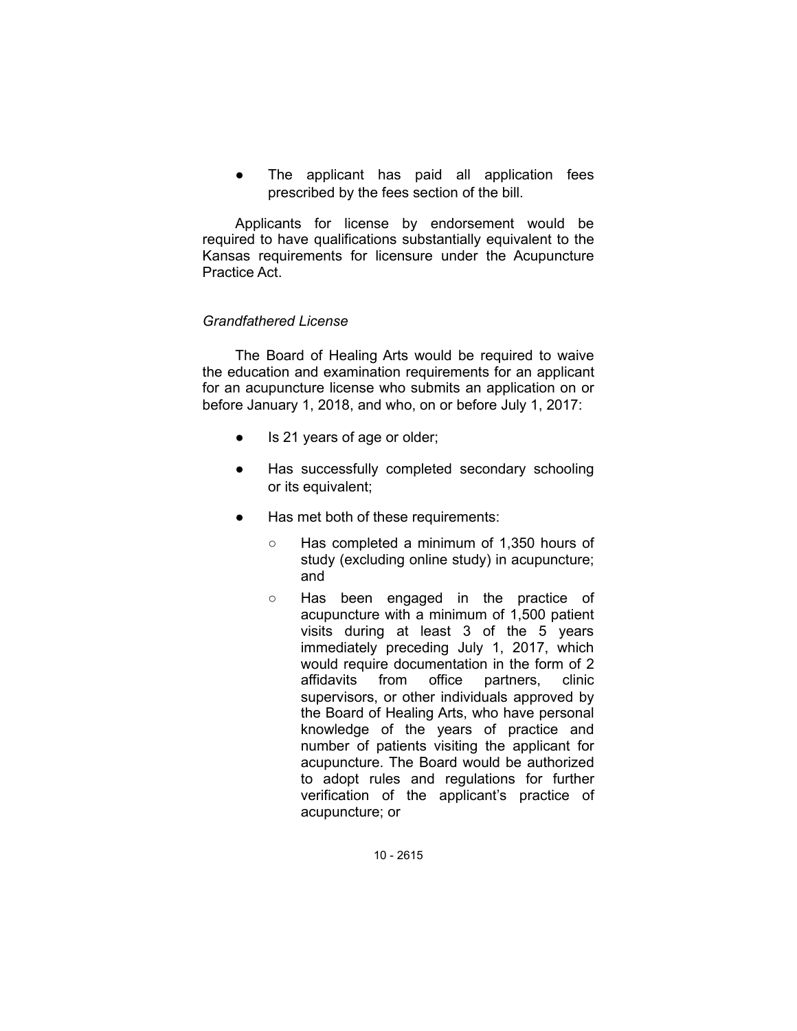- The applicant has paid all application fees prescribed by the fees section of the bill.

Applicants for license by endorsement would be required to have qualifications substantially equivalent to the Kansas requirements for licensure under the Acupuncture Practice Act.

*Grandfathered License*

The Board of Healing Arts would be required to waive the education and examination requirements for an applicant for an acupuncture license who submits an application on or before January 1, 2018, and who, on or before July 1, 2017:

- Is 21 years of age or older;
- Has successfully completed secondary schooling or its equivalent;
- Has met both of these requirements:
  - Has completed a minimum of 1,350 hours of study (excluding online study) in acupuncture; and
  - Has been engaged in the practice of acupuncture with a minimum of 1,500 patient visits during at least 3 of the 5 years immediately preceding July 1, 2017, which would require documentation in the form of 2 affidavits from office partners, clinic supervisors, or other individuals approved by the Board of Healing Arts, who have personal knowledge of the years of practice and number of patients visiting the applicant for acupuncture. The Board would be authorized to adopt rules and regulations for further verification of the applicant's practice of acupuncture; or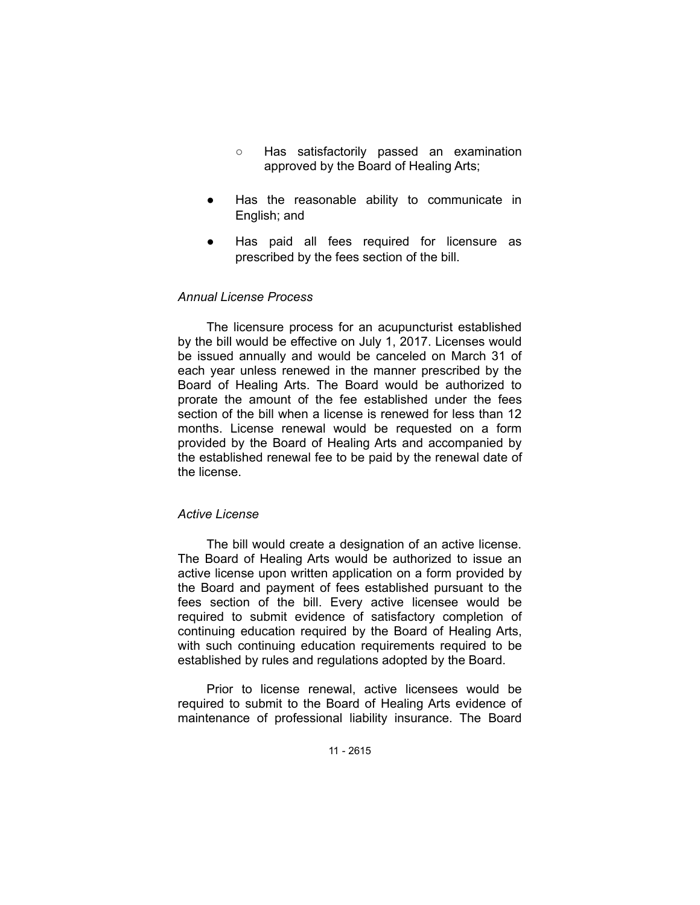- Has satisfactorily passed an examination approved by the Board of Healing Arts;

- Has the reasonable ability to communicate in English; and

- Has paid all fees required for licensure as prescribed by the fees section of the bill.

*Annual License Process*

The licensure process for an acupuncturist established by the bill would be effective on July 1, 2017. Licenses would be issued annually and would be canceled on March 31 of each year unless renewed in the manner prescribed by the Board of Healing Arts. The Board would be authorized to prorate the amount of the fee established under the fees section of the bill when a license is renewed for less than 12 months. License renewal would be requested on a form provided by the Board of Healing Arts and accompanied by the established renewal fee to be paid by the renewal date of the license.

*Active License*

The bill would create a designation of an active license. The Board of Healing Arts would be authorized to issue an active license upon written application on a form provided by the Board and payment of fees established pursuant to the fees section of the bill. Every active licensee would be required to submit evidence of satisfactory completion of continuing education required by the Board of Healing Arts, with such continuing education requirements required to be established by rules and regulations adopted by the Board.

Prior to license renewal, active licensees would be required to submit to the Board of Healing Arts evidence of maintenance of professional liability insurance. The Board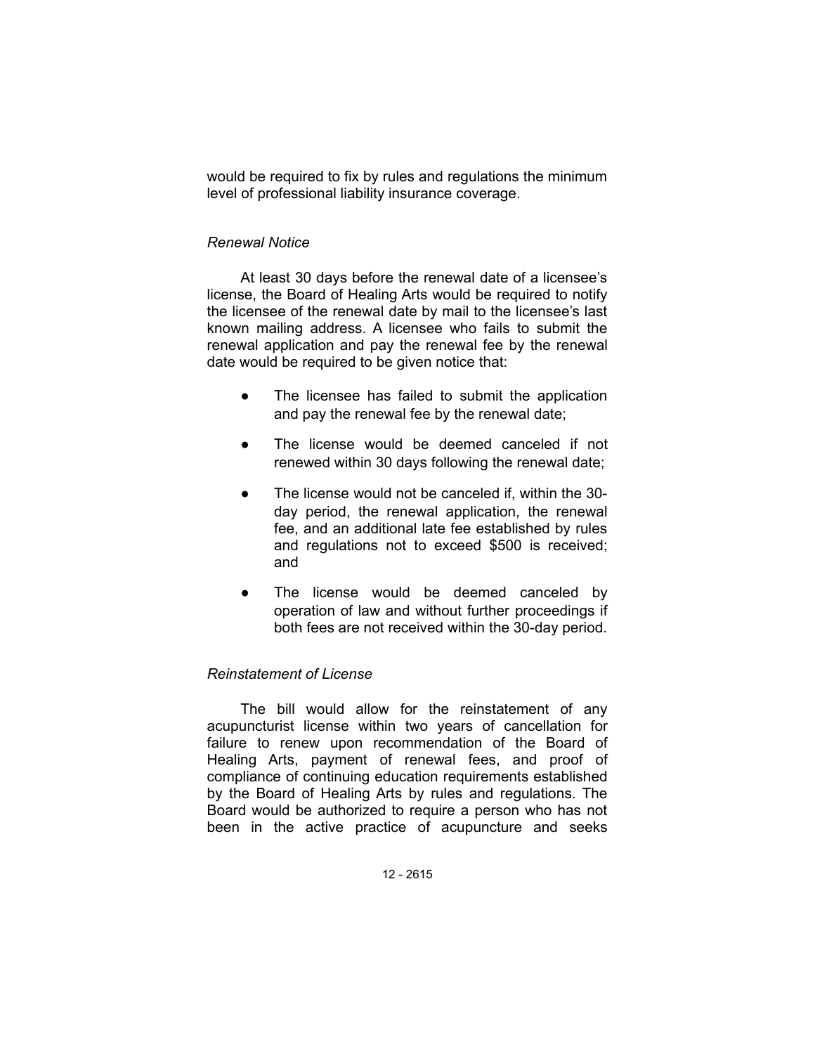would be required to fix by rules and regulations the minimum level of professional liability insurance coverage.

*Renewal Notice*

At least 30 days before the renewal date of a licensee's license, the Board of Healing Arts would be required to notify the licensee of the renewal date by mail to the licensee's last known mailing address. A licensee who fails to submit the renewal application and pay the renewal fee by the renewal date would be required to be given notice that:

- The licensee has failed to submit the application and pay the renewal fee by the renewal date;
- The license would be deemed canceled if not renewed within 30 days following the renewal date;
- The license would not be canceled if, within the 30-day period, the renewal application, the renewal fee, and an additional late fee established by rules and regulations not to exceed $500 is received; and
- The license would be deemed canceled by operation of law and without further proceedings if both fees are not received within the 30-day period.

*Reinstatement of License*

The bill would allow for the reinstatement of any acupuncturist license within two years of cancellation for failure to renew upon recommendation of the Board of Healing Arts, payment of renewal fees, and proof of compliance of continuing education requirements established by the Board of Healing Arts by rules and regulations. The Board would be authorized to require a person who has not been in the active practice of acupuncture and seeks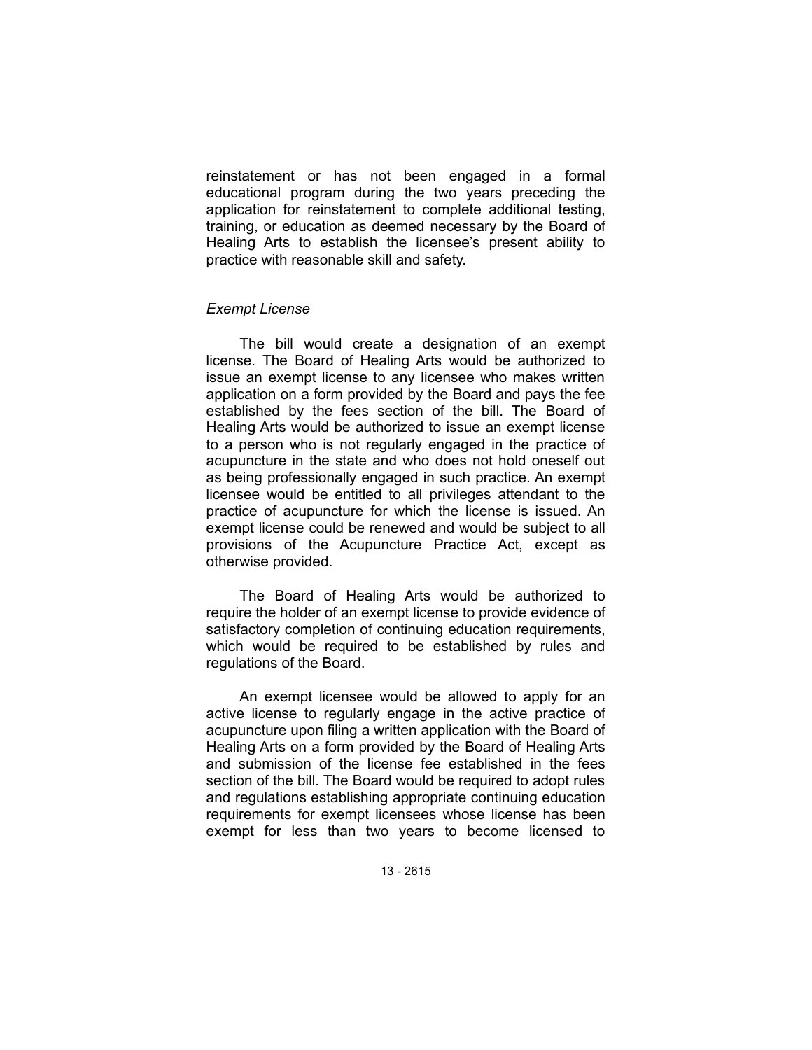reinstatement or has not been engaged in a formal educational program during the two years preceding the application for reinstatement to complete additional testing, training, or education as deemed necessary by the Board of Healing Arts to establish the licensee's present ability to practice with reasonable skill and safety.

*Exempt License*

The bill would create a designation of an exempt license. The Board of Healing Arts would be authorized to issue an exempt license to any licensee who makes written application on a form provided by the Board and pays the fee established by the fees section of the bill. The Board of Healing Arts would be authorized to issue an exempt license to a person who is not regularly engaged in the practice of acupuncture in the state and who does not hold oneself out as being professionally engaged in such practice. An exempt licensee would be entitled to all privileges attendant to the practice of acupuncture for which the license is issued. An exempt license could be renewed and would be subject to all provisions of the Acupuncture Practice Act, except as otherwise provided.

The Board of Healing Arts would be authorized to require the holder of an exempt license to provide evidence of satisfactory completion of continuing education requirements, which would be required to be established by rules and regulations of the Board.

An exempt licensee would be allowed to apply for an active license to regularly engage in the active practice of acupuncture upon filing a written application with the Board of Healing Arts on a form provided by the Board of Healing Arts and submission of the license fee established in the fees section of the bill. The Board would be required to adopt rules and regulations establishing appropriate continuing education requirements for exempt licensees whose license has been exempt for less than two years to become licensed to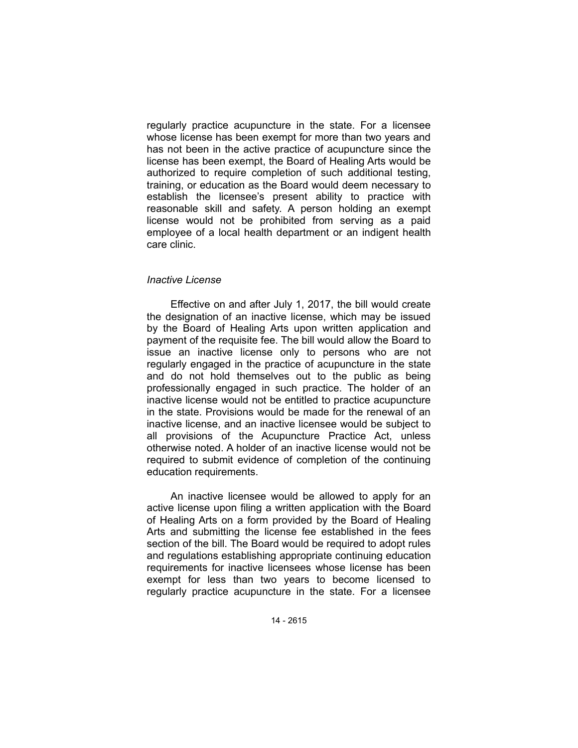regularly practice acupuncture in the state. For a licensee whose license has been exempt for more than two years and has not been in the active practice of acupuncture since the license has been exempt, the Board of Healing Arts would be authorized to require completion of such additional testing, training, or education as the Board would deem necessary to establish the licensee's present ability to practice with reasonable skill and safety. A person holding an exempt license would not be prohibited from serving as a paid employee of a local health department or an indigent health care clinic.

*Inactive License*

Effective on and after July 1, 2017, the bill would create the designation of an inactive license, which may be issued by the Board of Healing Arts upon written application and payment of the requisite fee. The bill would allow the Board to issue an inactive license only to persons who are not regularly engaged in the practice of acupuncture in the state and do not hold themselves out to the public as being professionally engaged in such practice. The holder of an inactive license would not be entitled to practice acupuncture in the state. Provisions would be made for the renewal of an inactive license, and an inactive licensee would be subject to all provisions of the Acupuncture Practice Act, unless otherwise noted. A holder of an inactive license would not be required to submit evidence of completion of the continuing education requirements.

An inactive licensee would be allowed to apply for an active license upon filing a written application with the Board of Healing Arts on a form provided by the Board of Healing Arts and submitting the license fee established in the fees section of the bill. The Board would be required to adopt rules and regulations establishing appropriate continuing education requirements for inactive licensees whose license has been exempt for less than two years to become licensed to regularly practice acupuncture in the state. For a licensee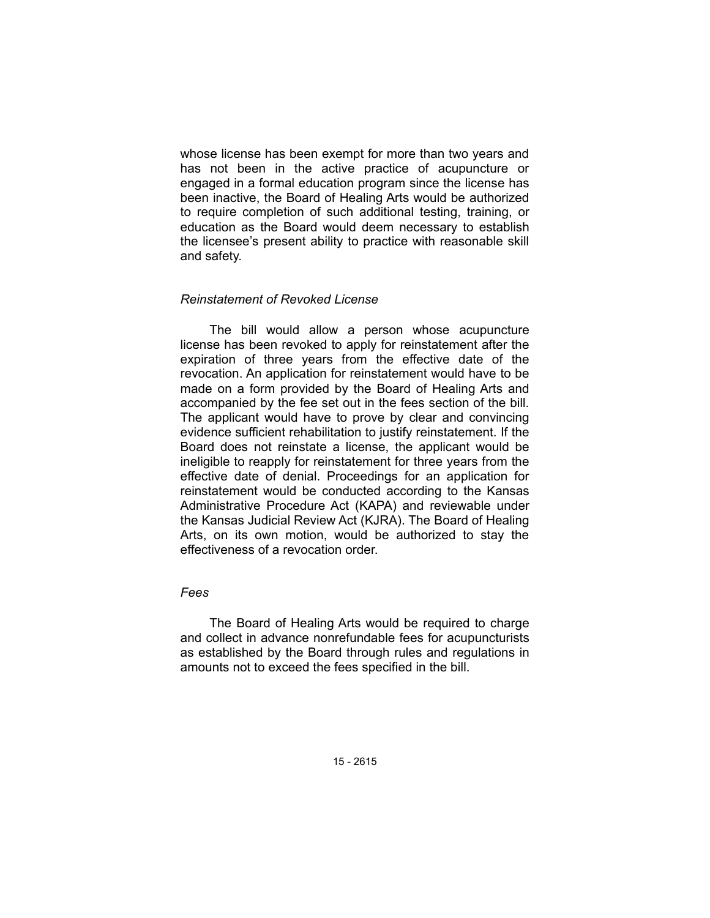whose license has been exempt for more than two years and has not been in the active practice of acupuncture or engaged in a formal education program since the license has been inactive, the Board of Healing Arts would be authorized to require completion of such additional testing, training, or education as the Board would deem necessary to establish the licensee's present ability to practice with reasonable skill and safety.

### *Reinstatement of Revoked License*

The bill would allow a person whose acupuncture license has been revoked to apply for reinstatement after the expiration of three years from the effective date of the revocation. An application for reinstatement would have to be made on a form provided by the Board of Healing Arts and accompanied by the fee set out in the fees section of the bill. The applicant would have to prove by clear and convincing evidence sufficient rehabilitation to justify reinstatement. If the Board does not reinstate a license, the applicant would be ineligible to reapply for reinstatement for three years from the effective date of denial. Proceedings for an application for reinstatement would be conducted according to the Kansas Administrative Procedure Act (KAPA) and reviewable under the Kansas Judicial Review Act (KJRA). The Board of Healing Arts, on its own motion, would be authorized to stay the effectiveness of a revocation order.

### *Fees*

The Board of Healing Arts would be required to charge and collect in advance nonrefundable fees for acupuncturists as established by the Board through rules and regulations in amounts not to exceed the fees specified in the bill.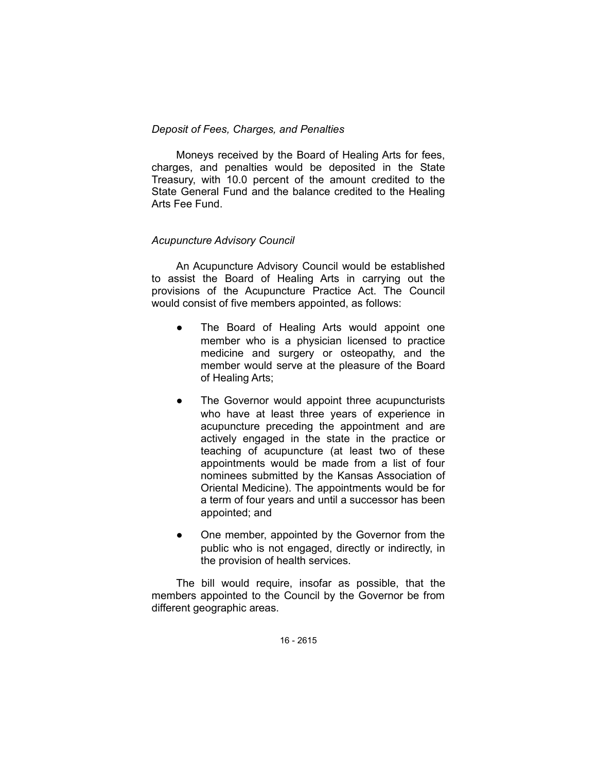*Deposit of Fees, Charges, and Penalties*

Moneys received by the Board of Healing Arts for fees, charges, and penalties would be deposited in the State Treasury, with 10.0 percent of the amount credited to the State General Fund and the balance credited to the Healing Arts Fee Fund.

*Acupuncture Advisory Council*

An Acupuncture Advisory Council would be established to assist the Board of Healing Arts in carrying out the provisions of the Acupuncture Practice Act. The Council would consist of five members appointed, as follows:

- The Board of Healing Arts would appoint one member who is a physician licensed to practice medicine and surgery or osteopathy, and the member would serve at the pleasure of the Board of Healing Arts;
- The Governor would appoint three acupuncturists who have at least three years of experience in acupuncture preceding the appointment and are actively engaged in the state in the practice or teaching of acupuncture (at least two of these appointments would be made from a list of four nominees submitted by the Kansas Association of Oriental Medicine). The appointments would be for a term of four years and until a successor has been appointed; and
- One member, appointed by the Governor from the public who is not engaged, directly or indirectly, in the provision of health services.

The bill would require, insofar as possible, that the members appointed to the Council by the Governor be from different geographic areas.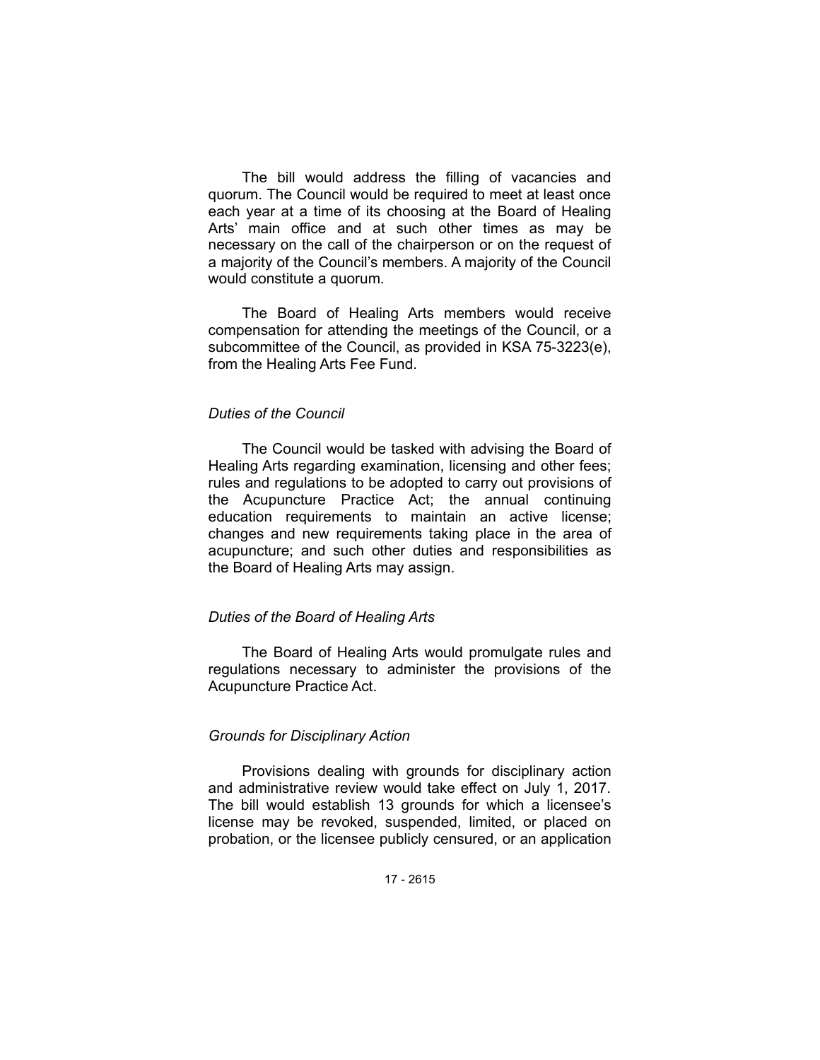The bill would address the filling of vacancies and quorum. The Council would be required to meet at least once each year at a time of its choosing at the Board of Healing Arts' main office and at such other times as may be necessary on the call of the chairperson or on the request of a majority of the Council's members. A majority of the Council would constitute a quorum.

The Board of Healing Arts members would receive compensation for attending the meetings of the Council, or a subcommittee of the Council, as provided in KSA 75-3223(e), from the Healing Arts Fee Fund.

*Duties of the Council*

The Council would be tasked with advising the Board of Healing Arts regarding examination, licensing and other fees; rules and regulations to be adopted to carry out provisions of the Acupuncture Practice Act; the annual continuing education requirements to maintain an active license; changes and new requirements taking place in the area of acupuncture; and such other duties and responsibilities as the Board of Healing Arts may assign.

*Duties of the Board of Healing Arts*

The Board of Healing Arts would promulgate rules and regulations necessary to administer the provisions of the Acupuncture Practice Act.

*Grounds for Disciplinary Action*

Provisions dealing with grounds for disciplinary action and administrative review would take effect on July 1, 2017. The bill would establish 13 grounds for which a licensee's license may be revoked, suspended, limited, or placed on probation, or the licensee publicly censured, or an application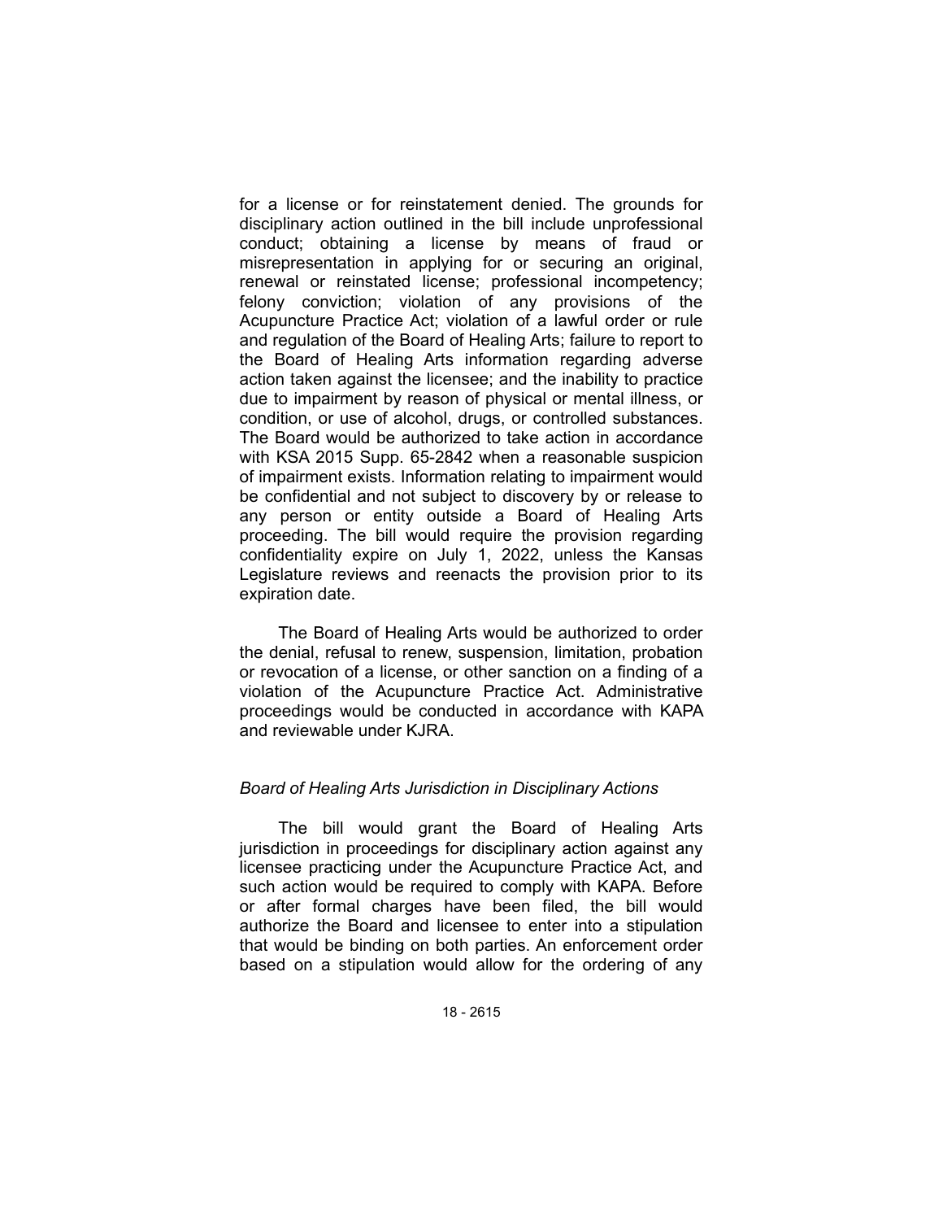for a license or for reinstatement denied. The grounds for disciplinary action outlined in the bill include unprofessional conduct; obtaining a license by means of fraud or misrepresentation in applying for or securing an original, renewal or reinstated license; professional incompetency; felony conviction; violation of any provisions of the Acupuncture Practice Act; violation of a lawful order or rule and regulation of the Board of Healing Arts; failure to report to the Board of Healing Arts information regarding adverse action taken against the licensee; and the inability to practice due to impairment by reason of physical or mental illness, or condition, or use of alcohol, drugs, or controlled substances. The Board would be authorized to take action in accordance with KSA 2015 Supp. 65-2842 when a reasonable suspicion of impairment exists. Information relating to impairment would be confidential and not subject to discovery by or release to any person or entity outside a Board of Healing Arts proceeding. The bill would require the provision regarding confidentiality expire on July 1, 2022, unless the Kansas Legislature reviews and reenacts the provision prior to its expiration date.

The Board of Healing Arts would be authorized to order the denial, refusal to renew, suspension, limitation, probation or revocation of a license, or other sanction on a finding of a violation of the Acupuncture Practice Act. Administrative proceedings would be conducted in accordance with KAPA and reviewable under KJRA.

*Board of Healing Arts Jurisdiction in Disciplinary Actions*

The bill would grant the Board of Healing Arts jurisdiction in proceedings for disciplinary action against any licensee practicing under the Acupuncture Practice Act, and such action would be required to comply with KAPA. Before or after formal charges have been filed, the bill would authorize the Board and licensee to enter into a stipulation that would be binding on both parties. An enforcement order based on a stipulation would allow for the ordering of any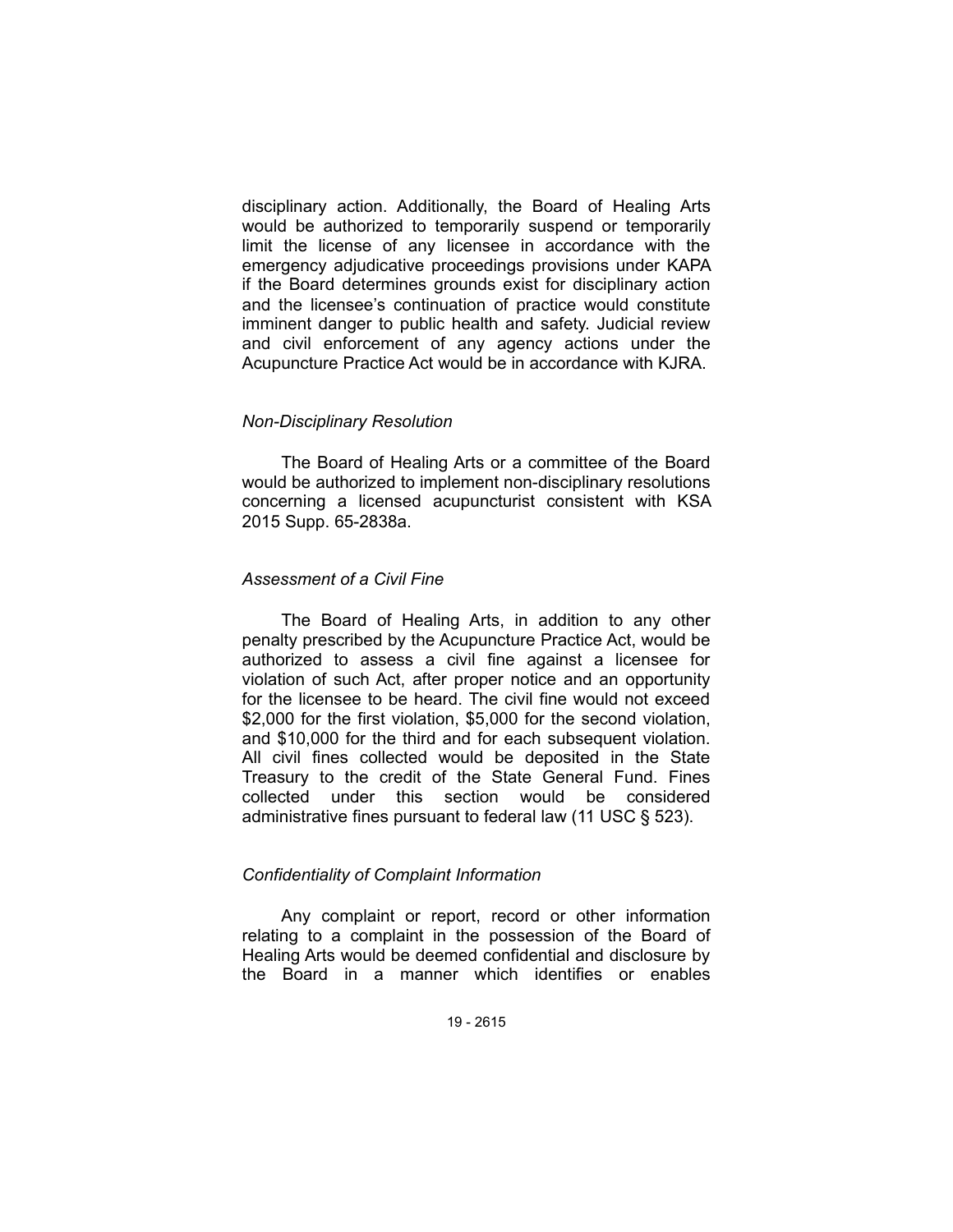disciplinary action. Additionally, the Board of Healing Arts would be authorized to temporarily suspend or temporarily limit the license of any licensee in accordance with the emergency adjudicative proceedings provisions under KAPA if the Board determines grounds exist for disciplinary action and the licensee's continuation of practice would constitute imminent danger to public health and safety. Judicial review and civil enforcement of any agency actions under the Acupuncture Practice Act would be in accordance with KJRA.

*Non-Disciplinary Resolution*

The Board of Healing Arts or a committee of the Board would be authorized to implement non-disciplinary resolutions concerning a licensed acupuncturist consistent with KSA 2015 Supp. 65-2838a.

*Assessment of a Civil Fine*

The Board of Healing Arts, in addition to any other penalty prescribed by the Acupuncture Practice Act, would be authorized to assess a civil fine against a licensee for violation of such Act, after proper notice and an opportunity for the licensee to be heard. The civil fine would not exceed $2,000 for the first violation, $5,000 for the second violation, and $10,000 for the third and for each subsequent violation. All civil fines collected would be deposited in the State Treasury to the credit of the State General Fund. Fines collected under this section would be considered administrative fines pursuant to federal law (11 USC § 523).

*Confidentiality of Complaint Information*

Any complaint or report, record or other information relating to a complaint in the possession of the Board of Healing Arts would be deemed confidential and disclosure by the Board in a manner which identifies or enables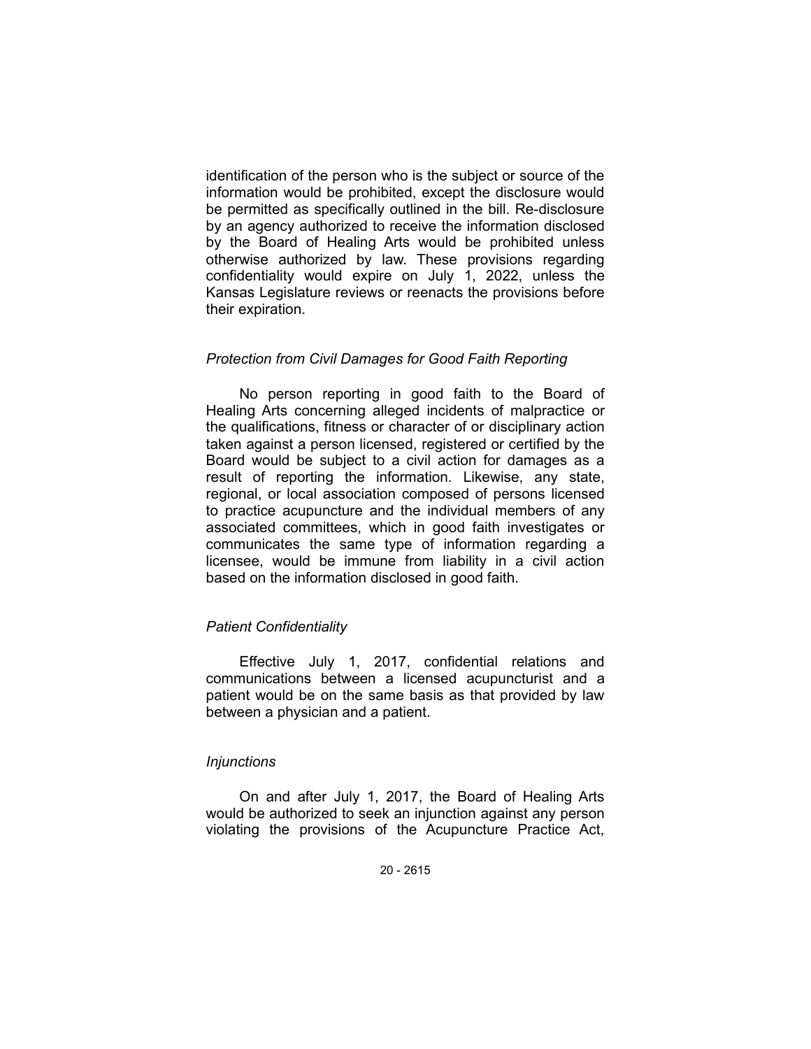identification of the person who is the subject or source of the information would be prohibited, except the disclosure would be permitted as specifically outlined in the bill. Re-disclosure by an agency authorized to receive the information disclosed by the Board of Healing Arts would be prohibited unless otherwise authorized by law. These provisions regarding confidentiality would expire on July 1, 2022, unless the Kansas Legislature reviews or reenacts the provisions before their expiration.

*Protection from Civil Damages for Good Faith Reporting*

No person reporting in good faith to the Board of Healing Arts concerning alleged incidents of malpractice or the qualifications, fitness or character of or disciplinary action taken against a person licensed, registered or certified by the Board would be subject to a civil action for damages as a result of reporting the information. Likewise, any state, regional, or local association composed of persons licensed to practice acupuncture and the individual members of any associated committees, which in good faith investigates or communicates the same type of information regarding a licensee, would be immune from liability in a civil action based on the information disclosed in good faith.

*Patient Confidentiality*

Effective July 1, 2017, confidential relations and communications between a licensed acupuncturist and a patient would be on the same basis as that provided by law between a physician and a patient.

*Injunctions*

On and after July 1, 2017, the Board of Healing Arts would be authorized to seek an injunction against any person violating the provisions of the Acupuncture Practice Act,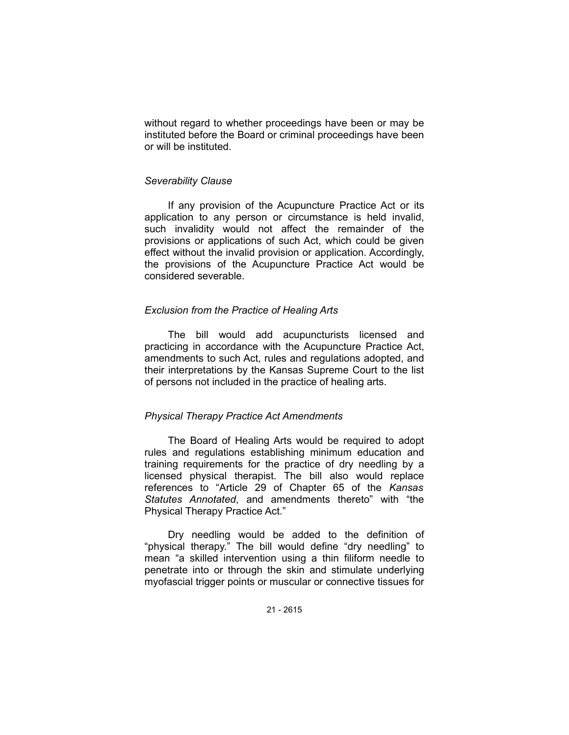without regard to whether proceedings have been or may be instituted before the Board or criminal proceedings have been or will be instituted.

*Severability Clause*

If any provision of the Acupuncture Practice Act or its application to any person or circumstance is held invalid, such invalidity would not affect the remainder of the provisions or applications of such Act, which could be given effect without the invalid provision or application. Accordingly, the provisions of the Acupuncture Practice Act would be considered severable.

*Exclusion from the Practice of Healing Arts*

The bill would add acupuncturists licensed and practicing in accordance with the Acupuncture Practice Act, amendments to such Act, rules and regulations adopted, and their interpretations by the Kansas Supreme Court to the list of persons not included in the practice of healing arts.

*Physical Therapy Practice Act Amendments*

The Board of Healing Arts would be required to adopt rules and regulations establishing minimum education and training requirements for the practice of dry needling by a licensed physical therapist. The bill also would replace references to "Article 29 of Chapter 65 of the *Kansas Statutes Annotated*, and amendments thereto" with "the Physical Therapy Practice Act."

Dry needling would be added to the definition of "physical therapy." The bill would define "dry needling" to mean "a skilled intervention using a thin filiform needle to penetrate into or through the skin and stimulate underlying myofascial trigger points or muscular or connective tissues for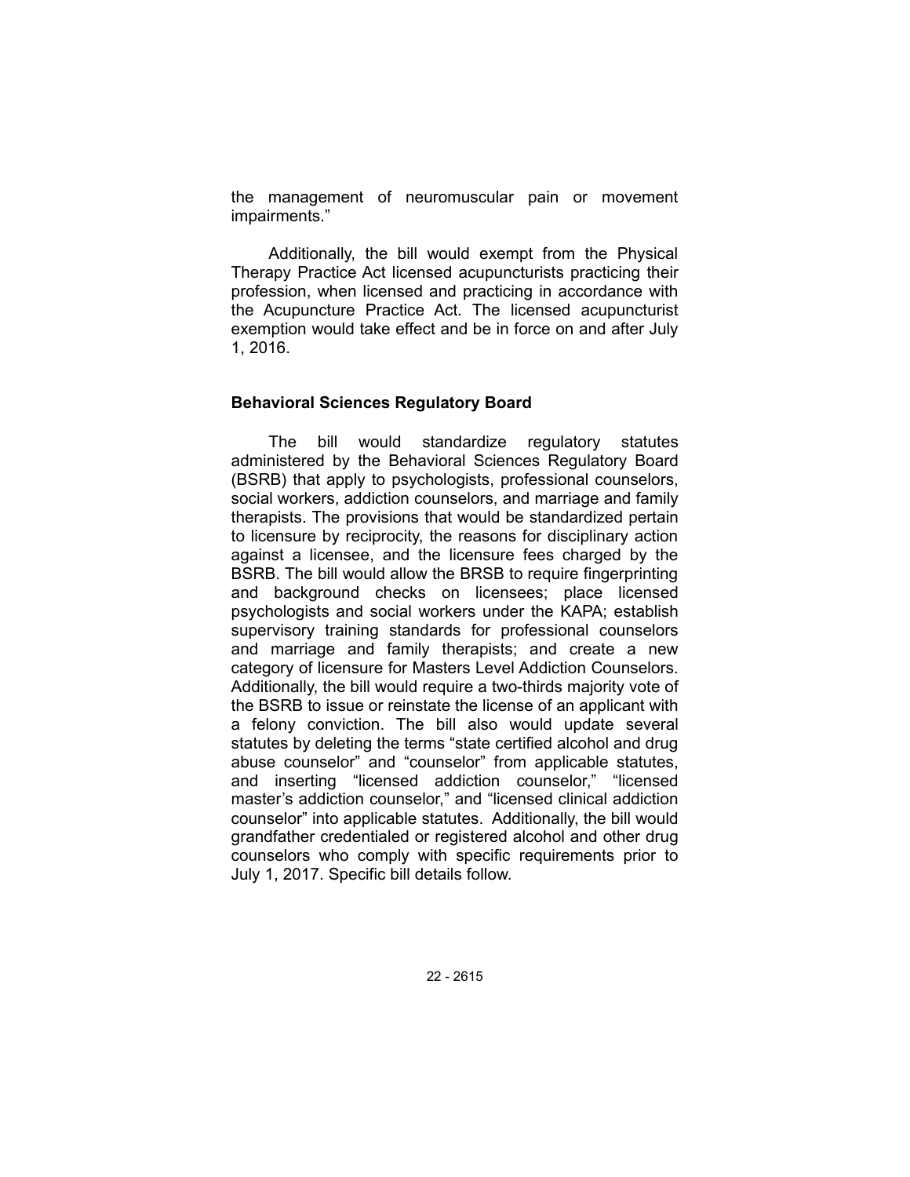the management of neuromuscular pain or movement impairments."

Additionally, the bill would exempt from the Physical Therapy Practice Act licensed acupuncturists practicing their profession, when licensed and practicing in accordance with the Acupuncture Practice Act. The licensed acupuncturist exemption would take effect and be in force on and after July 1, 2016.

### Behavioral Sciences Regulatory Board

The bill would standardize regulatory statutes administered by the Behavioral Sciences Regulatory Board (BSRB) that apply to psychologists, professional counselors, social workers, addiction counselors, and marriage and family therapists. The provisions that would be standardized pertain to licensure by reciprocity, the reasons for disciplinary action against a licensee, and the licensure fees charged by the BSRB. The bill would allow the BRSB to require fingerprinting and background checks on licensees; place licensed psychologists and social workers under the KAPA; establish supervisory training standards for professional counselors and marriage and family therapists; and create a new category of licensure for Masters Level Addiction Counselors. Additionally, the bill would require a two-thirds majority vote of the BSRB to issue or reinstate the license of an applicant with a felony conviction. The bill also would update several statutes by deleting the terms "state certified alcohol and drug abuse counselor" and "counselor" from applicable statutes, and inserting "licensed addiction counselor," "licensed master's addiction counselor," and "licensed clinical addiction counselor" into applicable statutes. Additionally, the bill would grandfather credentialed or registered alcohol and other drug counselors who comply with specific requirements prior to July 1, 2017. Specific bill details follow.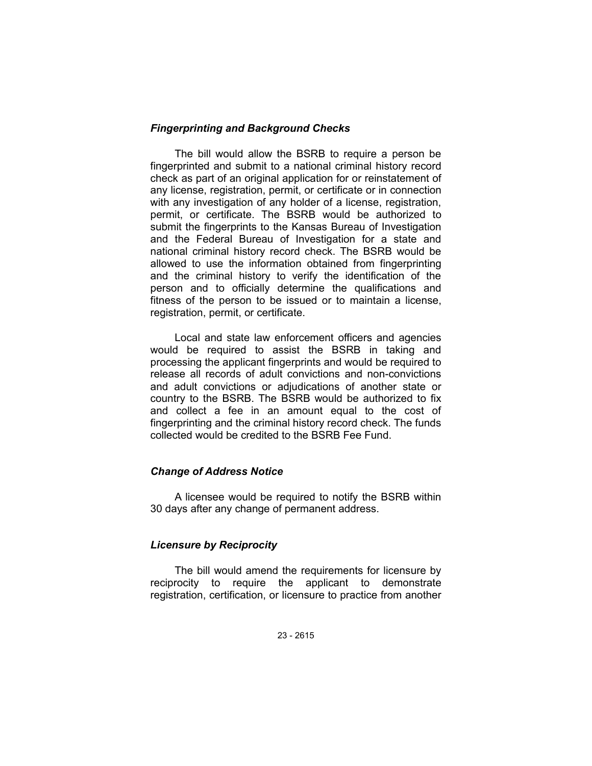### *Fingerprinting and Background Checks*

The bill would allow the BSRB to require a person be fingerprinted and submit to a national criminal history record check as part of an original application for or reinstatement of any license, registration, permit, or certificate or in connection with any investigation of any holder of a license, registration, permit, or certificate. The BSRB would be authorized to submit the fingerprints to the Kansas Bureau of Investigation and the Federal Bureau of Investigation for a state and national criminal history record check. The BSRB would be allowed to use the information obtained from fingerprinting and the criminal history to verify the identification of the person and to officially determine the qualifications and fitness of the person to be issued or to maintain a license, registration, permit, or certificate.

Local and state law enforcement officers and agencies would be required to assist the BSRB in taking and processing the applicant fingerprints and would be required to release all records of adult convictions and non-convictions and adult convictions or adjudications of another state or country to the BSRB. The BSRB would be authorized to fix and collect a fee in an amount equal to the cost of fingerprinting and the criminal history record check. The funds collected would be credited to the BSRB Fee Fund.

### *Change of Address Notice*

A licensee would be required to notify the BSRB within 30 days after any change of permanent address.

### *Licensure by Reciprocity*

The bill would amend the requirements for licensure by reciprocity to require the applicant to demonstrate registration, certification, or licensure to practice from another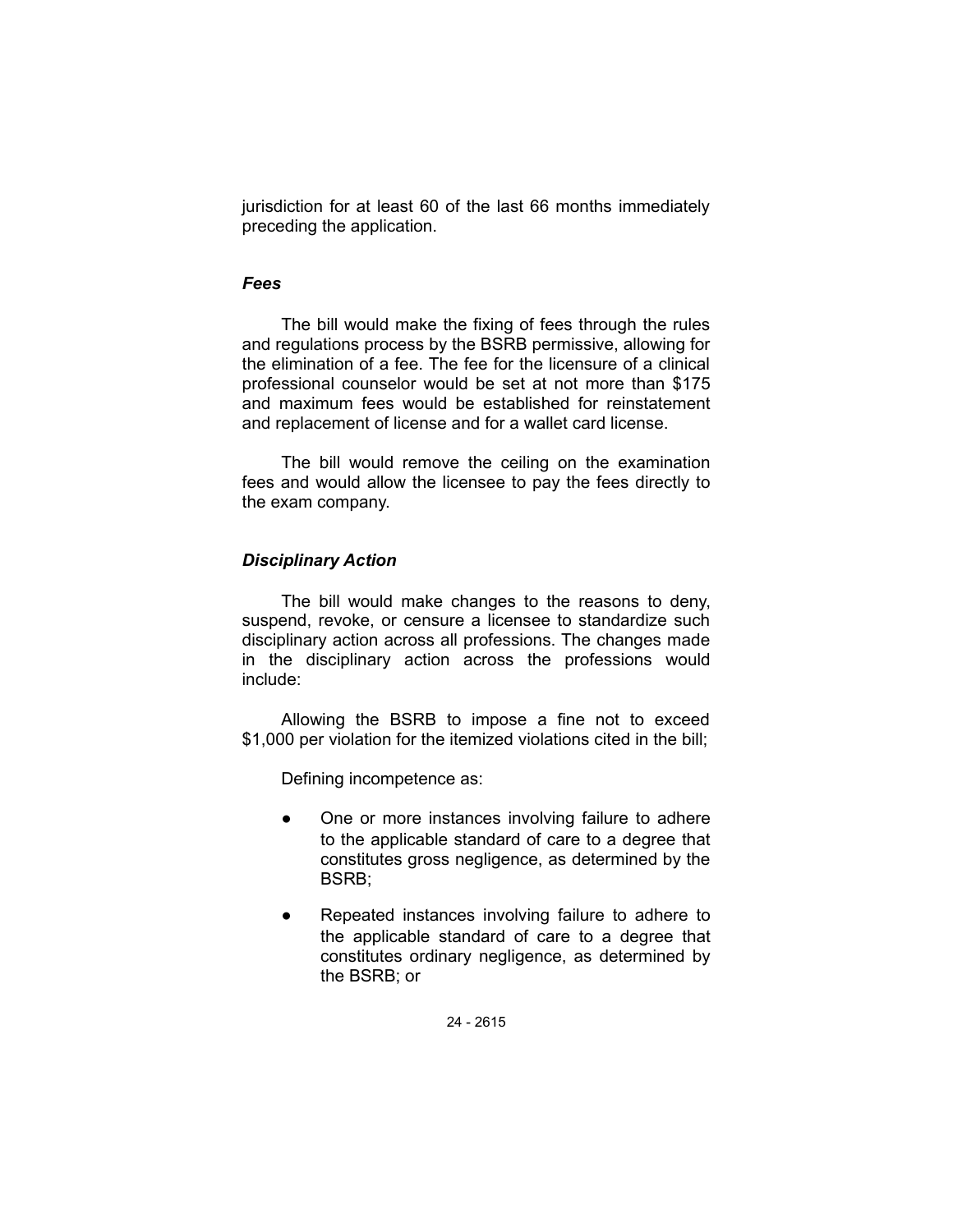jurisdiction for at least 60 of the last 66 months immediately preceding the application.

### *Fees*

The bill would make the fixing of fees through the rules and regulations process by the BSRB permissive, allowing for the elimination of a fee. The fee for the licensure of a clinical professional counselor would be set at not more than $175 and maximum fees would be established for reinstatement and replacement of license and for a wallet card license.

The bill would remove the ceiling on the examination fees and would allow the licensee to pay the fees directly to the exam company.

### *Disciplinary Action*

The bill would make changes to the reasons to deny, suspend, revoke, or censure a licensee to standardize such disciplinary action across all professions. The changes made in the disciplinary action across the professions would include:

Allowing the BSRB to impose a fine not to exceed $1,000 per violation for the itemized violations cited in the bill;

Defining incompetence as:

- One or more instances involving failure to adhere to the applicable standard of care to a degree that constitutes gross negligence, as determined by the BSRB;
- Repeated instances involving failure to adhere to the applicable standard of care to a degree that constitutes ordinary negligence, as determined by the BSRB; or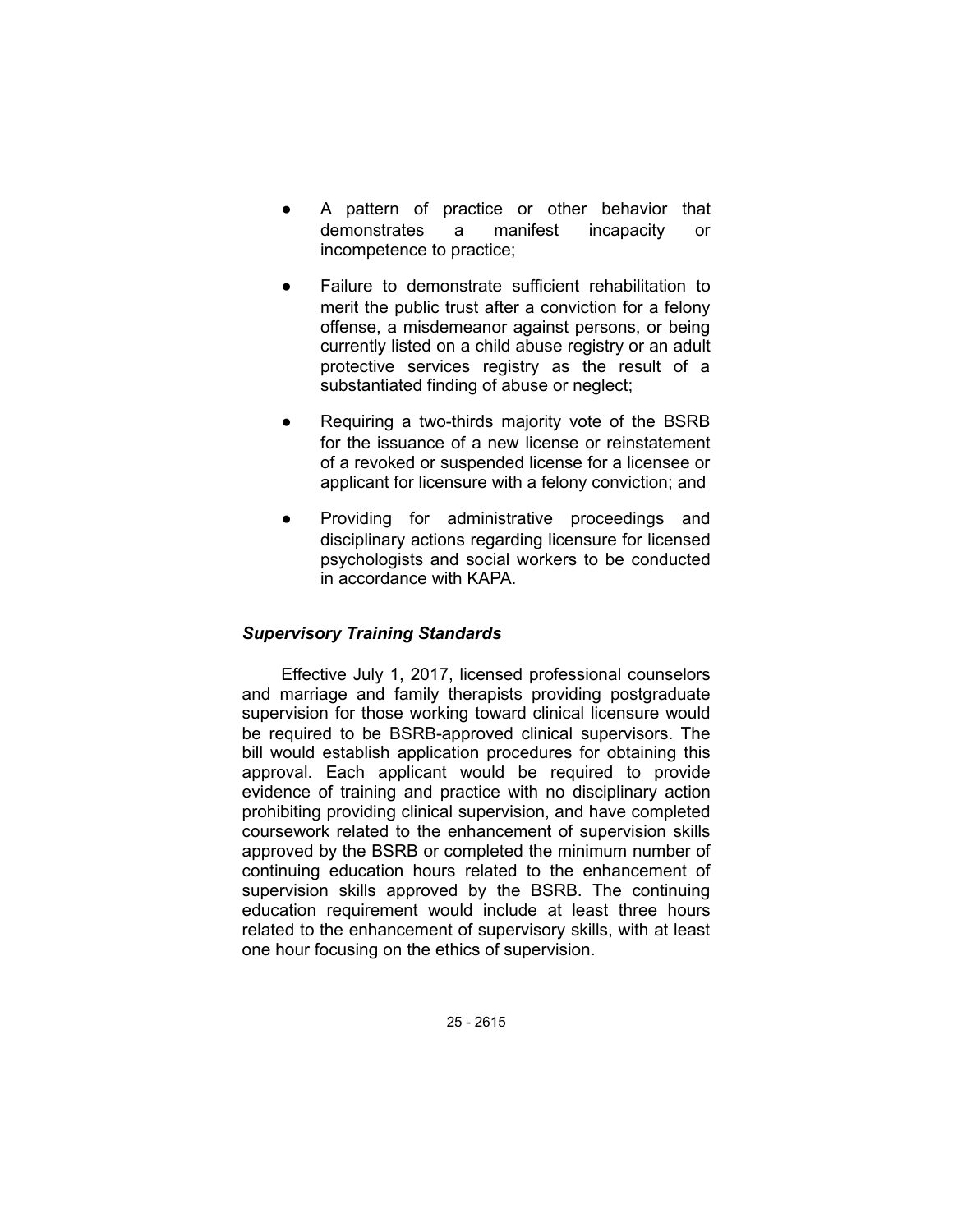- A pattern of practice or other behavior that demonstrates a manifest incapacity or incompetence to practice;
- Failure to demonstrate sufficient rehabilitation to merit the public trust after a conviction for a felony offense, a misdemeanor against persons, or being currently listed on a child abuse registry or an adult protective services registry as the result of a substantiated finding of abuse or neglect;
- Requiring a two-thirds majority vote of the BSRB for the issuance of a new license or reinstatement of a revoked or suspended license for a licensee or applicant for licensure with a felony conviction; and
- Providing for administrative proceedings and disciplinary actions regarding licensure for licensed psychologists and social workers to be conducted in accordance with KAPA.

***Supervisory Training Standards***

Effective July 1, 2017, licensed professional counselors and marriage and family therapists providing postgraduate supervision for those working toward clinical licensure would be required to be BSRB-approved clinical supervisors. The bill would establish application procedures for obtaining this approval. Each applicant would be required to provide evidence of training and practice with no disciplinary action prohibiting providing clinical supervision, and have completed coursework related to the enhancement of supervision skills approved by the BSRB or completed the minimum number of continuing education hours related to the enhancement of supervision skills approved by the BSRB. The continuing education requirement would include at least three hours related to the enhancement of supervisory skills, with at least one hour focusing on the ethics of supervision.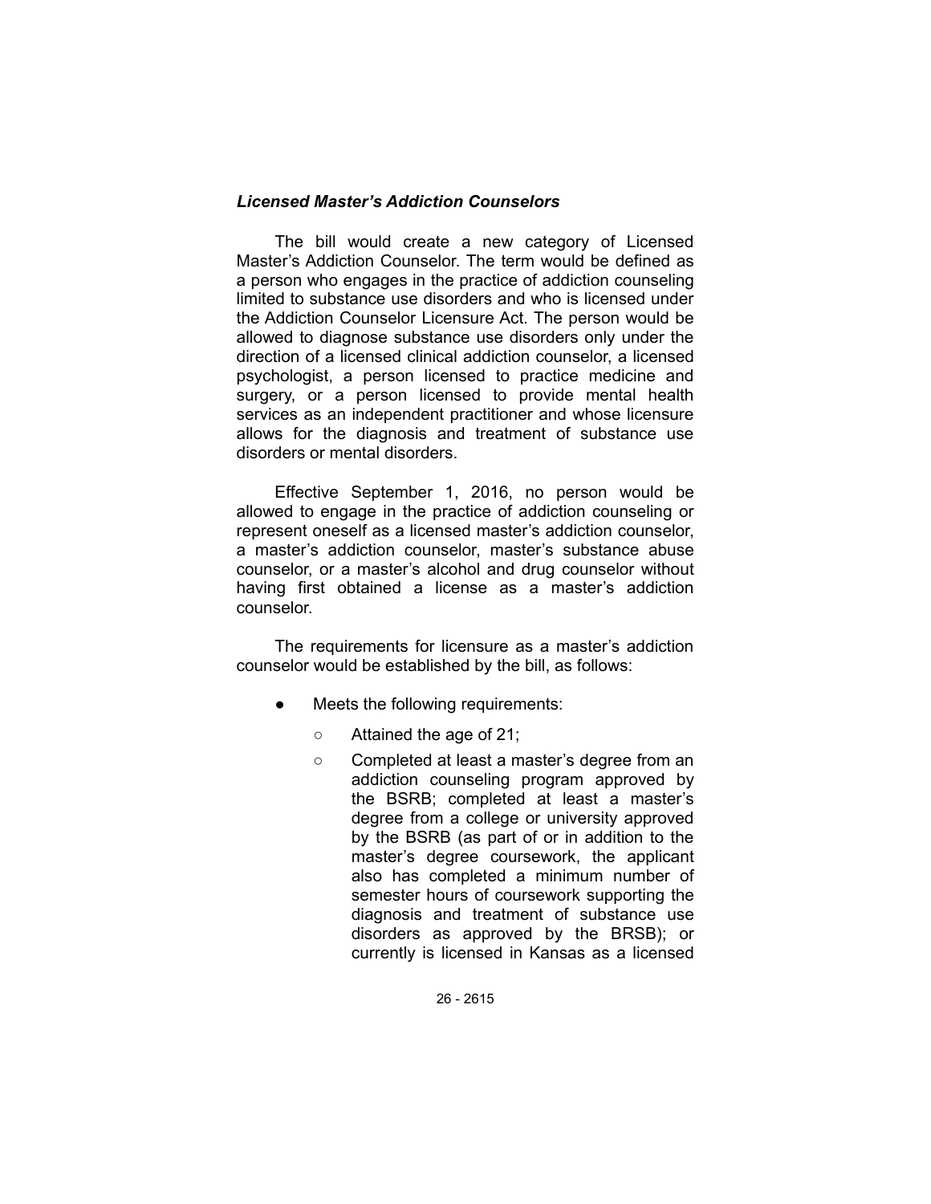### *Licensed Master's Addiction Counselors*

The bill would create a new category of Licensed Master's Addiction Counselor. The term would be defined as a person who engages in the practice of addiction counseling limited to substance use disorders and who is licensed under the Addiction Counselor Licensure Act. The person would be allowed to diagnose substance use disorders only under the direction of a licensed clinical addiction counselor, a licensed psychologist, a person licensed to practice medicine and surgery, or a person licensed to provide mental health services as an independent practitioner and whose licensure allows for the diagnosis and treatment of substance use disorders or mental disorders.

Effective September 1, 2016, no person would be allowed to engage in the practice of addiction counseling or represent oneself as a licensed master's addiction counselor, a master's addiction counselor, master's substance abuse counselor, or a master's alcohol and drug counselor without having first obtained a license as a master's addiction counselor.

The requirements for licensure as a master's addiction counselor would be established by the bill, as follows:

- Meets the following requirements:
  - Attained the age of 21;
  - Completed at least a master's degree from an addiction counseling program approved by the BSRB; completed at least a master's degree from a college or university approved by the BSRB (as part of or in addition to the master's degree coursework, the applicant also has completed a minimum number of semester hours of coursework supporting the diagnosis and treatment of substance use disorders as approved by the BRSB); or currently is licensed in Kansas as a licensed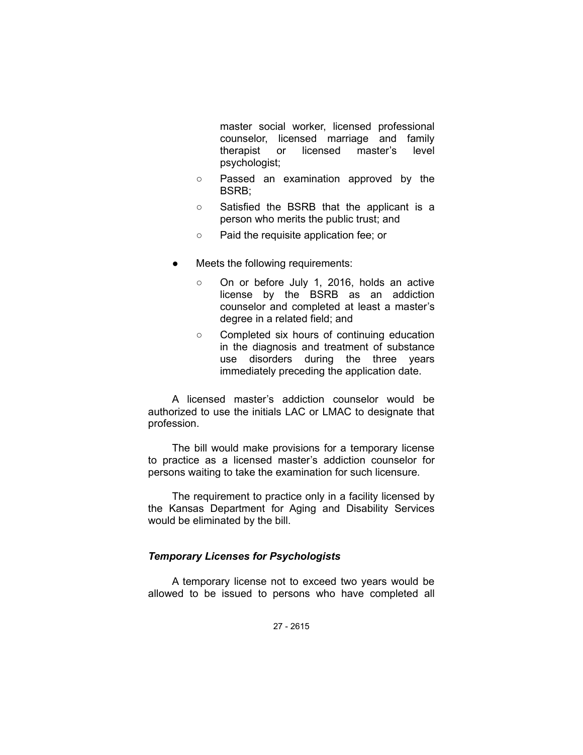master social worker, licensed professional counselor, licensed marriage and family therapist or licensed master's level psychologist;

  - Passed an examination approved by the BSRB;
  - Satisfied the BSRB that the applicant is a person who merits the public trust; and
  - Paid the requisite application fee; or

- Meets the following requirements:
  - On or before July 1, 2016, holds an active license by the BSRB as an addiction counselor and completed at least a master's degree in a related field; and
  - Completed six hours of continuing education in the diagnosis and treatment of substance use disorders during the three years immediately preceding the application date.

A licensed master's addiction counselor would be authorized to use the initials LAC or LMAC to designate that profession.

The bill would make provisions for a temporary license to practice as a licensed master's addiction counselor for persons waiting to take the examination for such licensure.

The requirement to practice only in a facility licensed by the Kansas Department for Aging and Disability Services would be eliminated by the bill.

### *Temporary Licenses for Psychologists*

A temporary license not to exceed two years would be allowed to be issued to persons who have completed all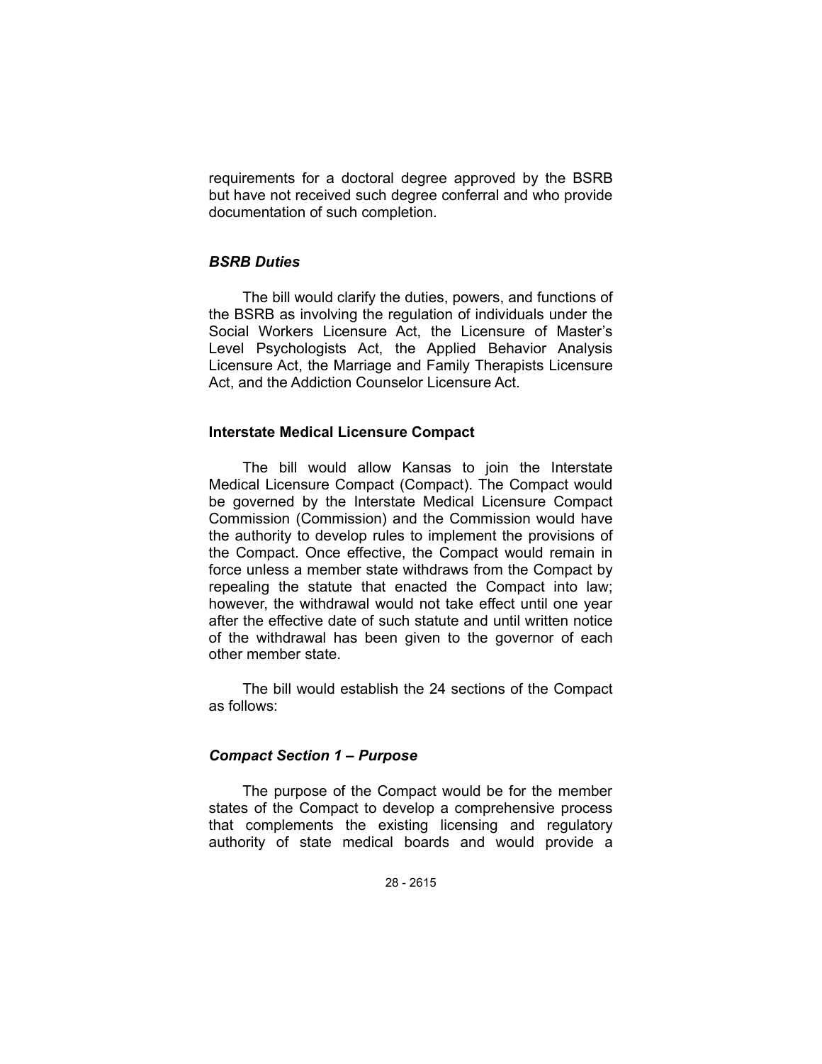requirements for a doctoral degree approved by the BSRB but have not received such degree conferral and who provide documentation of such completion.

### *BSRB Duties*

The bill would clarify the duties, powers, and functions of the BSRB as involving the regulation of individuals under the Social Workers Licensure Act, the Licensure of Master's Level Psychologists Act, the Applied Behavior Analysis Licensure Act, the Marriage and Family Therapists Licensure Act, and the Addiction Counselor Licensure Act.

## **Interstate Medical Licensure Compact**

The bill would allow Kansas to join the Interstate Medical Licensure Compact (Compact). The Compact would be governed by the Interstate Medical Licensure Compact Commission (Commission) and the Commission would have the authority to develop rules to implement the provisions of the Compact. Once effective, the Compact would remain in force unless a member state withdraws from the Compact by repealing the statute that enacted the Compact into law; however, the withdrawal would not take effect until one year after the effective date of such statute and until written notice of the withdrawal has been given to the governor of each other member state.

The bill would establish the 24 sections of the Compact as follows:

### *Compact Section 1 – Purpose*

The purpose of the Compact would be for the member states of the Compact to develop a comprehensive process that complements the existing licensing and regulatory authority of state medical boards and would provide a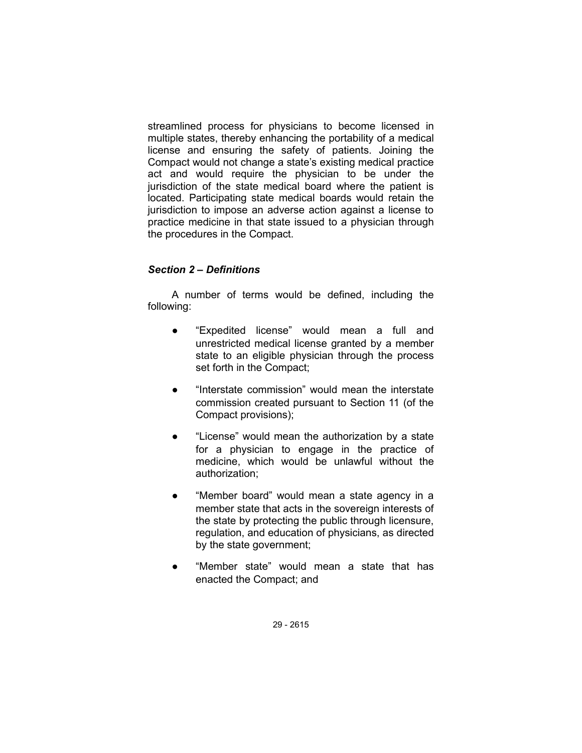streamlined process for physicians to become licensed in multiple states, thereby enhancing the portability of a medical license and ensuring the safety of patients. Joining the Compact would not change a state's existing medical practice act and would require the physician to be under the jurisdiction of the state medical board where the patient is located. Participating state medical boards would retain the jurisdiction to impose an adverse action against a license to practice medicine in that state issued to a physician through the procedures in the Compact.

### *Section 2 – Definitions*

A number of terms would be defined, including the following:

- "Expedited license" would mean a full and unrestricted medical license granted by a member state to an eligible physician through the process set forth in the Compact;
- "Interstate commission" would mean the interstate commission created pursuant to Section 11 (of the Compact provisions);
- "License" would mean the authorization by a state for a physician to engage in the practice of medicine, which would be unlawful without the authorization;
- "Member board" would mean a state agency in a member state that acts in the sovereign interests of the state by protecting the public through licensure, regulation, and education of physicians, as directed by the state government;
- "Member state" would mean a state that has enacted the Compact; and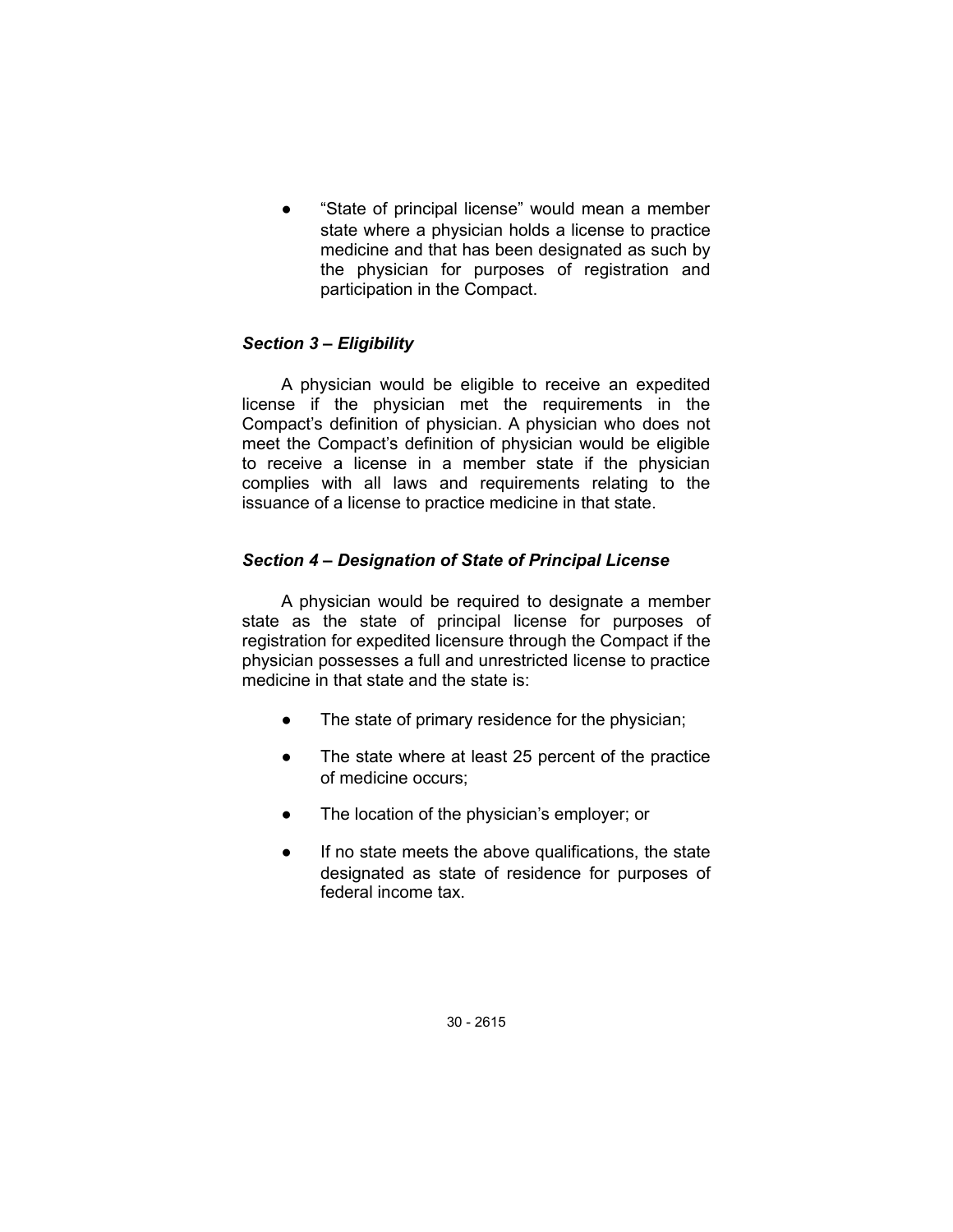- “State of principal license” would mean a member state where a physician holds a license to practice medicine and that has been designated as such by the physician for purposes of registration and participation in the Compact.

### *Section 3 – Eligibility*

A physician would be eligible to receive an expedited license if the physician met the requirements in the Compact’s definition of physician. A physician who does not meet the Compact’s definition of physician would be eligible to receive a license in a member state if the physician complies with all laws and requirements relating to the issuance of a license to practice medicine in that state.

### *Section 4 – Designation of State of Principal License*

A physician would be required to designate a member state as the state of principal license for purposes of registration for expedited licensure through the Compact if the physician possesses a full and unrestricted license to practice medicine in that state and the state is:

- The state of primary residence for the physician;
- The state where at least 25 percent of the practice of medicine occurs;
- The location of the physician’s employer; or
- If no state meets the above qualifications, the state designated as state of residence for purposes of federal income tax.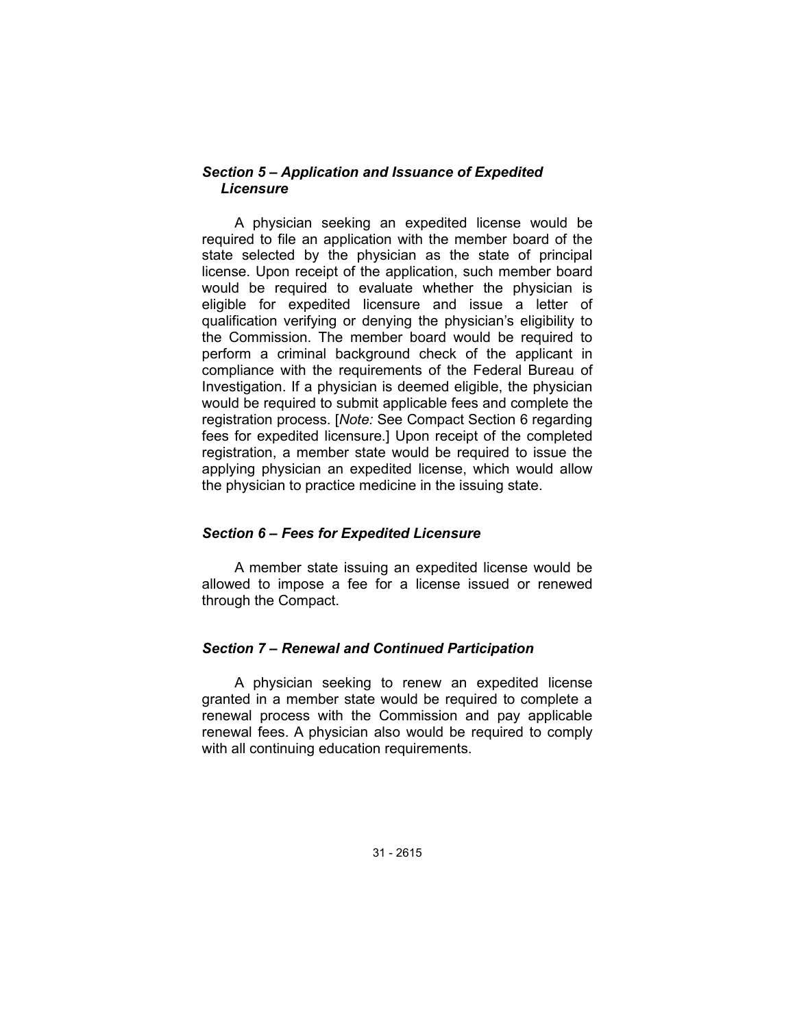### *Section 5 – Application and Issuance of Expedited Licensure*

A physician seeking an expedited license would be required to file an application with the member board of the state selected by the physician as the state of principal license. Upon receipt of the application, such member board would be required to evaluate whether the physician is eligible for expedited licensure and issue a letter of qualification verifying or denying the physician's eligibility to the Commission. The member board would be required to perform a criminal background check of the applicant in compliance with the requirements of the Federal Bureau of Investigation. If a physician is deemed eligible, the physician would be required to submit applicable fees and complete the registration process. [*Note:* See Compact Section 6 regarding fees for expedited licensure.] Upon receipt of the completed registration, a member state would be required to issue the applying physician an expedited license, which would allow the physician to practice medicine in the issuing state.

### *Section 6 – Fees for Expedited Licensure*

A member state issuing an expedited license would be allowed to impose a fee for a license issued or renewed through the Compact.

### *Section 7 – Renewal and Continued Participation*

A physician seeking to renew an expedited license granted in a member state would be required to complete a renewal process with the Commission and pay applicable renewal fees. A physician also would be required to comply with all continuing education requirements.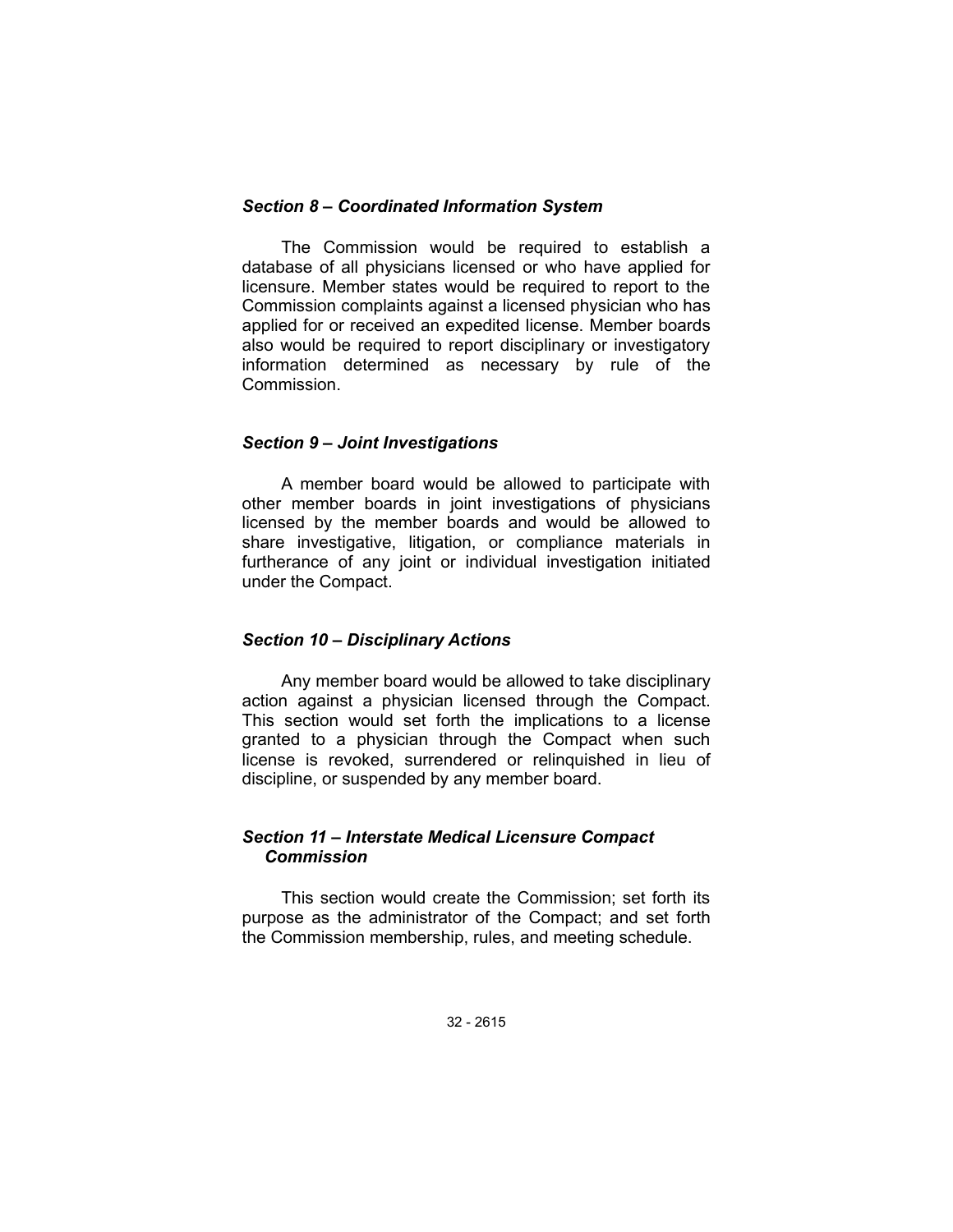### *Section 8 – Coordinated Information System*

The Commission would be required to establish a database of all physicians licensed or who have applied for licensure. Member states would be required to report to the Commission complaints against a licensed physician who has applied for or received an expedited license. Member boards also would be required to report disciplinary or investigatory information determined as necessary by rule of the Commission.

### *Section 9 – Joint Investigations*

A member board would be allowed to participate with other member boards in joint investigations of physicians licensed by the member boards and would be allowed to share investigative, litigation, or compliance materials in furtherance of any joint or individual investigation initiated under the Compact.

### *Section 10 – Disciplinary Actions*

Any member board would be allowed to take disciplinary action against a physician licensed through the Compact. This section would set forth the implications to a license granted to a physician through the Compact when such license is revoked, surrendered or relinquished in lieu of discipline, or suspended by any member board.

### *Section 11 – Interstate Medical Licensure Compact Commission*

This section would create the Commission; set forth its purpose as the administrator of the Compact; and set forth the Commission membership, rules, and meeting schedule.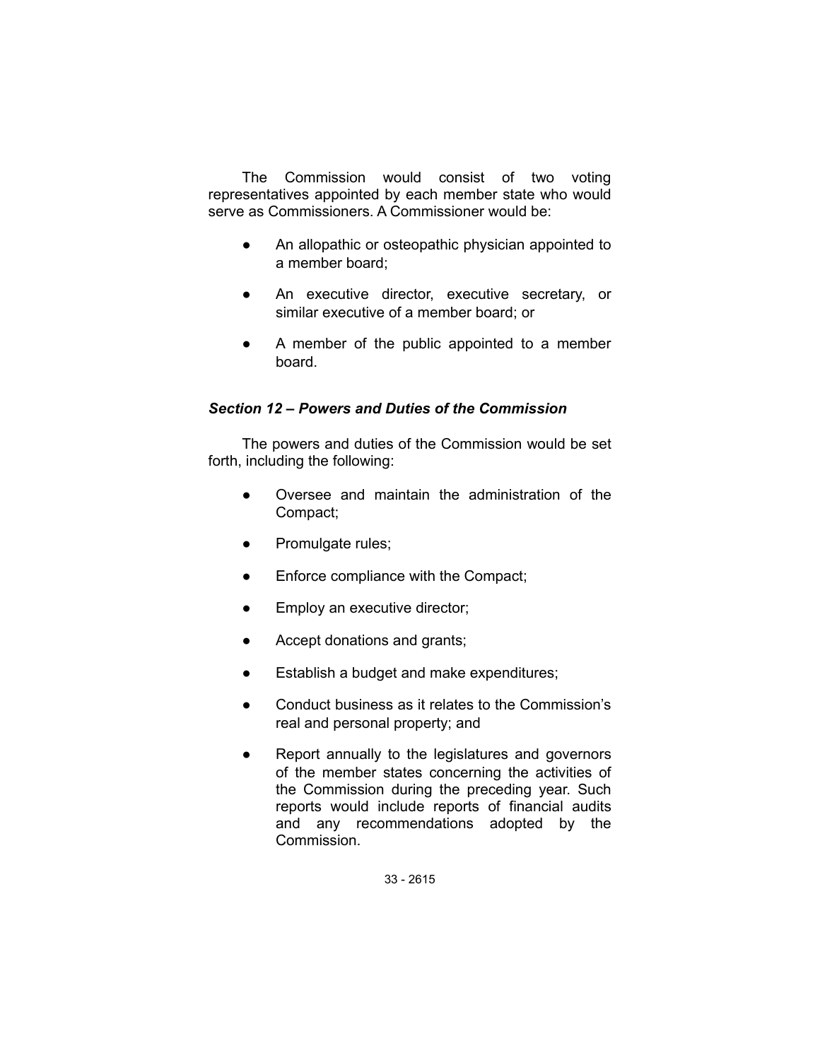The Commission would consist of two voting representatives appointed by each member state who would serve as Commissioners. A Commissioner would be:

- An allopathic or osteopathic physician appointed to a member board;
- An executive director, executive secretary, or similar executive of a member board; or
- A member of the public appointed to a member board.

### *Section 12 – Powers and Duties of the Commission*

The powers and duties of the Commission would be set forth, including the following:

- Oversee and maintain the administration of the Compact;
- Promulgate rules;
- Enforce compliance with the Compact;
- Employ an executive director;
- Accept donations and grants;
- Establish a budget and make expenditures;
- Conduct business as it relates to the Commission's real and personal property; and
- Report annually to the legislatures and governors of the member states concerning the activities of the Commission during the preceding year. Such reports would include reports of financial audits and any recommendations adopted by the Commission.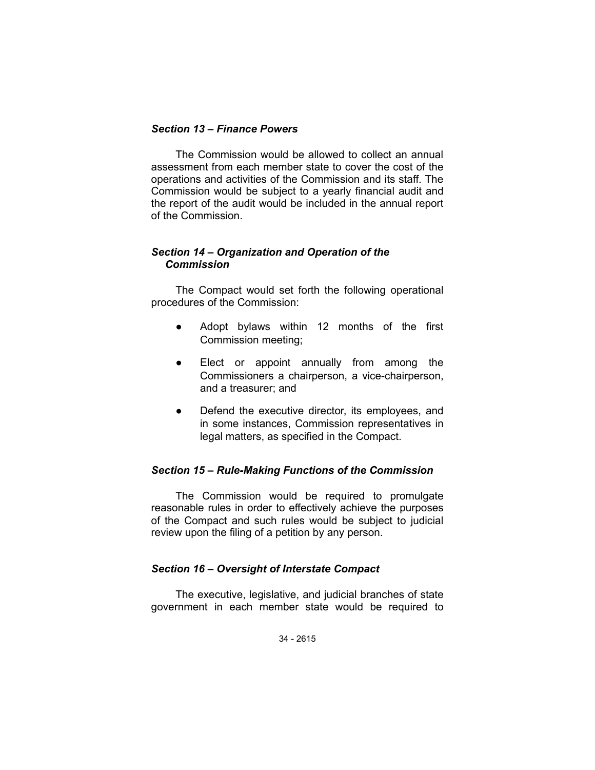### *Section 13 – Finance Powers*

The Commission would be allowed to collect an annual assessment from each member state to cover the cost of the operations and activities of the Commission and its staff. The Commission would be subject to a yearly financial audit and the report of the audit would be included in the annual report of the Commission.

### *Section 14 – Organization and Operation of the Commission*

The Compact would set forth the following operational procedures of the Commission:

- Adopt bylaws within 12 months of the first Commission meeting;
- Elect or appoint annually from among the Commissioners a chairperson, a vice-chairperson, and a treasurer; and
- Defend the executive director, its employees, and in some instances, Commission representatives in legal matters, as specified in the Compact.

### *Section 15 – Rule-Making Functions of the Commission*

The Commission would be required to promulgate reasonable rules in order to effectively achieve the purposes of the Compact and such rules would be subject to judicial review upon the filing of a petition by any person.

### *Section 16 – Oversight of Interstate Compact*

The executive, legislative, and judicial branches of state government in each member state would be required to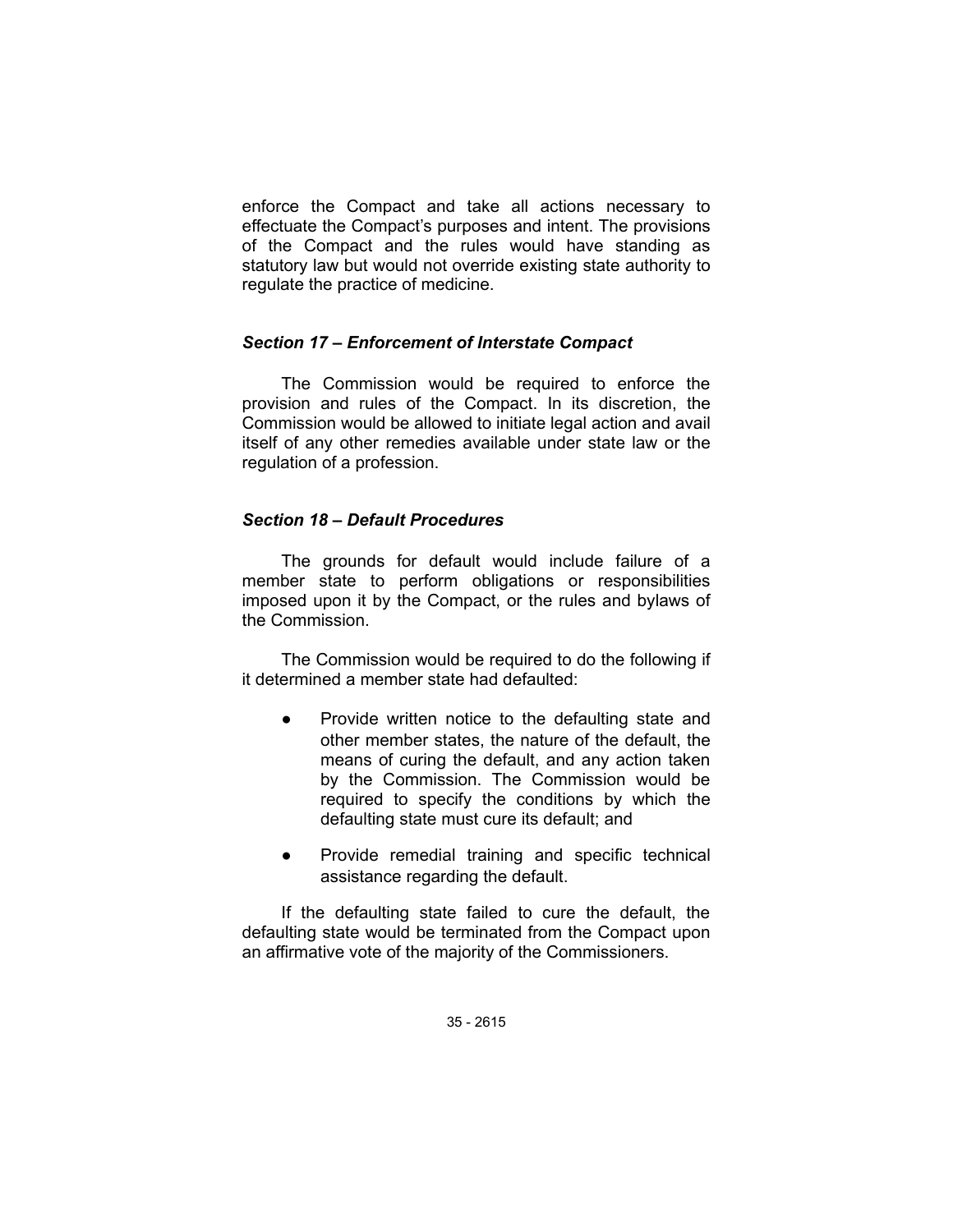enforce the Compact and take all actions necessary to effectuate the Compact's purposes and intent. The provisions of the Compact and the rules would have standing as statutory law but would not override existing state authority to regulate the practice of medicine.

### *Section 17 – Enforcement of Interstate Compact*

The Commission would be required to enforce the provision and rules of the Compact. In its discretion, the Commission would be allowed to initiate legal action and avail itself of any other remedies available under state law or the regulation of a profession.

### *Section 18 – Default Procedures*

The grounds for default would include failure of a member state to perform obligations or responsibilities imposed upon it by the Compact, or the rules and bylaws of the Commission.

The Commission would be required to do the following if it determined a member state had defaulted:

- Provide written notice to the defaulting state and other member states, the nature of the default, the means of curing the default, and any action taken by the Commission. The Commission would be required to specify the conditions by which the defaulting state must cure its default; and
- Provide remedial training and specific technical assistance regarding the default.

If the defaulting state failed to cure the default, the defaulting state would be terminated from the Compact upon an affirmative vote of the majority of the Commissioners.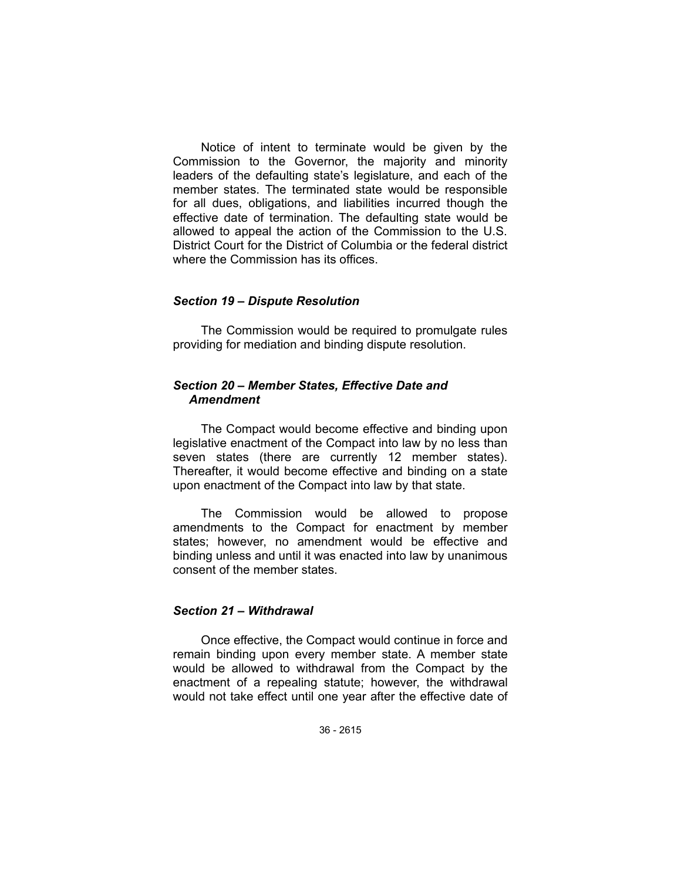Notice of intent to terminate would be given by the Commission to the Governor, the majority and minority leaders of the defaulting state's legislature, and each of the member states. The terminated state would be responsible for all dues, obligations, and liabilities incurred though the effective date of termination. The defaulting state would be allowed to appeal the action of the Commission to the U.S. District Court for the District of Columbia or the federal district where the Commission has its offices.

### *Section 19 – Dispute Resolution*

The Commission would be required to promulgate rules providing for mediation and binding dispute resolution.

### *Section 20 – Member States, Effective Date and Amendment*

The Compact would become effective and binding upon legislative enactment of the Compact into law by no less than seven states (there are currently 12 member states). Thereafter, it would become effective and binding on a state upon enactment of the Compact into law by that state.

The Commission would be allowed to propose amendments to the Compact for enactment by member states; however, no amendment would be effective and binding unless and until it was enacted into law by unanimous consent of the member states.

### *Section 21 – Withdrawal*

Once effective, the Compact would continue in force and remain binding upon every member state. A member state would be allowed to withdrawal from the Compact by the enactment of a repealing statute; however, the withdrawal would not take effect until one year after the effective date of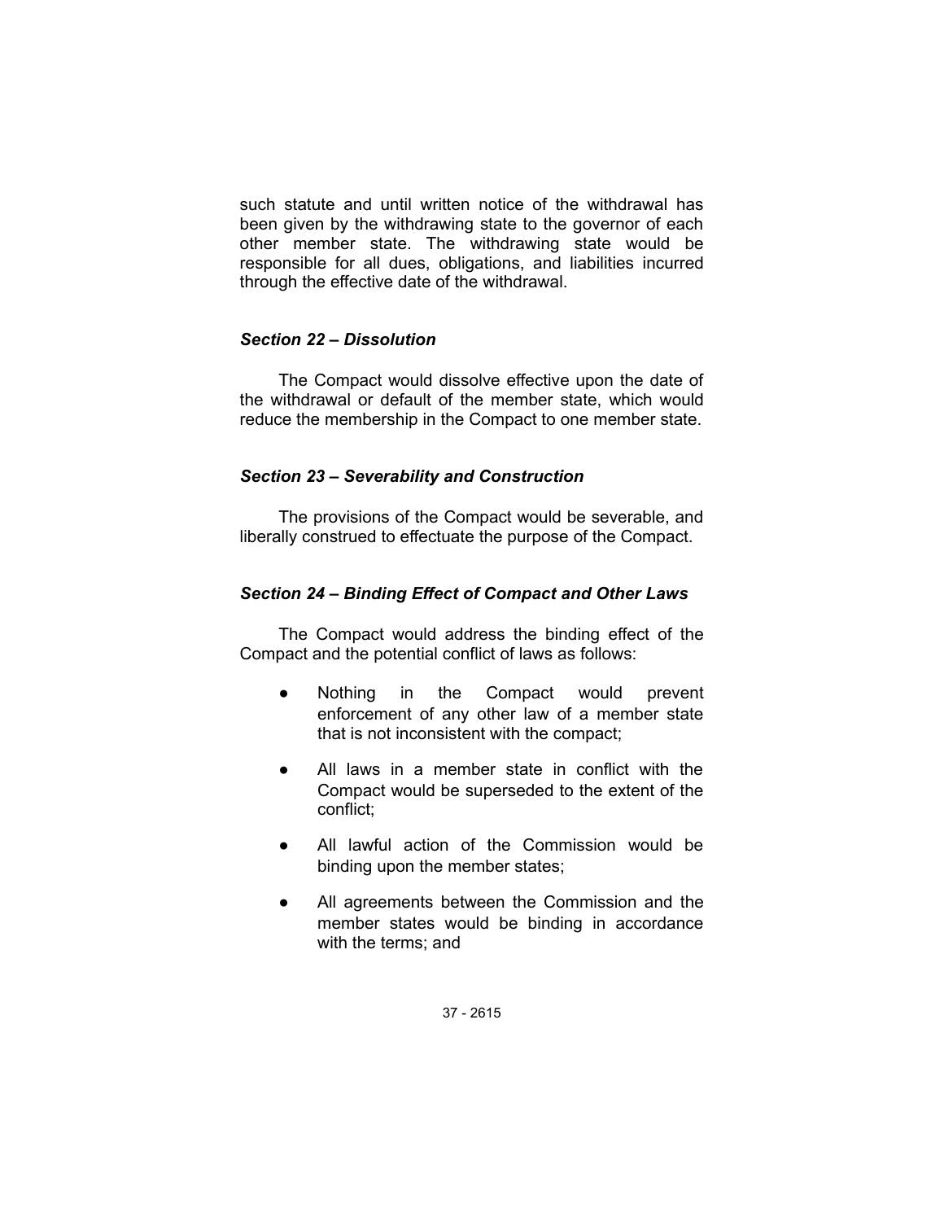such statute and until written notice of the withdrawal has been given by the withdrawing state to the governor of each other member state. The withdrawing state would be responsible for all dues, obligations, and liabilities incurred through the effective date of the withdrawal.

### *Section 22 – Dissolution*

The Compact would dissolve effective upon the date of the withdrawal or default of the member state, which would reduce the membership in the Compact to one member state.

### *Section 23 – Severability and Construction*

The provisions of the Compact would be severable, and liberally construed to effectuate the purpose of the Compact.

### *Section 24 – Binding Effect of Compact and Other Laws*

The Compact would address the binding effect of the Compact and the potential conflict of laws as follows:

- Nothing in the Compact would prevent enforcement of any other law of a member state that is not inconsistent with the compact;
- All laws in a member state in conflict with the Compact would be superseded to the extent of the conflict;
- All lawful action of the Commission would be binding upon the member states;
- All agreements between the Commission and the member states would be binding in accordance with the terms; and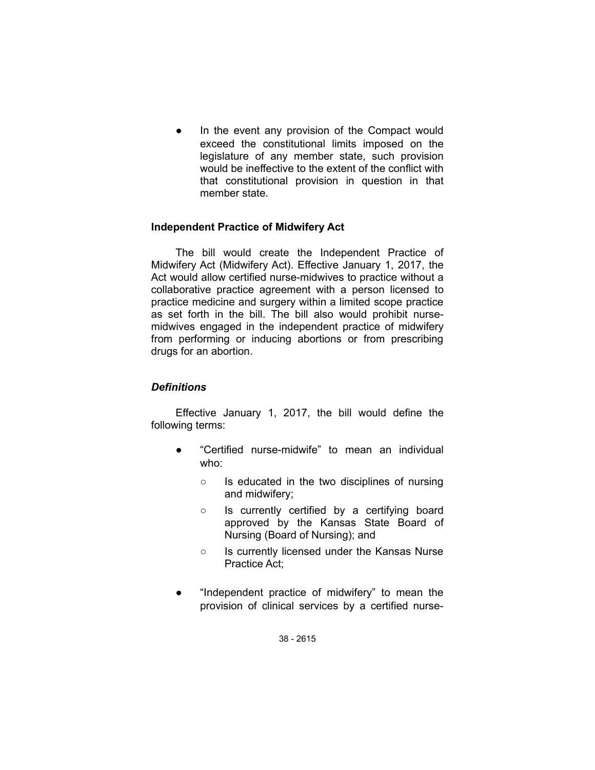- In the event any provision of the Compact would exceed the constitutional limits imposed on the legislature of any member state, such provision would be ineffective to the extent of the conflict with that constitutional provision in question in that member state.

**Independent Practice of Midwifery Act**

The bill would create the Independent Practice of Midwifery Act (Midwifery Act). Effective January 1, 2017, the Act would allow certified nurse-midwives to practice without a collaborative practice agreement with a person licensed to practice medicine and surgery within a limited scope practice as set forth in the bill. The bill also would prohibit nurse-midwives engaged in the independent practice of midwifery from performing or inducing abortions or from prescribing drugs for an abortion.

***Definitions***

Effective January 1, 2017, the bill would define the following terms:

- "Certified nurse-midwife" to mean an individual who:
  - Is educated in the two disciplines of nursing and midwifery;
  - Is currently certified by a certifying board approved by the Kansas State Board of Nursing (Board of Nursing); and
  - Is currently licensed under the Kansas Nurse Practice Act;
- "Independent practice of midwifery" to mean the provision of clinical services by a certified nurse-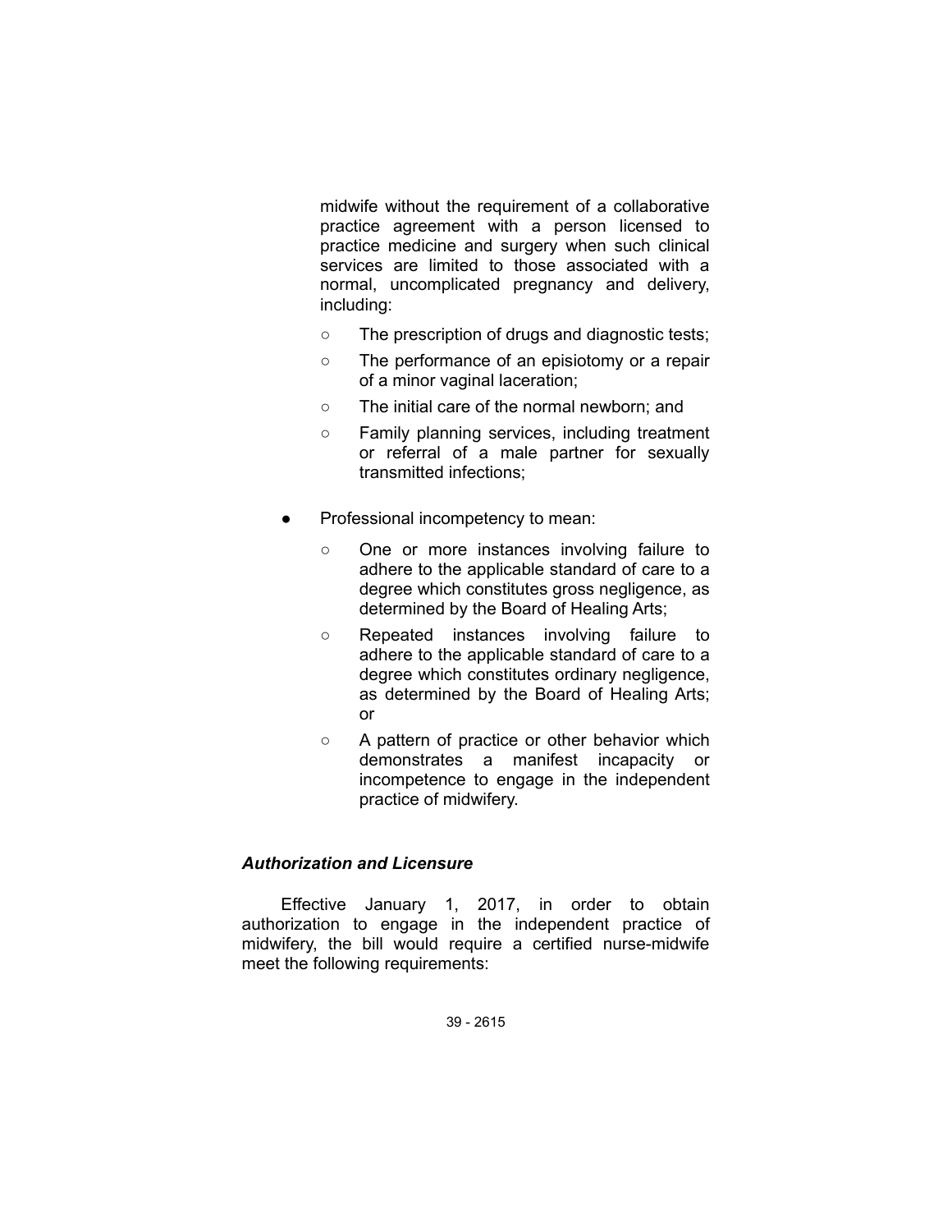midwife without the requirement of a collaborative practice agreement with a person licensed to practice medicine and surgery when such clinical services are limited to those associated with a normal, uncomplicated pregnancy and delivery, including:

  - The prescription of drugs and diagnostic tests;
  - The performance of an episiotomy or a repair of a minor vaginal laceration;
  - The initial care of the normal newborn; and
  - Family planning services, including treatment or referral of a male partner for sexually transmitted infections;

- Professional incompetency to mean:
  - One or more instances involving failure to adhere to the applicable standard of care to a degree which constitutes gross negligence, as determined by the Board of Healing Arts;
  - Repeated instances involving failure to adhere to the applicable standard of care to a degree which constitutes ordinary negligence, as determined by the Board of Healing Arts; or
  - A pattern of practice or other behavior which demonstrates a manifest incapacity or incompetence to engage in the independent practice of midwifery.

***Authorization and Licensure***

Effective January 1, 2017, in order to obtain authorization to engage in the independent practice of midwifery, the bill would require a certified nurse-midwife meet the following requirements: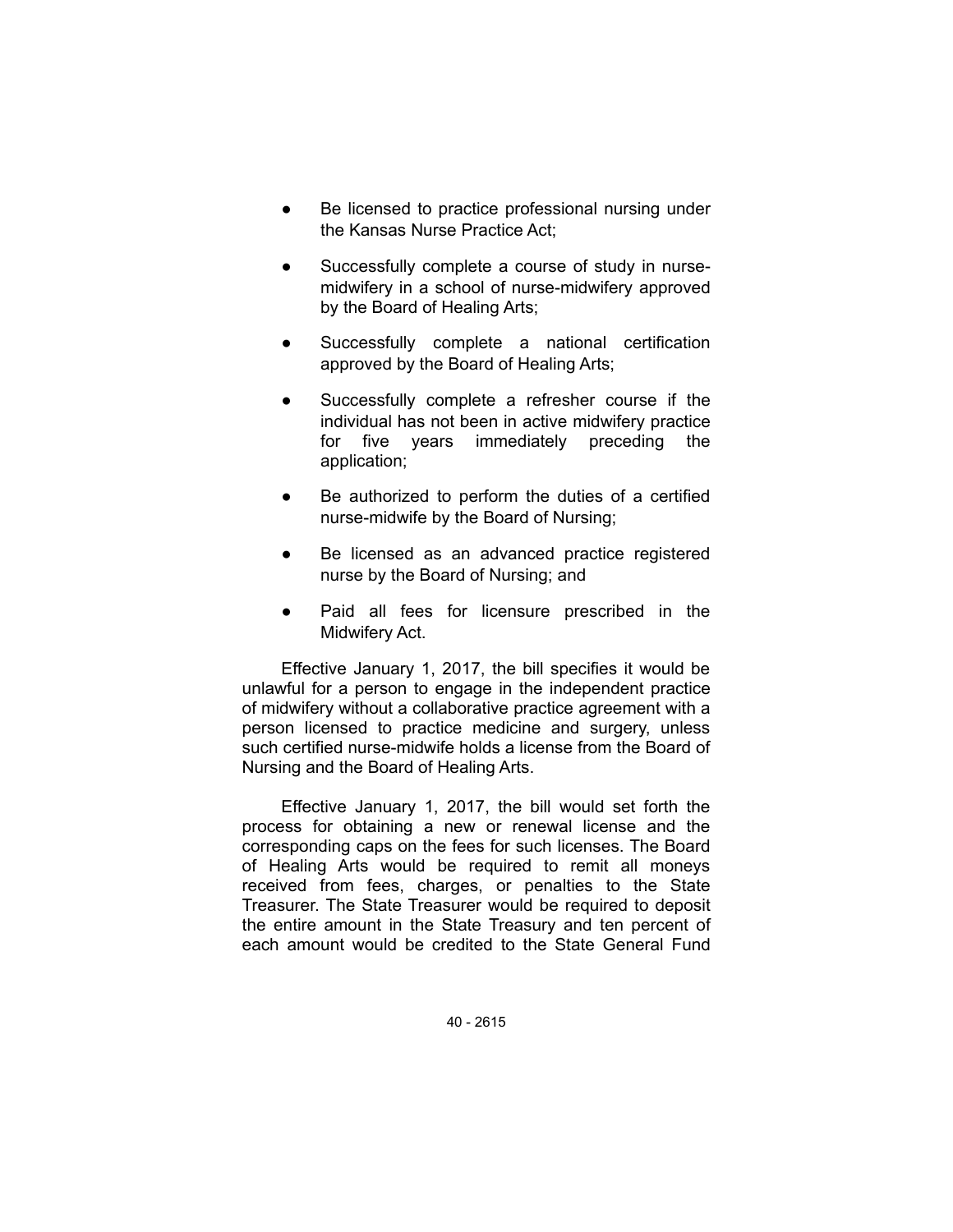- Be licensed to practice professional nursing under the Kansas Nurse Practice Act;
- Successfully complete a course of study in nurse-midwifery in a school of nurse-midwifery approved by the Board of Healing Arts;
- Successfully complete a national certification approved by the Board of Healing Arts;
- Successfully complete a refresher course if the individual has not been in active midwifery practice for five years immediately preceding the application;
- Be authorized to perform the duties of a certified nurse-midwife by the Board of Nursing;
- Be licensed as an advanced practice registered nurse by the Board of Nursing; and
- Paid all fees for licensure prescribed in the Midwifery Act.

Effective January 1, 2017, the bill specifies it would be unlawful for a person to engage in the independent practice of midwifery without a collaborative practice agreement with a person licensed to practice medicine and surgery, unless such certified nurse-midwife holds a license from the Board of Nursing and the Board of Healing Arts.

Effective January 1, 2017, the bill would set forth the process for obtaining a new or renewal license and the corresponding caps on the fees for such licenses. The Board of Healing Arts would be required to remit all moneys received from fees, charges, or penalties to the State Treasurer. The State Treasurer would be required to deposit the entire amount in the State Treasury and ten percent of each amount would be credited to the State General Fund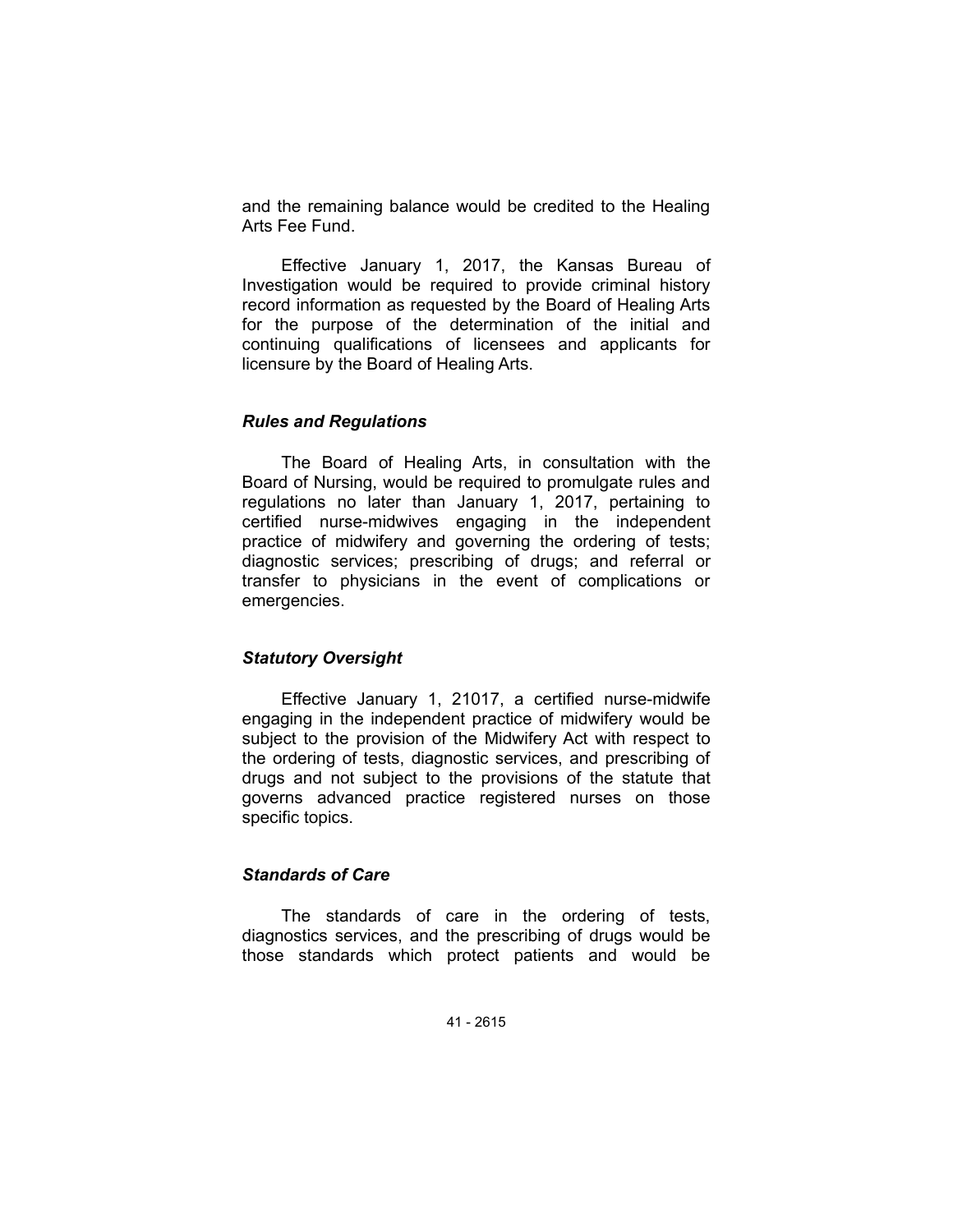and the remaining balance would be credited to the Healing Arts Fee Fund.

Effective January 1, 2017, the Kansas Bureau of Investigation would be required to provide criminal history record information as requested by the Board of Healing Arts for the purpose of the determination of the initial and continuing qualifications of licensees and applicants for licensure by the Board of Healing Arts.

### *Rules and Regulations*

The Board of Healing Arts, in consultation with the Board of Nursing, would be required to promulgate rules and regulations no later than January 1, 2017, pertaining to certified nurse-midwives engaging in the independent practice of midwifery and governing the ordering of tests; diagnostic services; prescribing of drugs; and referral or transfer to physicians in the event of complications or emergencies.

### *Statutory Oversight*

Effective January 1, 21017, a certified nurse-midwife engaging in the independent practice of midwifery would be subject to the provision of the Midwifery Act with respect to the ordering of tests, diagnostic services, and prescribing of drugs and not subject to the provisions of the statute that governs advanced practice registered nurses on those specific topics.

### *Standards of Care*

The standards of care in the ordering of tests, diagnostics services, and the prescribing of drugs would be those standards which protect patients and would be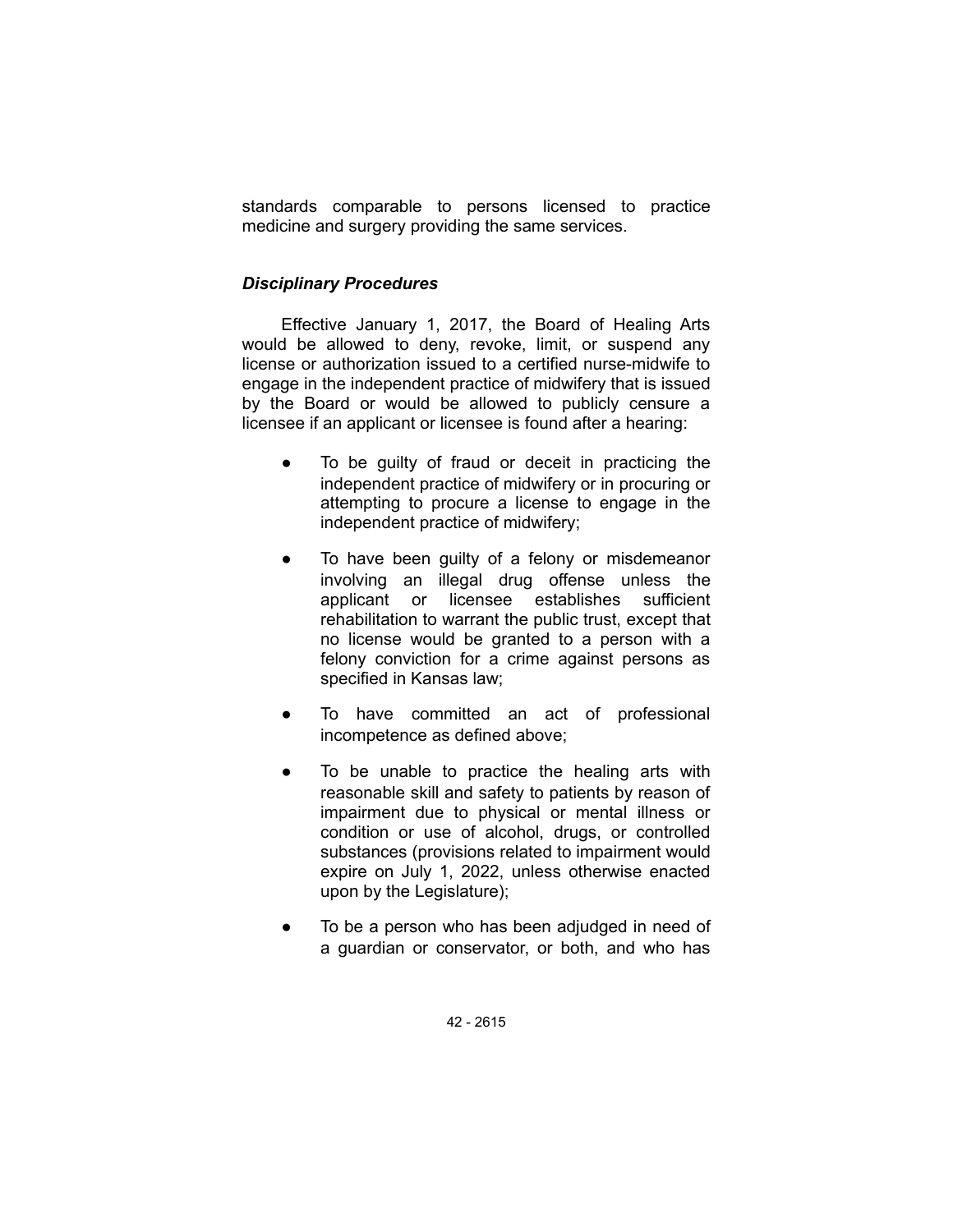standards comparable to persons licensed to practice medicine and surgery providing the same services.

### *Disciplinary Procedures*

Effective January 1, 2017, the Board of Healing Arts would be allowed to deny, revoke, limit, or suspend any license or authorization issued to a certified nurse-midwife to engage in the independent practice of midwifery that is issued by the Board or would be allowed to publicly censure a licensee if an applicant or licensee is found after a hearing:

- To be guilty of fraud or deceit in practicing the independent practice of midwifery or in procuring or attempting to procure a license to engage in the independent practice of midwifery;
- To have been guilty of a felony or misdemeanor involving an illegal drug offense unless the applicant or licensee establishes sufficient rehabilitation to warrant the public trust, except that no license would be granted to a person with a felony conviction for a crime against persons as specified in Kansas law;
- To have committed an act of professional incompetence as defined above;
- To be unable to practice the healing arts with reasonable skill and safety to patients by reason of impairment due to physical or mental illness or condition or use of alcohol, drugs, or controlled substances (provisions related to impairment would expire on July 1, 2022, unless otherwise enacted upon by the Legislature);
- To be a person who has been adjudged in need of a guardian or conservator, or both, and who has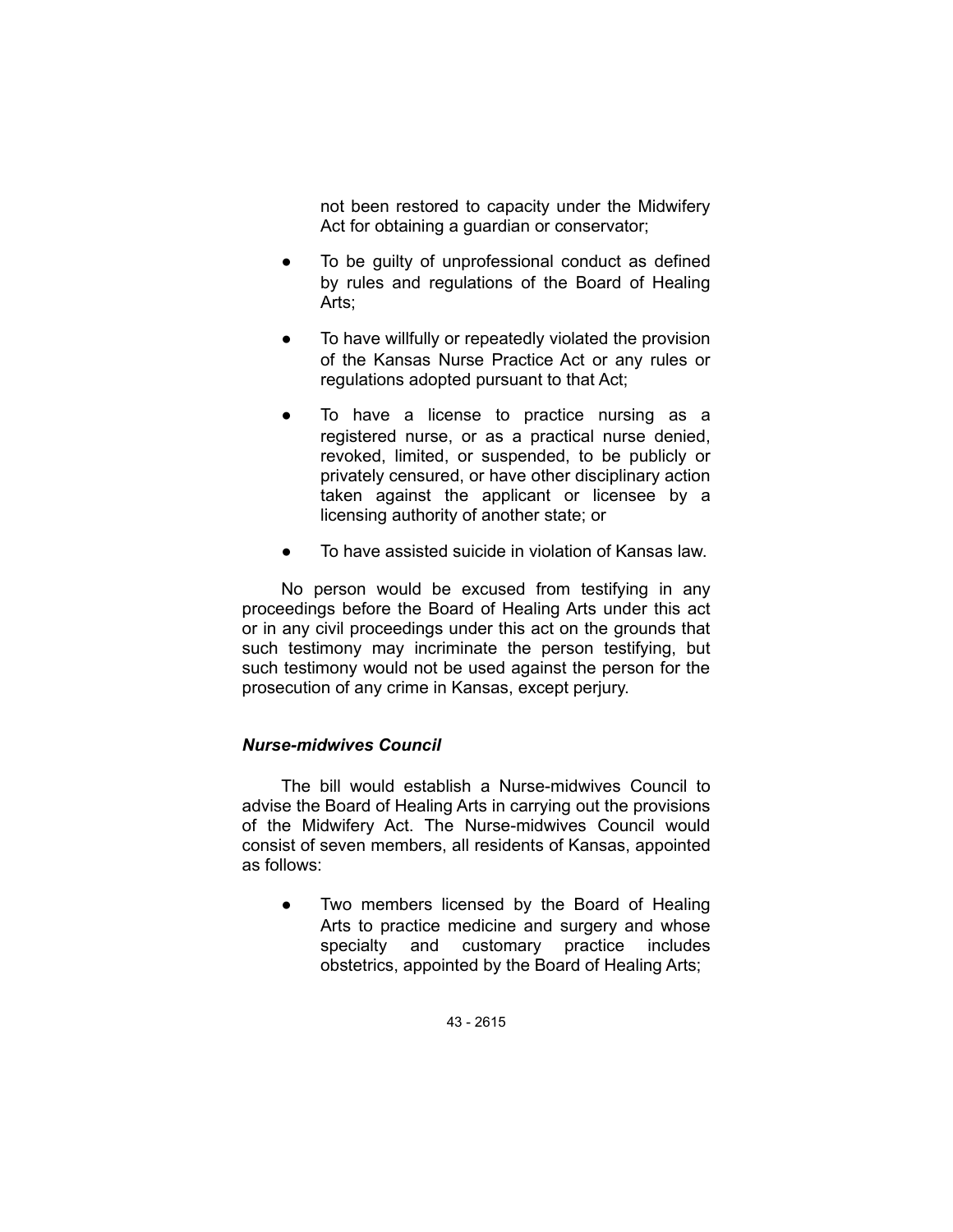not been restored to capacity under the Midwifery Act for obtaining a guardian or conservator;

- To be guilty of unprofessional conduct as defined by rules and regulations of the Board of Healing Arts;
- To have willfully or repeatedly violated the provision of the Kansas Nurse Practice Act or any rules or regulations adopted pursuant to that Act;
- To have a license to practice nursing as a registered nurse, or as a practical nurse denied, revoked, limited, or suspended, to be publicly or privately censured, or have other disciplinary action taken against the applicant or licensee by a licensing authority of another state; or
- To have assisted suicide in violation of Kansas law.

No person would be excused from testifying in any proceedings before the Board of Healing Arts under this act or in any civil proceedings under this act on the grounds that such testimony may incriminate the person testifying, but such testimony would not be used against the person for the prosecution of any crime in Kansas, except perjury.

***Nurse-midwives Council***

The bill would establish a Nurse-midwives Council to advise the Board of Healing Arts in carrying out the provisions of the Midwifery Act. The Nurse-midwives Council would consist of seven members, all residents of Kansas, appointed as follows:

- Two members licensed by the Board of Healing Arts to practice medicine and surgery and whose specialty and customary practice includes obstetrics, appointed by the Board of Healing Arts;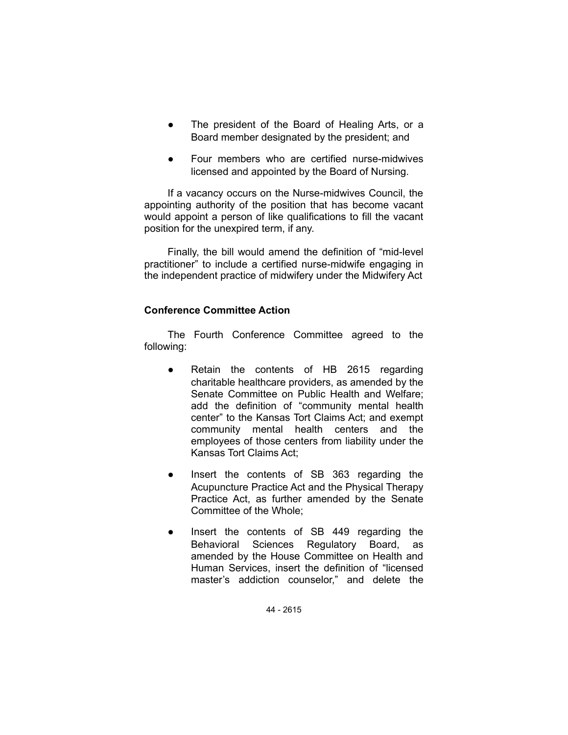- The president of the Board of Healing Arts, or a Board member designated by the president; and
- Four members who are certified nurse-midwives licensed and appointed by the Board of Nursing.

If a vacancy occurs on the Nurse-midwives Council, the appointing authority of the position that has become vacant would appoint a person of like qualifications to fill the vacant position for the unexpired term, if any.

Finally, the bill would amend the definition of "mid-level practitioner" to include a certified nurse-midwife engaging in the independent practice of midwifery under the Midwifery Act

**Conference Committee Action**

The Fourth Conference Committee agreed to the following:

- Retain the contents of HB 2615 regarding charitable healthcare providers, as amended by the Senate Committee on Public Health and Welfare; add the definition of "community mental health center" to the Kansas Tort Claims Act; and exempt community mental health centers and the employees of those centers from liability under the Kansas Tort Claims Act;
- Insert the contents of SB 363 regarding the Acupuncture Practice Act and the Physical Therapy Practice Act, as further amended by the Senate Committee of the Whole;
- Insert the contents of SB 449 regarding the Behavioral Sciences Regulatory Board, as amended by the House Committee on Health and Human Services, insert the definition of "licensed master's addiction counselor," and delete the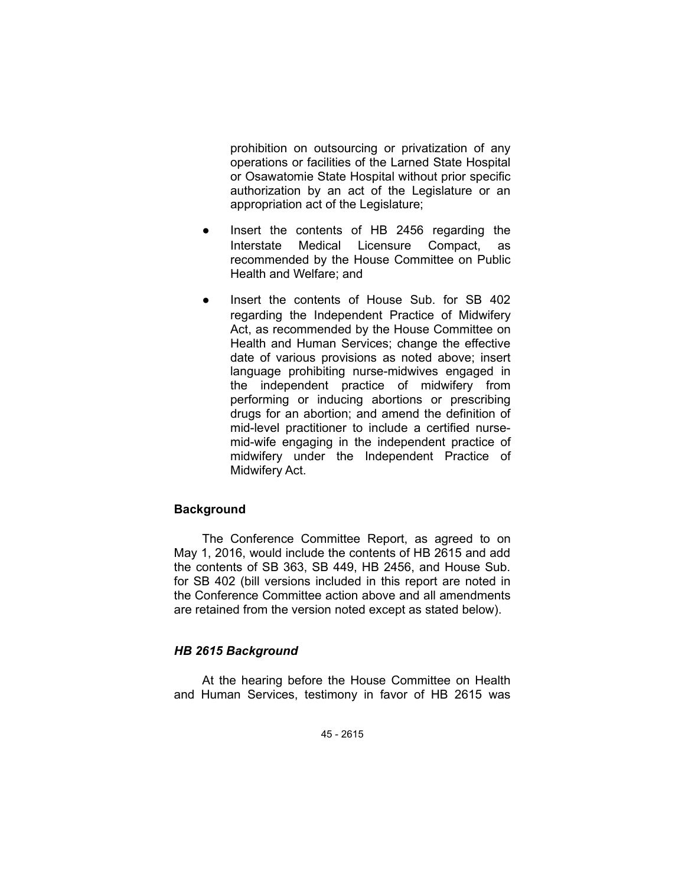prohibition on outsourcing or privatization of any operations or facilities of the Larned State Hospital or Osawatomie State Hospital without prior specific authorization by an act of the Legislature or an appropriation act of the Legislature;

- Insert the contents of HB 2456 regarding the Interstate Medical Licensure Compact, as recommended by the House Committee on Public Health and Welfare; and
- Insert the contents of House Sub. for SB 402 regarding the Independent Practice of Midwifery Act, as recommended by the House Committee on Health and Human Services; change the effective date of various provisions as noted above; insert language prohibiting nurse-midwives engaged in the independent practice of midwifery from performing or inducing abortions or prescribing drugs for an abortion; and amend the definition of mid-level practitioner to include a certified nurse-mid-wife engaging in the independent practice of midwifery under the Independent Practice of Midwifery Act.

## Background

The Conference Committee Report, as agreed to on May 1, 2016, would include the contents of HB 2615 and add the contents of SB 363, SB 449, HB 2456, and House Sub. for SB 402 (bill versions included in this report are noted in the Conference Committee action above and all amendments are retained from the version noted except as stated below).

### *HB 2615 Background*

At the hearing before the House Committee on Health and Human Services, testimony in favor of HB 2615 was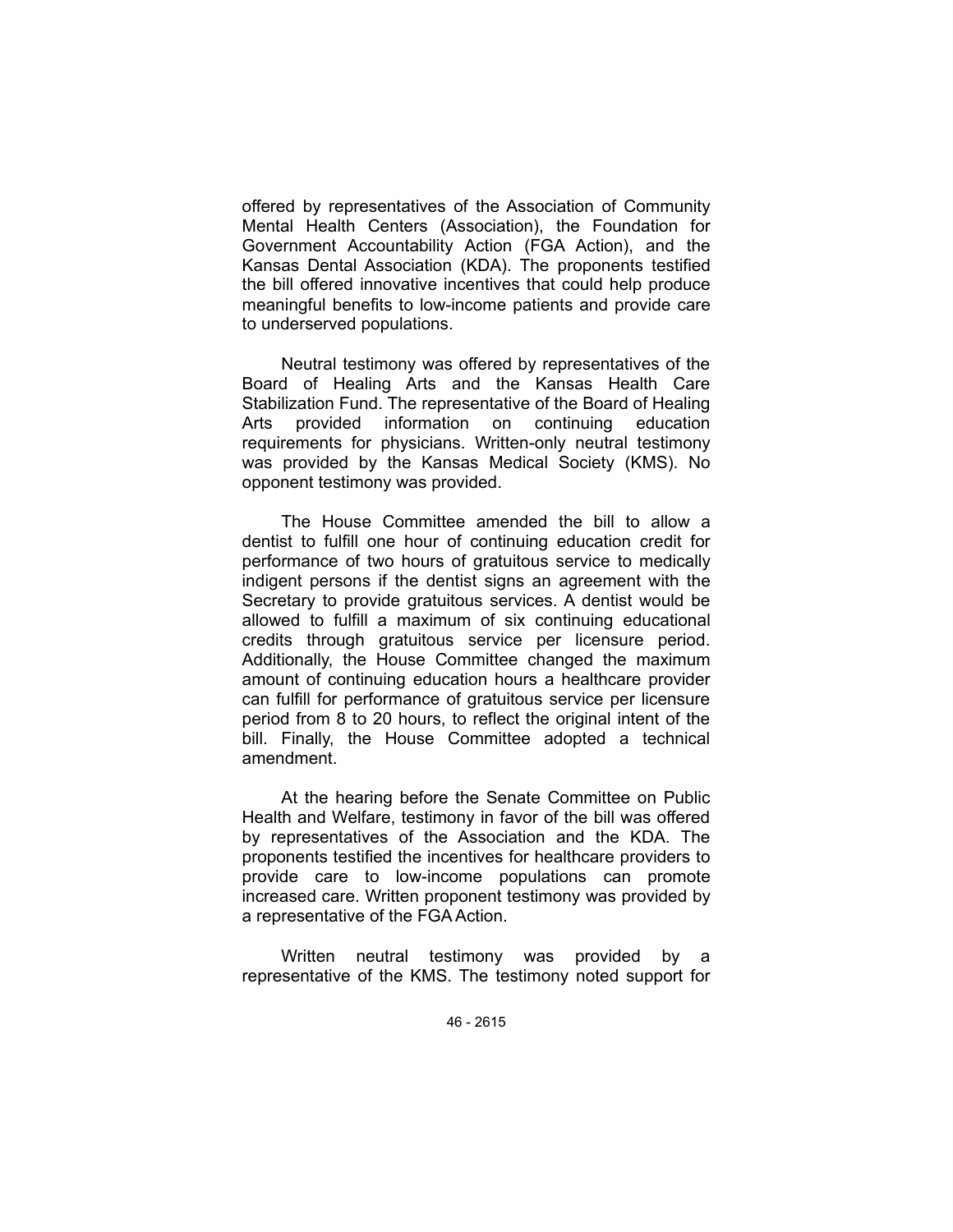offered by representatives of the Association of Community Mental Health Centers (Association), the Foundation for Government Accountability Action (FGA Action), and the Kansas Dental Association (KDA). The proponents testified the bill offered innovative incentives that could help produce meaningful benefits to low-income patients and provide care to underserved populations.

Neutral testimony was offered by representatives of the Board of Healing Arts and the Kansas Health Care Stabilization Fund. The representative of the Board of Healing Arts provided information on continuing education requirements for physicians. Written-only neutral testimony was provided by the Kansas Medical Society (KMS). No opponent testimony was provided.

The House Committee amended the bill to allow a dentist to fulfill one hour of continuing education credit for performance of two hours of gratuitous service to medically indigent persons if the dentist signs an agreement with the Secretary to provide gratuitous services. A dentist would be allowed to fulfill a maximum of six continuing educational credits through gratuitous service per licensure period. Additionally, the House Committee changed the maximum amount of continuing education hours a healthcare provider can fulfill for performance of gratuitous service per licensure period from 8 to 20 hours, to reflect the original intent of the bill. Finally, the House Committee adopted a technical amendment.

At the hearing before the Senate Committee on Public Health and Welfare, testimony in favor of the bill was offered by representatives of the Association and the KDA. The proponents testified the incentives for healthcare providers to provide care to low-income populations can promote increased care. Written proponent testimony was provided by a representative of the FGA Action.

Written neutral testimony was provided by a representative of the KMS. The testimony noted support for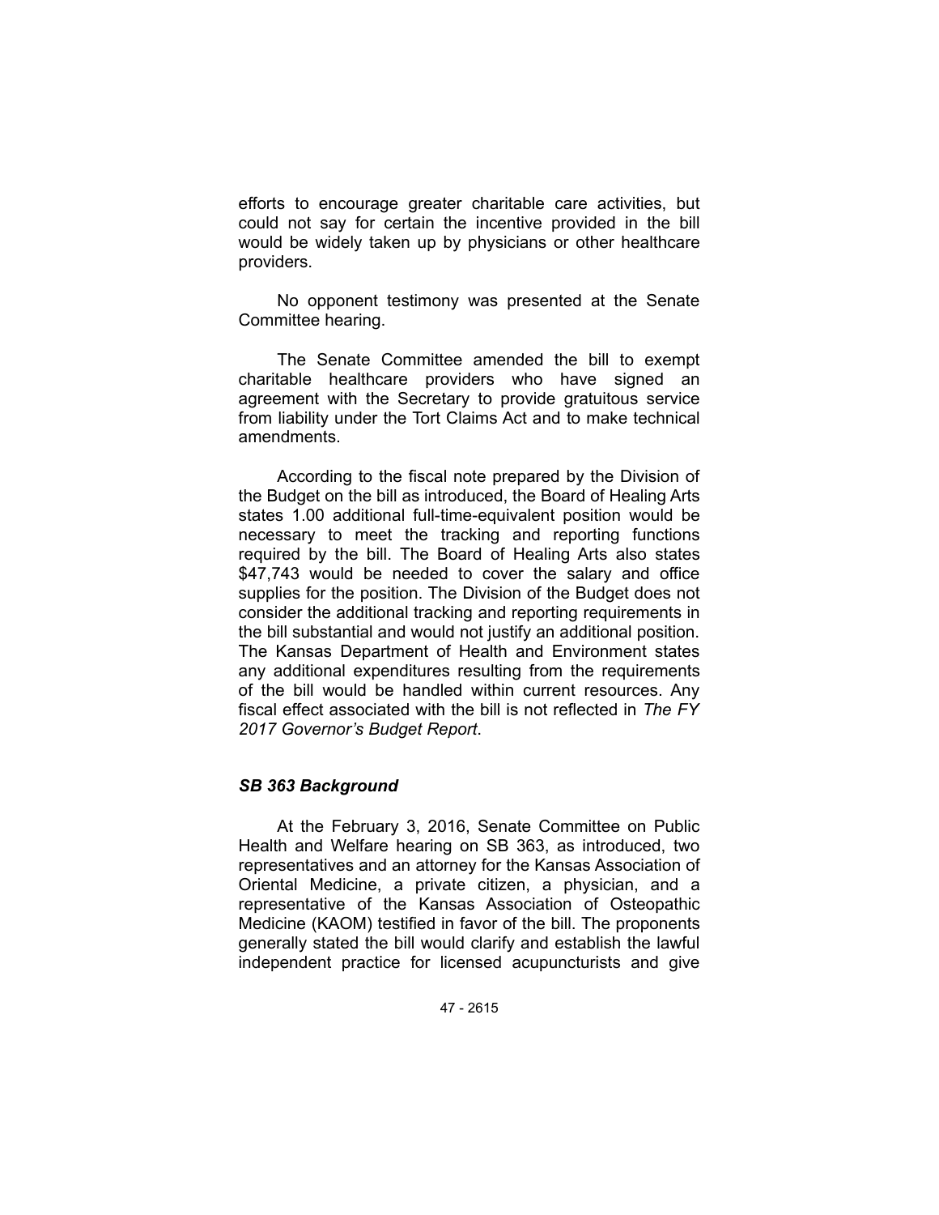efforts to encourage greater charitable care activities, but could not say for certain the incentive provided in the bill would be widely taken up by physicians or other healthcare providers.

No opponent testimony was presented at the Senate Committee hearing.

The Senate Committee amended the bill to exempt charitable healthcare providers who have signed an agreement with the Secretary to provide gratuitous service from liability under the Tort Claims Act and to make technical amendments.

According to the fiscal note prepared by the Division of the Budget on the bill as introduced, the Board of Healing Arts states 1.00 additional full-time-equivalent position would be necessary to meet the tracking and reporting functions required by the bill. The Board of Healing Arts also states $47,743 would be needed to cover the salary and office supplies for the position. The Division of the Budget does not consider the additional tracking and reporting requirements in the bill substantial and would not justify an additional position. The Kansas Department of Health and Environment states any additional expenditures resulting from the requirements of the bill would be handled within current resources. Any fiscal effect associated with the bill is not reflected in *The FY 2017 Governor's Budget Report*.

### *SB 363 Background*

At the February 3, 2016, Senate Committee on Public Health and Welfare hearing on SB 363, as introduced, two representatives and an attorney for the Kansas Association of Oriental Medicine, a private citizen, a physician, and a representative of the Kansas Association of Osteopathic Medicine (KAOM) testified in favor of the bill. The proponents generally stated the bill would clarify and establish the lawful independent practice for licensed acupuncturists and give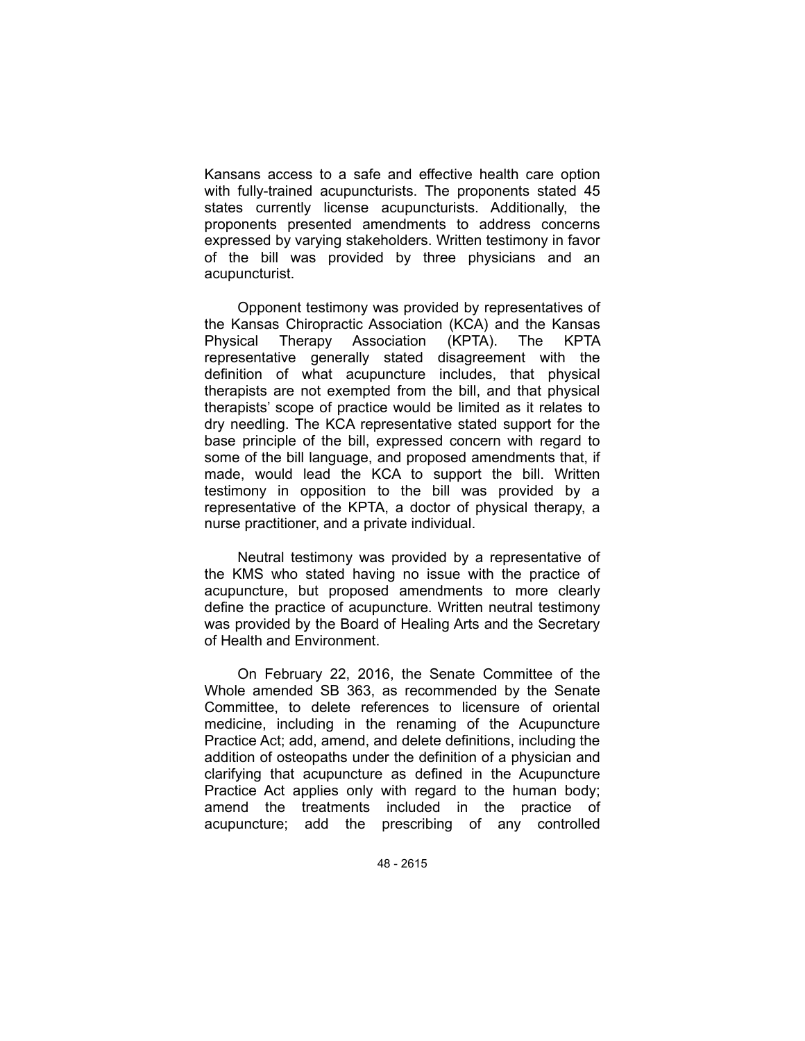Kansans access to a safe and effective health care option with fully-trained acupuncturists. The proponents stated 45 states currently license acupuncturists. Additionally, the proponents presented amendments to address concerns expressed by varying stakeholders. Written testimony in favor of the bill was provided by three physicians and an acupuncturist.

Opponent testimony was provided by representatives of the Kansas Chiropractic Association (KCA) and the Kansas Physical Therapy Association (KPTA). The KPTA representative generally stated disagreement with the definition of what acupuncture includes, that physical therapists are not exempted from the bill, and that physical therapists' scope of practice would be limited as it relates to dry needling. The KCA representative stated support for the base principle of the bill, expressed concern with regard to some of the bill language, and proposed amendments that, if made, would lead the KCA to support the bill. Written testimony in opposition to the bill was provided by a representative of the KPTA, a doctor of physical therapy, a nurse practitioner, and a private individual.

Neutral testimony was provided by a representative of the KMS who stated having no issue with the practice of acupuncture, but proposed amendments to more clearly define the practice of acupuncture. Written neutral testimony was provided by the Board of Healing Arts and the Secretary of Health and Environment.

On February 22, 2016, the Senate Committee of the Whole amended SB 363, as recommended by the Senate Committee, to delete references to licensure of oriental medicine, including in the renaming of the Acupuncture Practice Act; add, amend, and delete definitions, including the addition of osteopaths under the definition of a physician and clarifying that acupuncture as defined in the Acupuncture Practice Act applies only with regard to the human body; amend the treatments included in the practice of acupuncture; add the prescribing of any controlled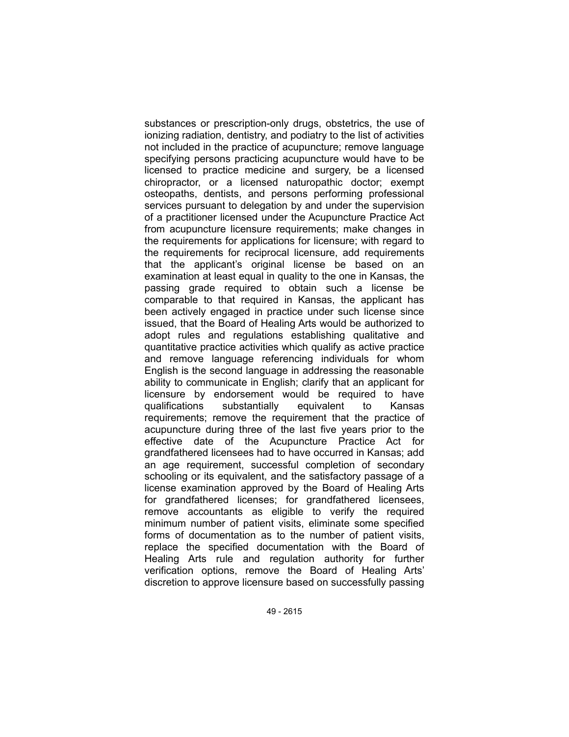substances or prescription-only drugs, obstetrics, the use of ionizing radiation, dentistry, and podiatry to the list of activities not included in the practice of acupuncture; remove language specifying persons practicing acupuncture would have to be licensed to practice medicine and surgery, be a licensed chiropractor, or a licensed naturopathic doctor; exempt osteopaths, dentists, and persons performing professional services pursuant to delegation by and under the supervision of a practitioner licensed under the Acupuncture Practice Act from acupuncture licensure requirements; make changes in the requirements for applications for licensure; with regard to the requirements for reciprocal licensure, add requirements that the applicant's original license be based on an examination at least equal in quality to the one in Kansas, the passing grade required to obtain such a license be comparable to that required in Kansas, the applicant has been actively engaged in practice under such license since issued, that the Board of Healing Arts would be authorized to adopt rules and regulations establishing qualitative and quantitative practice activities which qualify as active practice and remove language referencing individuals for whom English is the second language in addressing the reasonable ability to communicate in English; clarify that an applicant for licensure by endorsement would be required to have qualifications substantially equivalent to Kansas requirements; remove the requirement that the practice of acupuncture during three of the last five years prior to the effective date of the Acupuncture Practice Act for grandfathered licensees had to have occurred in Kansas; add an age requirement, successful completion of secondary schooling or its equivalent, and the satisfactory passage of a license examination approved by the Board of Healing Arts for grandfathered licenses; for grandfathered licensees, remove accountants as eligible to verify the required minimum number of patient visits, eliminate some specified forms of documentation as to the number of patient visits, replace the specified documentation with the Board of Healing Arts rule and regulation authority for further verification options, remove the Board of Healing Arts' discretion to approve licensure based on successfully passing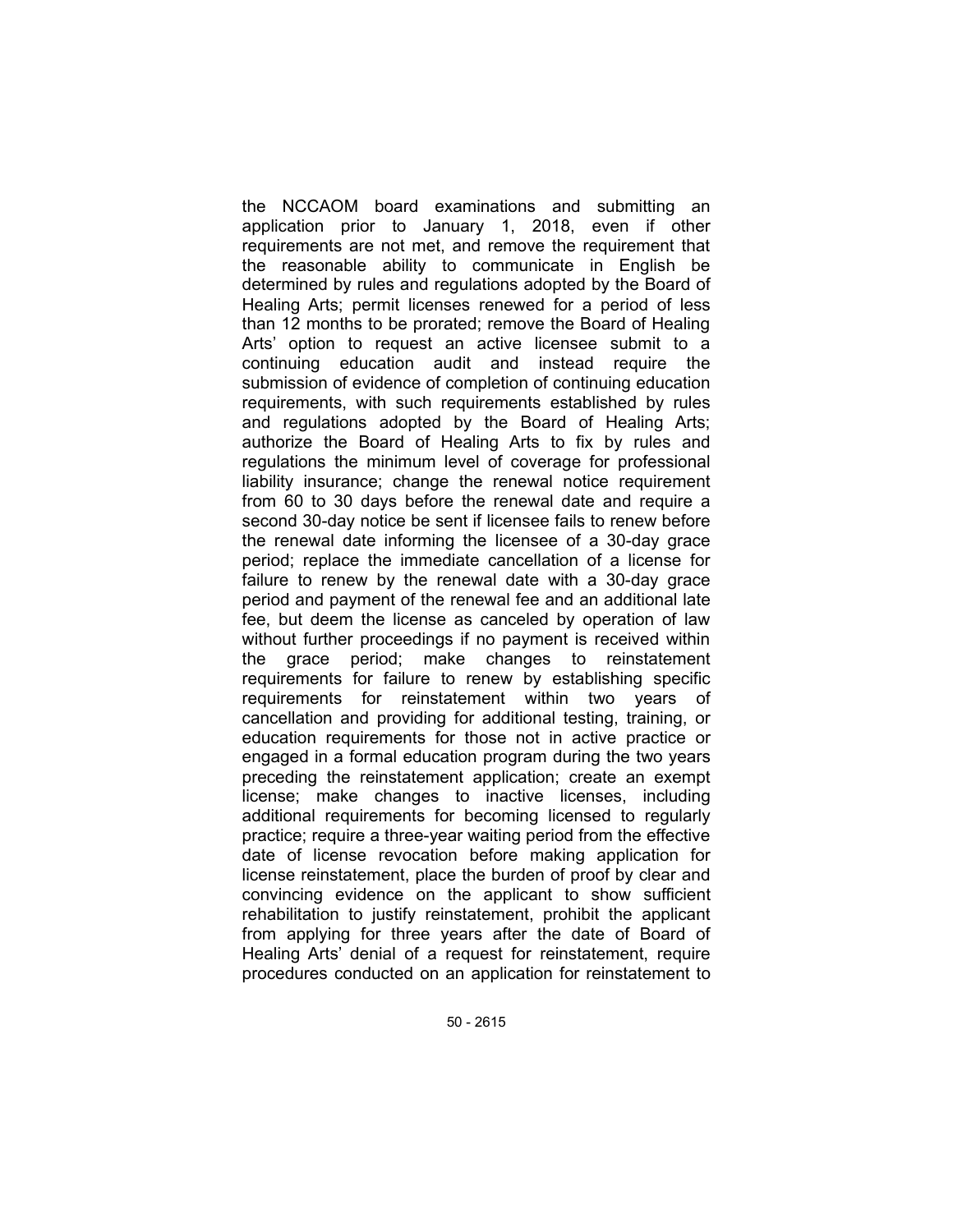the NCCAOM board examinations and submitting an application prior to January 1, 2018, even if other requirements are not met, and remove the requirement that the reasonable ability to communicate in English be determined by rules and regulations adopted by the Board of Healing Arts; permit licenses renewed for a period of less than 12 months to be prorated; remove the Board of Healing Arts' option to request an active licensee submit to a continuing education audit and instead require the submission of evidence of completion of continuing education requirements, with such requirements established by rules and regulations adopted by the Board of Healing Arts; authorize the Board of Healing Arts to fix by rules and regulations the minimum level of coverage for professional liability insurance; change the renewal notice requirement from 60 to 30 days before the renewal date and require a second 30-day notice be sent if licensee fails to renew before the renewal date informing the licensee of a 30-day grace period; replace the immediate cancellation of a license for failure to renew by the renewal date with a 30-day grace period and payment of the renewal fee and an additional late fee, but deem the license as canceled by operation of law without further proceedings if no payment is received within the grace period; make changes to reinstatement requirements for failure to renew by establishing specific requirements for reinstatement within two years of cancellation and providing for additional testing, training, or education requirements for those not in active practice or engaged in a formal education program during the two years preceding the reinstatement application; create an exempt license; make changes to inactive licenses, including additional requirements for becoming licensed to regularly practice; require a three-year waiting period from the effective date of license revocation before making application for license reinstatement, place the burden of proof by clear and convincing evidence on the applicant to show sufficient rehabilitation to justify reinstatement, prohibit the applicant from applying for three years after the date of Board of Healing Arts' denial of a request for reinstatement, require procedures conducted on an application for reinstatement to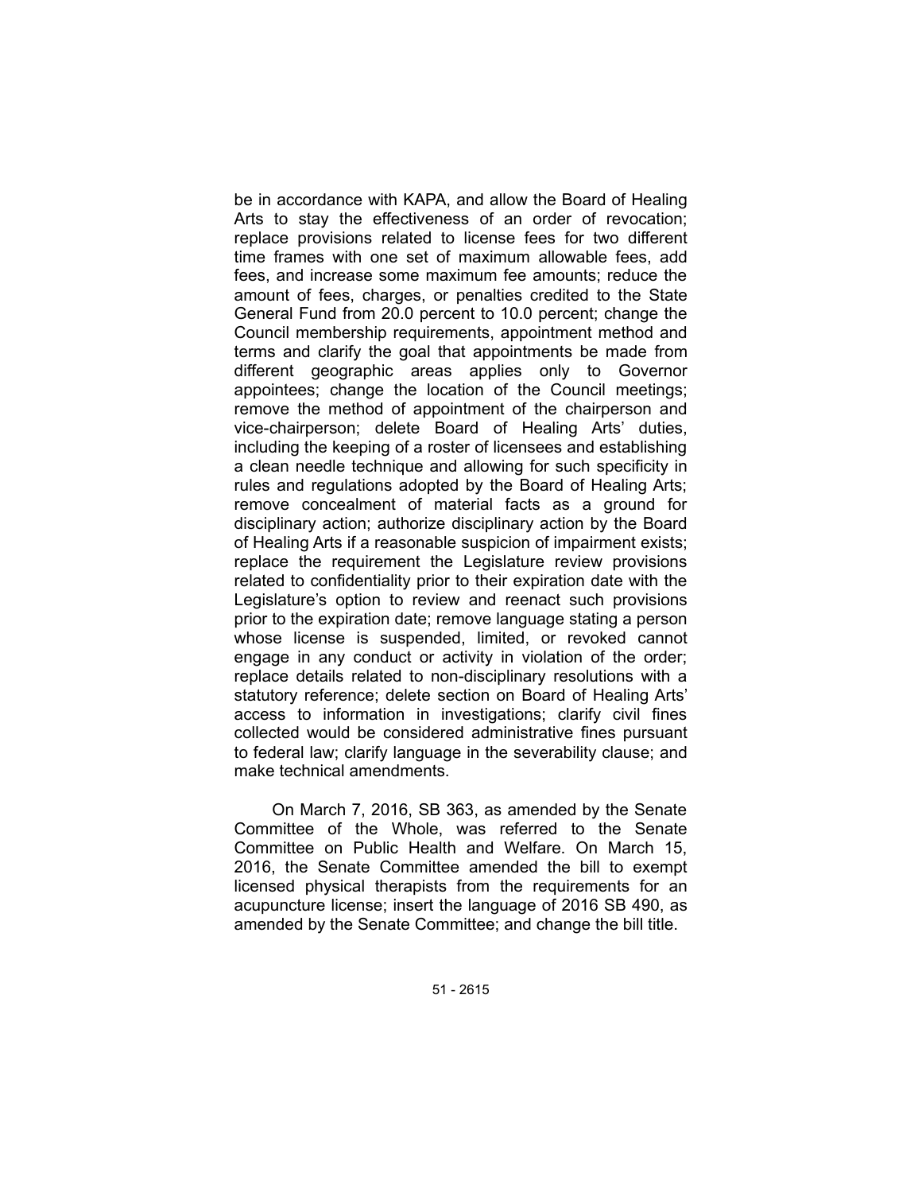be in accordance with KAPA, and allow the Board of Healing Arts to stay the effectiveness of an order of revocation; replace provisions related to license fees for two different time frames with one set of maximum allowable fees, add fees, and increase some maximum fee amounts; reduce the amount of fees, charges, or penalties credited to the State General Fund from 20.0 percent to 10.0 percent; change the Council membership requirements, appointment method and terms and clarify the goal that appointments be made from different geographic areas applies only to Governor appointees; change the location of the Council meetings; remove the method of appointment of the chairperson and vice-chairperson; delete Board of Healing Arts' duties, including the keeping of a roster of licensees and establishing a clean needle technique and allowing for such specificity in rules and regulations adopted by the Board of Healing Arts; remove concealment of material facts as a ground for disciplinary action; authorize disciplinary action by the Board of Healing Arts if a reasonable suspicion of impairment exists; replace the requirement the Legislature review provisions related to confidentiality prior to their expiration date with the Legislature's option to review and reenact such provisions prior to the expiration date; remove language stating a person whose license is suspended, limited, or revoked cannot engage in any conduct or activity in violation of the order; replace details related to non-disciplinary resolutions with a statutory reference; delete section on Board of Healing Arts' access to information in investigations; clarify civil fines collected would be considered administrative fines pursuant to federal law; clarify language in the severability clause; and make technical amendments.

On March 7, 2016, SB 363, as amended by the Senate Committee of the Whole, was referred to the Senate Committee on Public Health and Welfare. On March 15, 2016, the Senate Committee amended the bill to exempt licensed physical therapists from the requirements for an acupuncture license; insert the language of 2016 SB 490, as amended by the Senate Committee; and change the bill title.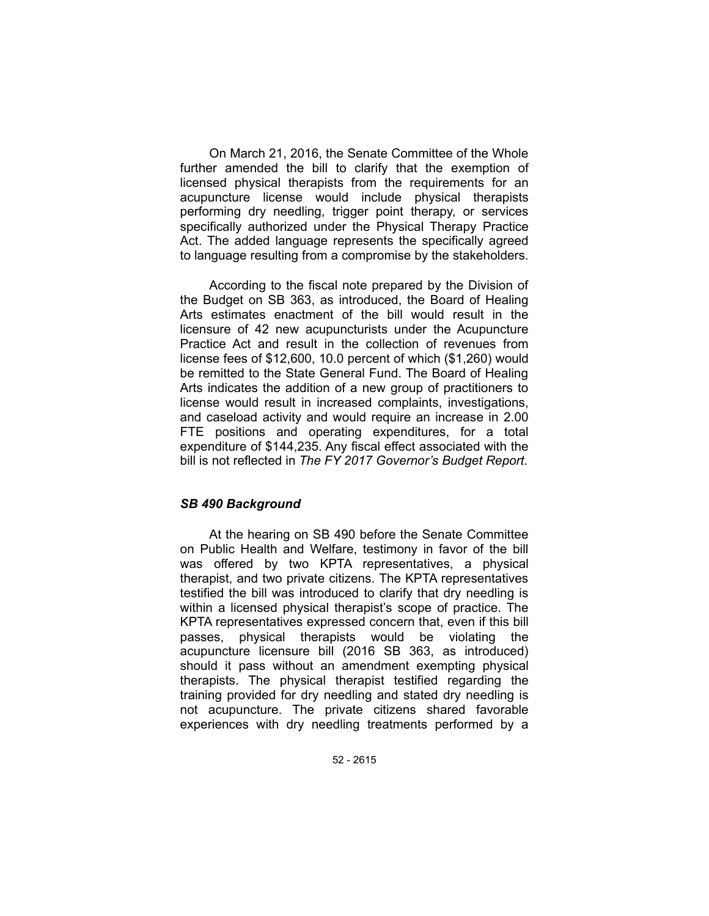On March 21, 2016, the Senate Committee of the Whole further amended the bill to clarify that the exemption of licensed physical therapists from the requirements for an acupuncture license would include physical therapists performing dry needling, trigger point therapy, or services specifically authorized under the Physical Therapy Practice Act. The added language represents the specifically agreed to language resulting from a compromise by the stakeholders.

According to the fiscal note prepared by the Division of the Budget on SB 363, as introduced, the Board of Healing Arts estimates enactment of the bill would result in the licensure of 42 new acupuncturists under the Acupuncture Practice Act and result in the collection of revenues from license fees of $12,600, 10.0 percent of which ($1,260) would be remitted to the State General Fund. The Board of Healing Arts indicates the addition of a new group of practitioners to license would result in increased complaints, investigations, and caseload activity and would require an increase in 2.00 FTE positions and operating expenditures, for a total expenditure of $144,235. Any fiscal effect associated with the bill is not reflected in *The FY 2017 Governor's Budget Report*.

### *SB 490 Background*

At the hearing on SB 490 before the Senate Committee on Public Health and Welfare, testimony in favor of the bill was offered by two KPTA representatives, a physical therapist, and two private citizens. The KPTA representatives testified the bill was introduced to clarify that dry needling is within a licensed physical therapist's scope of practice. The KPTA representatives expressed concern that, even if this bill passes, physical therapists would be violating the acupuncture licensure bill (2016 SB 363, as introduced) should it pass without an amendment exempting physical therapists. The physical therapist testified regarding the training provided for dry needling and stated dry needling is not acupuncture. The private citizens shared favorable experiences with dry needling treatments performed by a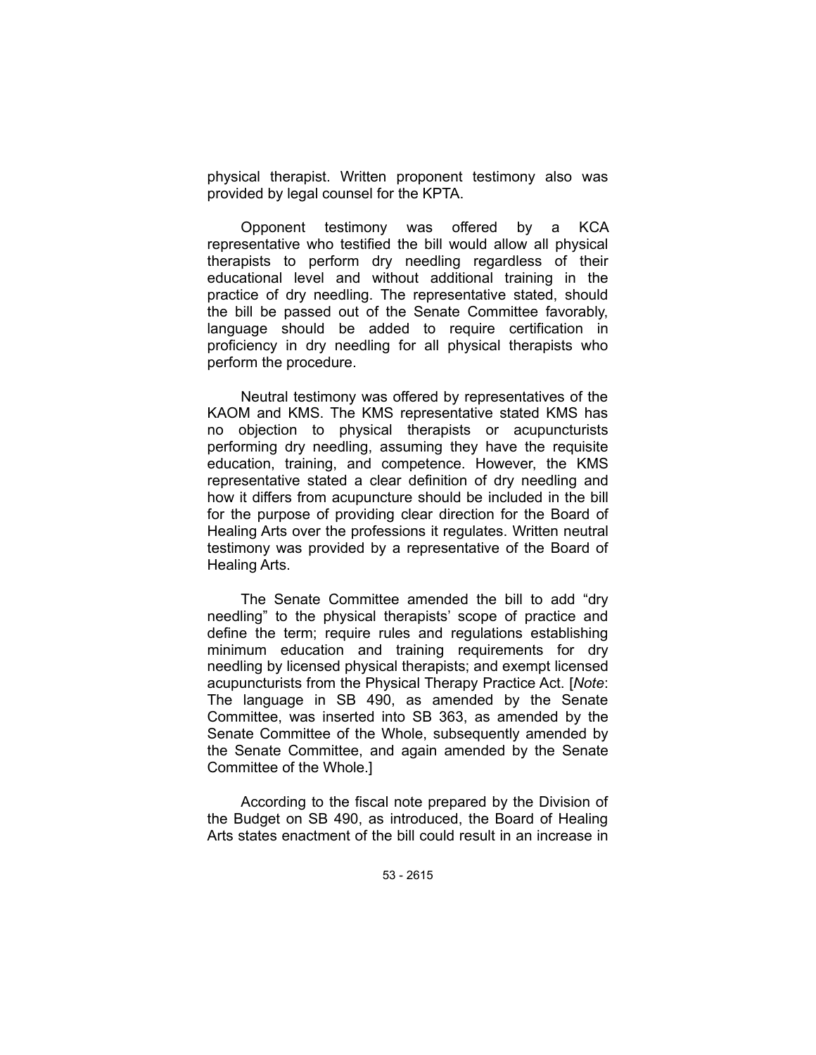physical therapist. Written proponent testimony also was provided by legal counsel for the KPTA.

Opponent testimony was offered by a KCA representative who testified the bill would allow all physical therapists to perform dry needling regardless of their educational level and without additional training in the practice of dry needling. The representative stated, should the bill be passed out of the Senate Committee favorably, language should be added to require certification in proficiency in dry needling for all physical therapists who perform the procedure.

Neutral testimony was offered by representatives of the KAOM and KMS. The KMS representative stated KMS has no objection to physical therapists or acupuncturists performing dry needling, assuming they have the requisite education, training, and competence. However, the KMS representative stated a clear definition of dry needling and how it differs from acupuncture should be included in the bill for the purpose of providing clear direction for the Board of Healing Arts over the professions it regulates. Written neutral testimony was provided by a representative of the Board of Healing Arts.

The Senate Committee amended the bill to add "dry needling" to the physical therapists' scope of practice and define the term; require rules and regulations establishing minimum education and training requirements for dry needling by licensed physical therapists; and exempt licensed acupuncturists from the Physical Therapy Practice Act. [*Note*: The language in SB 490, as amended by the Senate Committee, was inserted into SB 363, as amended by the Senate Committee of the Whole, subsequently amended by the Senate Committee, and again amended by the Senate Committee of the Whole.]

According to the fiscal note prepared by the Division of the Budget on SB 490, as introduced, the Board of Healing Arts states enactment of the bill could result in an increase in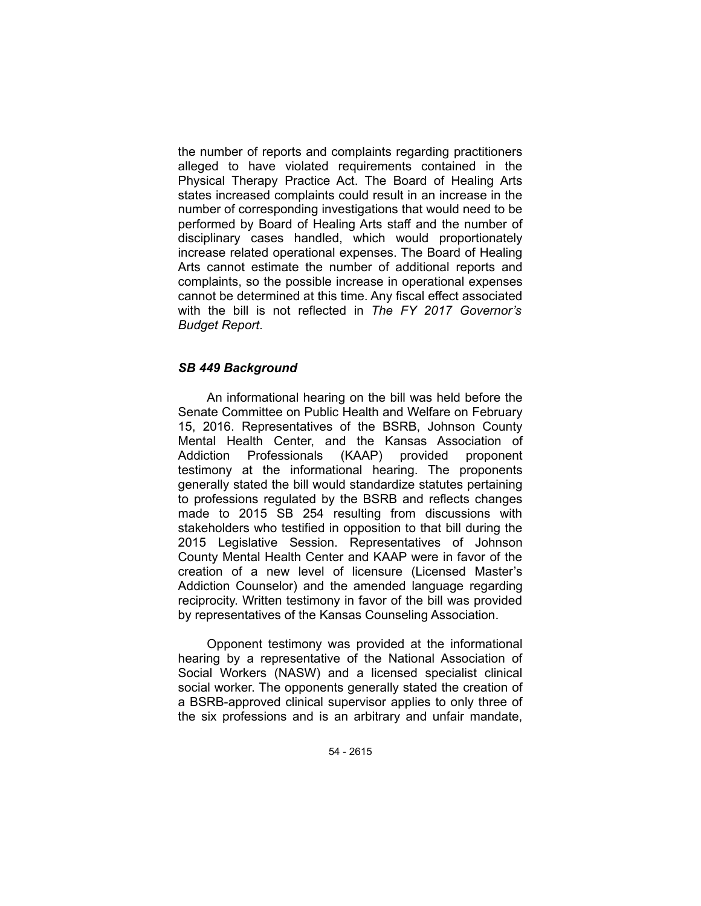the number of reports and complaints regarding practitioners alleged to have violated requirements contained in the Physical Therapy Practice Act. The Board of Healing Arts states increased complaints could result in an increase in the number of corresponding investigations that would need to be performed by Board of Healing Arts staff and the number of disciplinary cases handled, which would proportionately increase related operational expenses. The Board of Healing Arts cannot estimate the number of additional reports and complaints, so the possible increase in operational expenses cannot be determined at this time. Any fiscal effect associated with the bill is not reflected in *The FY 2017 Governor's Budget Report*.

### *SB 449 Background*

An informational hearing on the bill was held before the Senate Committee on Public Health and Welfare on February 15, 2016. Representatives of the BSRB, Johnson County Mental Health Center, and the Kansas Association of Addiction Professionals (KAAP) provided proponent testimony at the informational hearing. The proponents generally stated the bill would standardize statutes pertaining to professions regulated by the BSRB and reflects changes made to 2015 SB 254 resulting from discussions with stakeholders who testified in opposition to that bill during the 2015 Legislative Session. Representatives of Johnson County Mental Health Center and KAAP were in favor of the creation of a new level of licensure (Licensed Master's Addiction Counselor) and the amended language regarding reciprocity. Written testimony in favor of the bill was provided by representatives of the Kansas Counseling Association.

Opponent testimony was provided at the informational hearing by a representative of the National Association of Social Workers (NASW) and a licensed specialist clinical social worker. The opponents generally stated the creation of a BSRB-approved clinical supervisor applies to only three of the six professions and is an arbitrary and unfair mandate,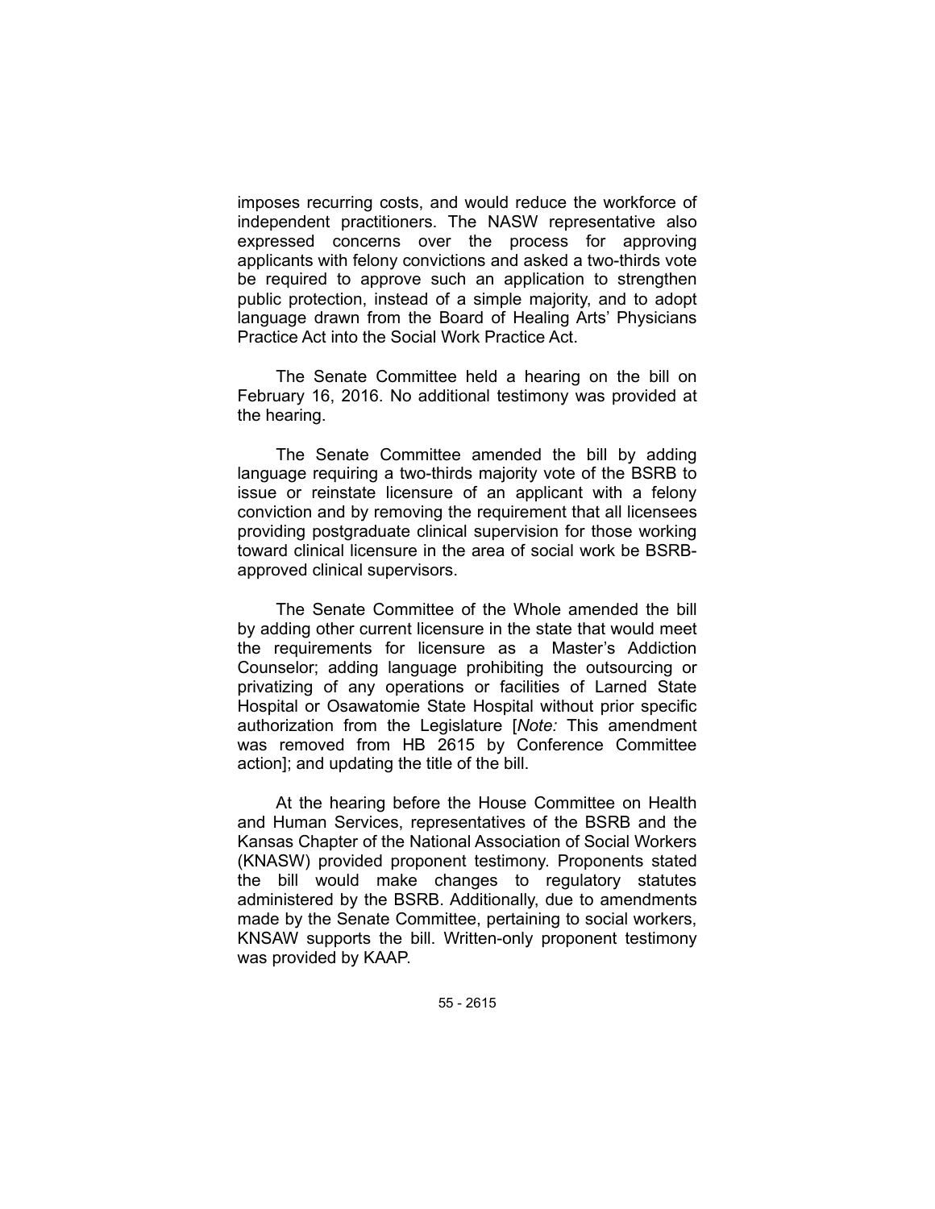imposes recurring costs, and would reduce the workforce of independent practitioners. The NASW representative also expressed concerns over the process for approving applicants with felony convictions and asked a two-thirds vote be required to approve such an application to strengthen public protection, instead of a simple majority, and to adopt language drawn from the Board of Healing Arts' Physicians Practice Act into the Social Work Practice Act.

The Senate Committee held a hearing on the bill on February 16, 2016. No additional testimony was provided at the hearing.

The Senate Committee amended the bill by adding language requiring a two-thirds majority vote of the BSRB to issue or reinstate licensure of an applicant with a felony conviction and by removing the requirement that all licensees providing postgraduate clinical supervision for those working toward clinical licensure in the area of social work be BSRB-approved clinical supervisors.

The Senate Committee of the Whole amended the bill by adding other current licensure in the state that would meet the requirements for licensure as a Master's Addiction Counselor; adding language prohibiting the outsourcing or privatizing of any operations or facilities of Larned State Hospital or Osawatomie State Hospital without prior specific authorization from the Legislature [*Note:* This amendment was removed from HB 2615 by Conference Committee action]; and updating the title of the bill.

At the hearing before the House Committee on Health and Human Services, representatives of the BSRB and the Kansas Chapter of the National Association of Social Workers (KNASW) provided proponent testimony. Proponents stated the bill would make changes to regulatory statutes administered by the BSRB. Additionally, due to amendments made by the Senate Committee, pertaining to social workers, KNSAW supports the bill. Written-only proponent testimony was provided by KAAP.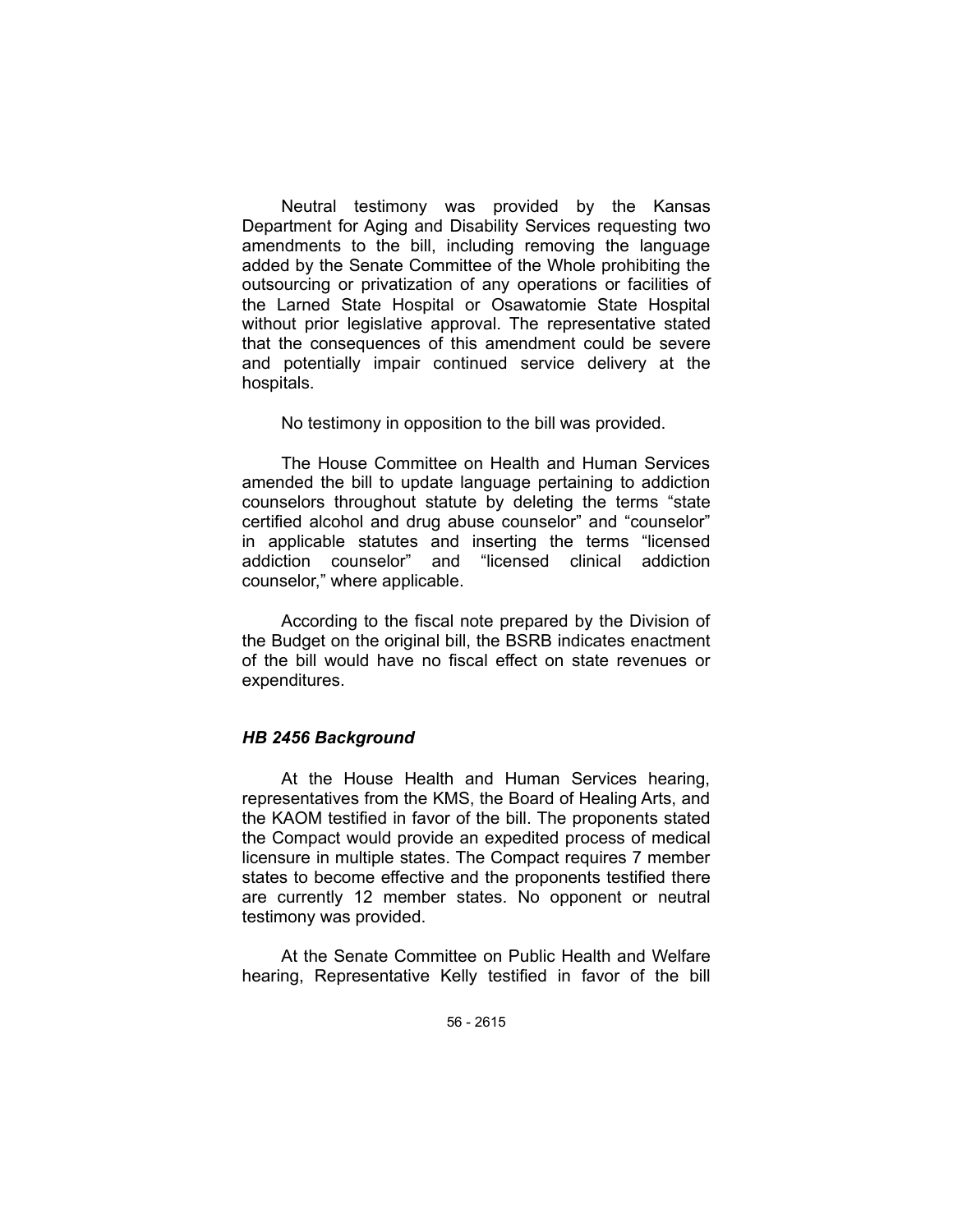Neutral testimony was provided by the Kansas Department for Aging and Disability Services requesting two amendments to the bill, including removing the language added by the Senate Committee of the Whole prohibiting the outsourcing or privatization of any operations or facilities of the Larned State Hospital or Osawatomie State Hospital without prior legislative approval. The representative stated that the consequences of this amendment could be severe and potentially impair continued service delivery at the hospitals.

No testimony in opposition to the bill was provided.

The House Committee on Health and Human Services amended the bill to update language pertaining to addiction counselors throughout statute by deleting the terms "state certified alcohol and drug abuse counselor" and "counselor" in applicable statutes and inserting the terms "licensed addiction counselor" and "licensed clinical addiction counselor," where applicable.

According to the fiscal note prepared by the Division of the Budget on the original bill, the BSRB indicates enactment of the bill would have no fiscal effect on state revenues or expenditures.

### *HB 2456 Background*

At the House Health and Human Services hearing, representatives from the KMS, the Board of Healing Arts, and the KAOM testified in favor of the bill. The proponents stated the Compact would provide an expedited process of medical licensure in multiple states. The Compact requires 7 member states to become effective and the proponents testified there are currently 12 member states. No opponent or neutral testimony was provided.

At the Senate Committee on Public Health and Welfare hearing, Representative Kelly testified in favor of the bill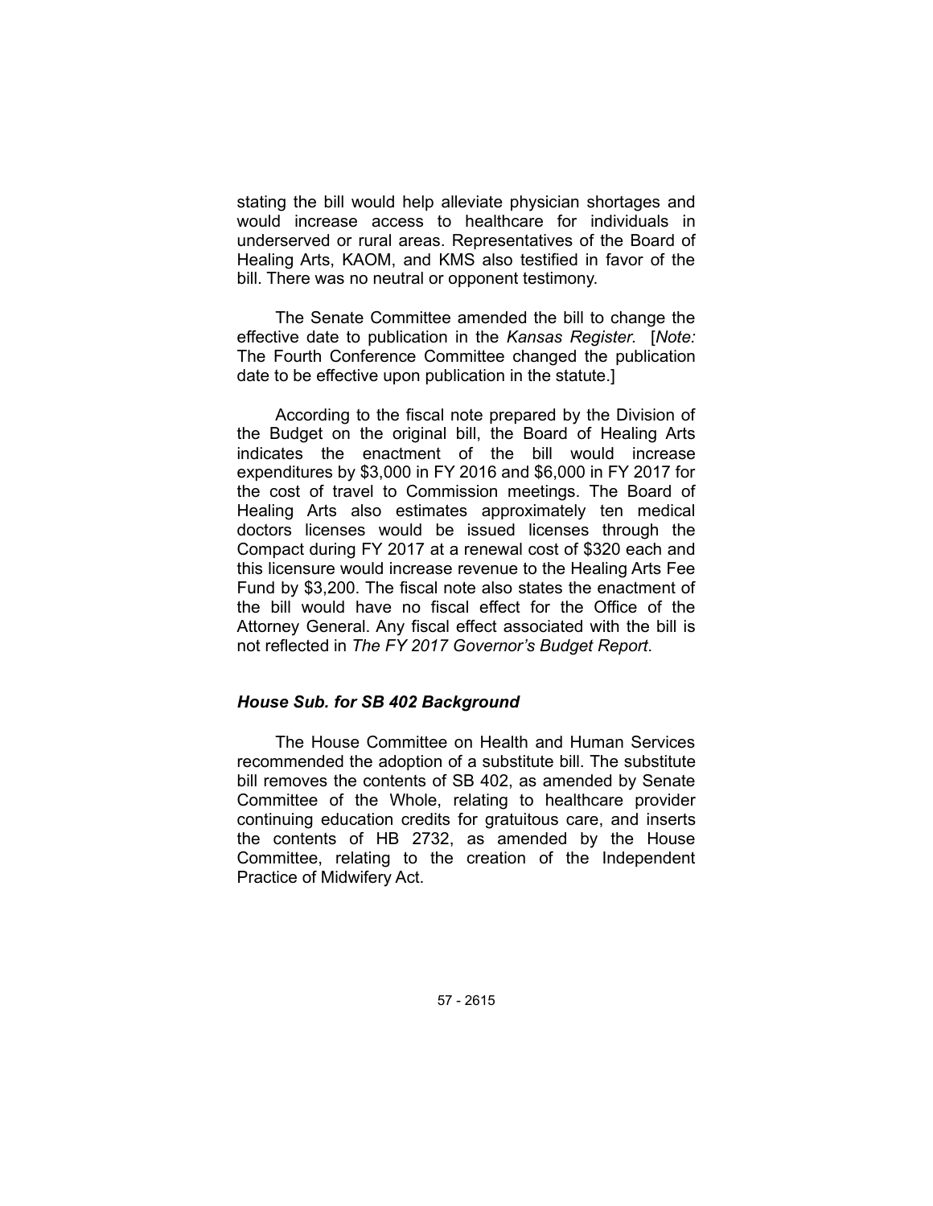stating the bill would help alleviate physician shortages and would increase access to healthcare for individuals in underserved or rural areas. Representatives of the Board of Healing Arts, KAOM, and KMS also testified in favor of the bill. There was no neutral or opponent testimony.

The Senate Committee amended the bill to change the effective date to publication in the *Kansas Register*. [*Note:* The Fourth Conference Committee changed the publication date to be effective upon publication in the statute.]

According to the fiscal note prepared by the Division of the Budget on the original bill, the Board of Healing Arts indicates the enactment of the bill would increase expenditures by $3,000 in FY 2016 and $6,000 in FY 2017 for the cost of travel to Commission meetings. The Board of Healing Arts also estimates approximately ten medical doctors licenses would be issued licenses through the Compact during FY 2017 at a renewal cost of $320 each and this licensure would increase revenue to the Healing Arts Fee Fund by $3,200. The fiscal note also states the enactment of the bill would have no fiscal effect for the Office of the Attorney General. Any fiscal effect associated with the bill is not reflected in *The FY 2017 Governor's Budget Report*.

### *House Sub. for SB 402 Background*

The House Committee on Health and Human Services recommended the adoption of a substitute bill. The substitute bill removes the contents of SB 402, as amended by Senate Committee of the Whole, relating to healthcare provider continuing education credits for gratuitous care, and inserts the contents of HB 2732, as amended by the House Committee, relating to the creation of the Independent Practice of Midwifery Act.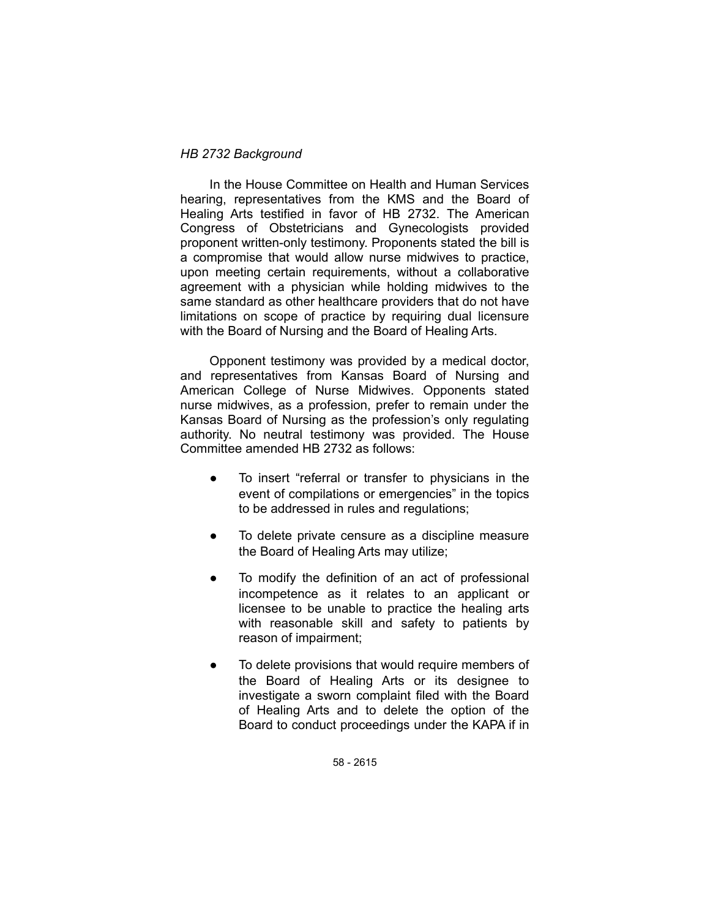*HB 2732 Background*

In the House Committee on Health and Human Services hearing, representatives from the KMS and the Board of Healing Arts testified in favor of HB 2732. The American Congress of Obstetricians and Gynecologists provided proponent written-only testimony. Proponents stated the bill is a compromise that would allow nurse midwives to practice, upon meeting certain requirements, without a collaborative agreement with a physician while holding midwives to the same standard as other healthcare providers that do not have limitations on scope of practice by requiring dual licensure with the Board of Nursing and the Board of Healing Arts.

Opponent testimony was provided by a medical doctor, and representatives from Kansas Board of Nursing and American College of Nurse Midwives. Opponents stated nurse midwives, as a profession, prefer to remain under the Kansas Board of Nursing as the profession's only regulating authority. No neutral testimony was provided. The House Committee amended HB 2732 as follows:

- To insert "referral or transfer to physicians in the event of compilations or emergencies" in the topics to be addressed in rules and regulations;
- To delete private censure as a discipline measure the Board of Healing Arts may utilize;
- To modify the definition of an act of professional incompetence as it relates to an applicant or licensee to be unable to practice the healing arts with reasonable skill and safety to patients by reason of impairment;
- To delete provisions that would require members of the Board of Healing Arts or its designee to investigate a sworn complaint filed with the Board of Healing Arts and to delete the option of the Board to conduct proceedings under the KAPA if in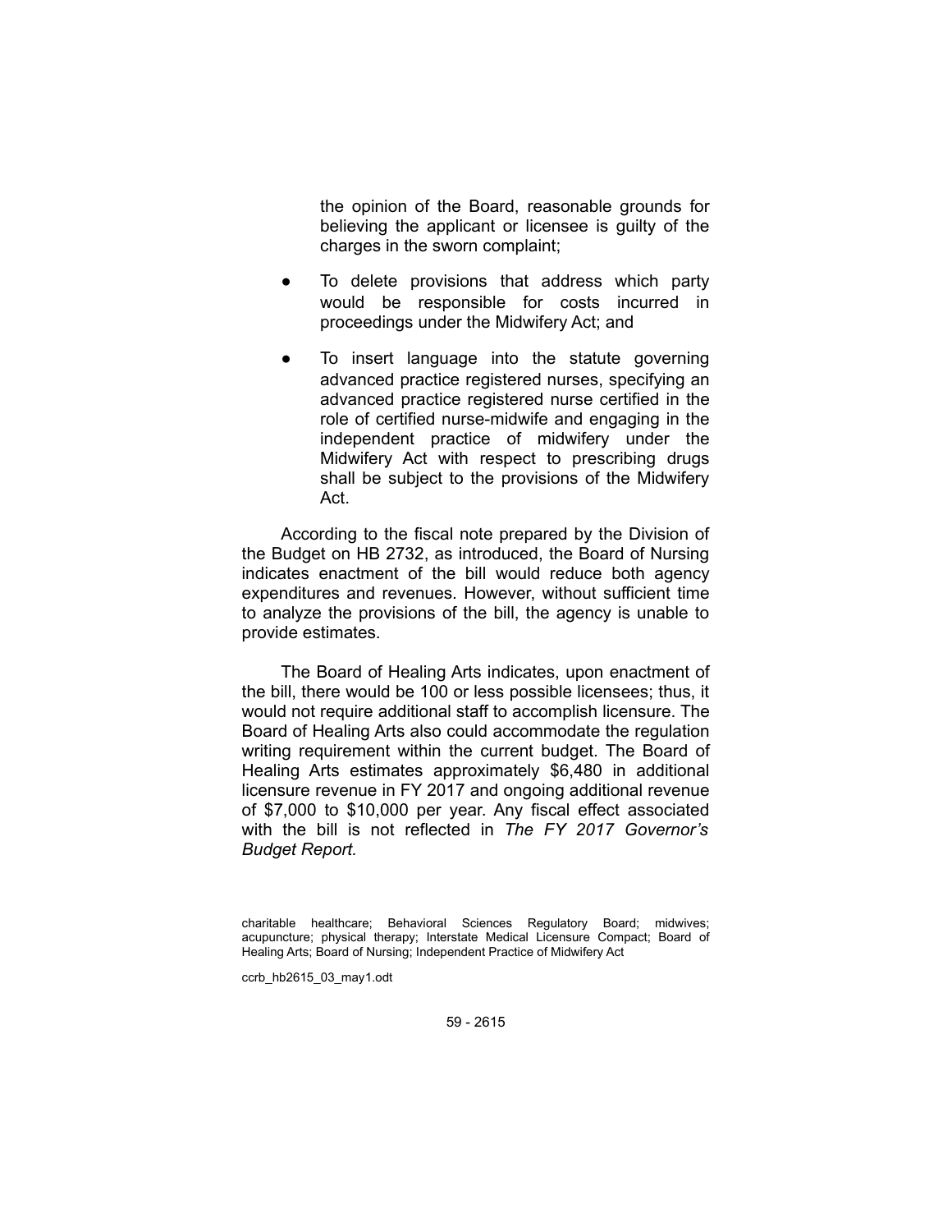the opinion of the Board, reasonable grounds for believing the applicant or licensee is guilty of the charges in the sworn complaint;

- To delete provisions that address which party would be responsible for costs incurred in proceedings under the Midwifery Act; and
- To insert language into the statute governing advanced practice registered nurses, specifying an advanced practice registered nurse certified in the role of certified nurse-midwife and engaging in the independent practice of midwifery under the Midwifery Act with respect to prescribing drugs shall be subject to the provisions of the Midwifery Act.

According to the fiscal note prepared by the Division of the Budget on HB 2732, as introduced, the Board of Nursing indicates enactment of the bill would reduce both agency expenditures and revenues. However, without sufficient time to analyze the provisions of the bill, the agency is unable to provide estimates.

The Board of Healing Arts indicates, upon enactment of the bill, there would be 100 or less possible licensees; thus, it would not require additional staff to accomplish licensure. The Board of Healing Arts also could accommodate the regulation writing requirement within the current budget. The Board of Healing Arts estimates approximately $6,480 in additional licensure revenue in FY 2017 and ongoing additional revenue of $7,000 to $10,000 per year. Any fiscal effect associated with the bill is not reflected in *The FY 2017 Governor's Budget Report.*

charitable healthcare; Behavioral Sciences Regulatory Board; midwives; acupuncture; physical therapy; Interstate Medical Licensure Compact; Board of Healing Arts; Board of Nursing; Independent Practice of Midwifery Act

ccrb_hb2615_03_may1.odt